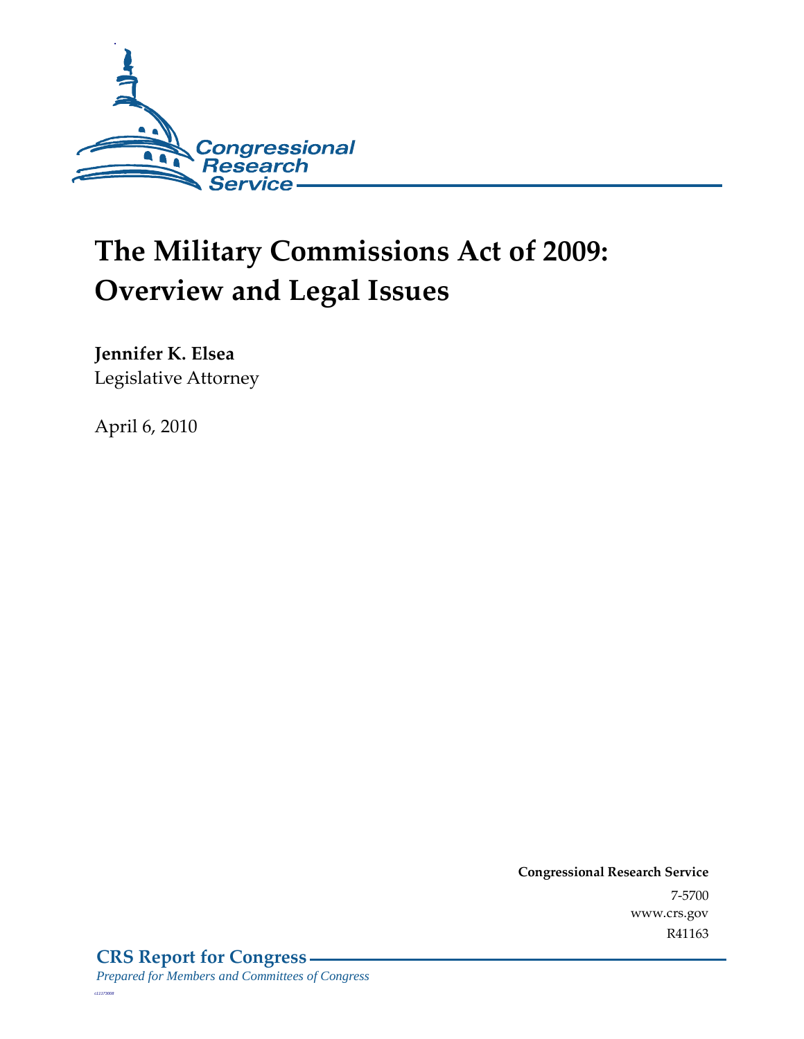Congressional Research Service

# The Military Commissions Act of 2009: Overview and Legal Issues

**Jennifer K. Elsea**
Legislative Attorney

April 6, 2010

**Congressional Research Service**
7-5700
www.crs.gov
R41163

**CRS Report for Congress**
*Prepared for Members and Committees of Congress*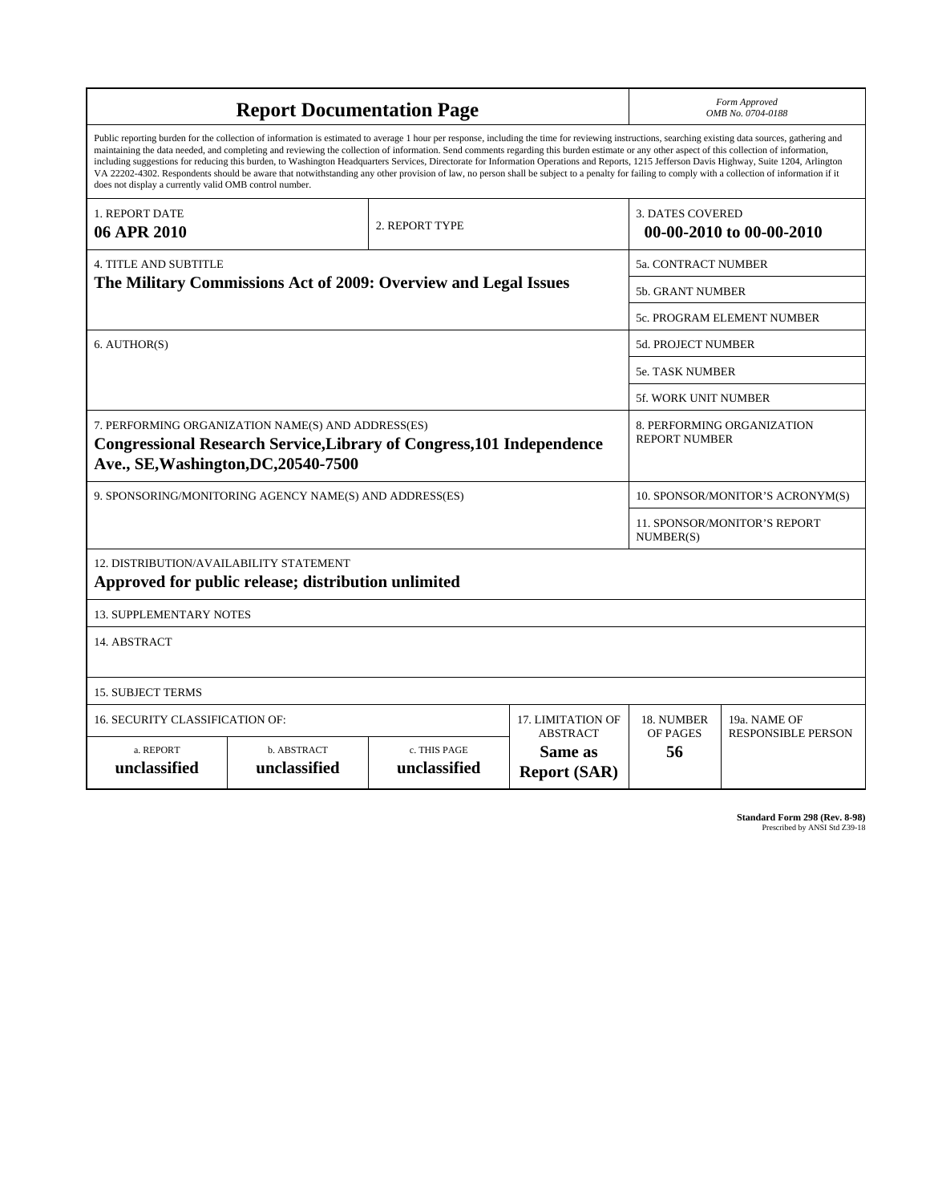# Report Documentation Page

*Form Approved*
*OMB No. 0704-0188*

Public reporting burden for the collection of information is estimated to average 1 hour per response, including the time for reviewing instructions, searching existing data sources, gathering and maintaining the data needed, and completing and reviewing the collection of information. Send comments regarding this burden estimate or any other aspect of this collection of information, including suggestions for reducing this burden, to Washington Headquarters Services, Directorate for Information Operations and Reports, 1215 Jefferson Davis Highway, Suite 1204, Arlington VA 22202-4302. Respondents should be aware that notwithstanding any other provision of law, no person shall be subject to a penalty for failing to comply with a collection of information if it does not display a currently valid OMB control number.

| 1. REPORT DATE | 2. REPORT TYPE | 3. DATES COVERED |
|---|---|---|
| **06 APR 2010** | | **00-00-2010 to 00-00-2010** |

| 4. TITLE AND SUBTITLE | |
|---|---|
| **The Military Commissions Act of 2009: Overview and Legal Issues** | 5a. CONTRACT NUMBER |
| | 5b. GRANT NUMBER |
| | 5c. PROGRAM ELEMENT NUMBER |
| 6. AUTHOR(S) | 5d. PROJECT NUMBER |
| | 5e. TASK NUMBER |
| | 5f. WORK UNIT NUMBER |
| 7. PERFORMING ORGANIZATION NAME(S) AND ADDRESS(ES) **Congressional Research Service,Library of Congress,101 Independence Ave., SE,Washington,DC,20540-7500** | 8. PERFORMING ORGANIZATION REPORT NUMBER |
| 9. SPONSORING/MONITORING AGENCY NAME(S) AND ADDRESS(ES) | 10. SPONSOR/MONITOR'S ACRONYM(S) |
| | 11. SPONSOR/MONITOR'S REPORT NUMBER(S) |

12. DISTRIBUTION/AVAILABILITY STATEMENT
**Approved for public release; distribution unlimited**

13. SUPPLEMENTARY NOTES

14. ABSTRACT

15. SUBJECT TERMS

| 16. SECURITY CLASSIFICATION OF: | | | 17. LIMITATION OF ABSTRACT | 18. NUMBER OF PAGES | 19a. NAME OF RESPONSIBLE PERSON |
|---|---|---|---|---|---|
| a. REPORT | b. ABSTRACT | c. THIS PAGE | | | |
| **unclassified** | **unclassified** | **unclassified** | **Same as Report (SAR)** | **56** | |

**Standard Form 298 (Rev. 8-98)**
Prescribed by ANSI Std Z39-18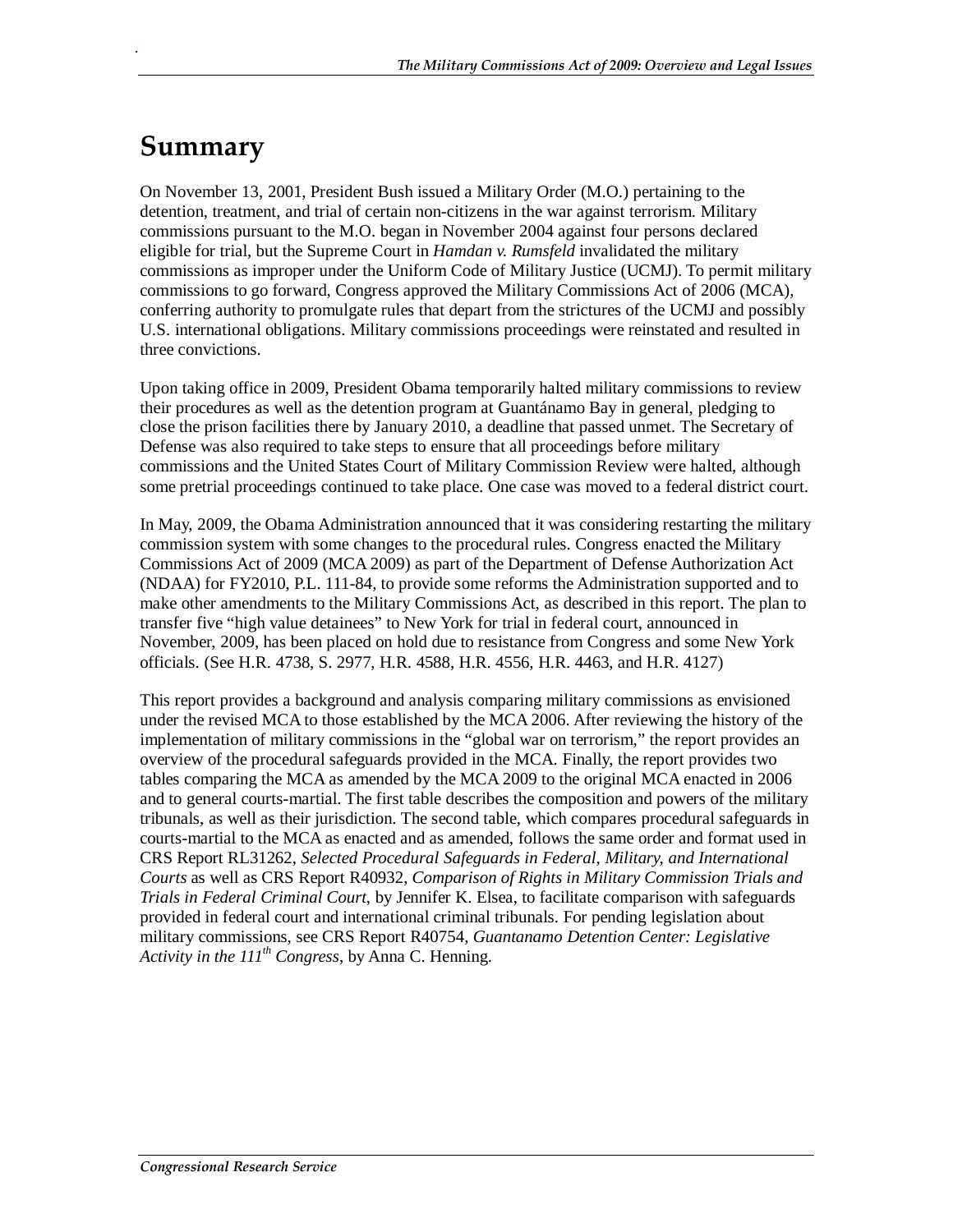# Summary

On November 13, 2001, President Bush issued a Military Order (M.O.) pertaining to the detention, treatment, and trial of certain non-citizens in the war against terrorism. Military commissions pursuant to the M.O. began in November 2004 against four persons declared eligible for trial, but the Supreme Court in *Hamdan v. Rumsfeld* invalidated the military commissions as improper under the Uniform Code of Military Justice (UCMJ). To permit military commissions to go forward, Congress approved the Military Commissions Act of 2006 (MCA), conferring authority to promulgate rules that depart from the strictures of the UCMJ and possibly U.S. international obligations. Military commissions proceedings were reinstated and resulted in three convictions.

Upon taking office in 2009, President Obama temporarily halted military commissions to review their procedures as well as the detention program at Guantánamo Bay in general, pledging to close the prison facilities there by January 2010, a deadline that passed unmet. The Secretary of Defense was also required to take steps to ensure that all proceedings before military commissions and the United States Court of Military Commission Review were halted, although some pretrial proceedings continued to take place. One case was moved to a federal district court.

In May, 2009, the Obama Administration announced that it was considering restarting the military commission system with some changes to the procedural rules. Congress enacted the Military Commissions Act of 2009 (MCA 2009) as part of the Department of Defense Authorization Act (NDAA) for FY2010, P.L. 111-84, to provide some reforms the Administration supported and to make other amendments to the Military Commissions Act, as described in this report. The plan to transfer five "high value detainees" to New York for trial in federal court, announced in November, 2009, has been placed on hold due to resistance from Congress and some New York officials. (See H.R. 4738, S. 2977, H.R. 4588, H.R. 4556, H.R. 4463, and H.R. 4127)

This report provides a background and analysis comparing military commissions as envisioned under the revised MCA to those established by the MCA 2006. After reviewing the history of the implementation of military commissions in the "global war on terrorism," the report provides an overview of the procedural safeguards provided in the MCA. Finally, the report provides two tables comparing the MCA as amended by the MCA 2009 to the original MCA enacted in 2006 and to general courts-martial. The first table describes the composition and powers of the military tribunals, as well as their jurisdiction. The second table, which compares procedural safeguards in courts-martial to the MCA as enacted and as amended, follows the same order and format used in CRS Report RL31262, *Selected Procedural Safeguards in Federal, Military, and International Courts* as well as CRS Report R40932, *Comparison of Rights in Military Commission Trials and Trials in Federal Criminal Court*, by Jennifer K. Elsea, to facilitate comparison with safeguards provided in federal court and international criminal tribunals. For pending legislation about military commissions, see CRS Report R40754, *Guantanamo Detention Center: Legislative Activity in the 111th Congress*, by Anna C. Henning.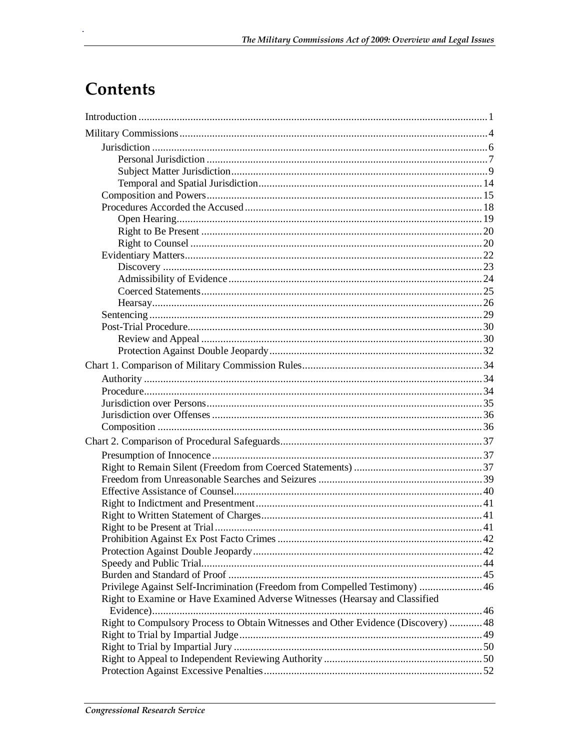# Contents

Introduction .......... 1

Military Commissions .......... 4

- Jurisdiction .......... 6
  - Personal Jurisdiction .......... 7
  - Subject Matter Jurisdiction .......... 9
  - Temporal and Spatial Jurisdiction .......... 14
- Composition and Powers .......... 15
- Procedures Accorded the Accused .......... 18
  - Open Hearing .......... 19
  - Right to Be Present .......... 20
  - Right to Counsel .......... 20
- Evidentiary Matters .......... 22
  - Discovery .......... 23
  - Admissibility of Evidence .......... 24
  - Coerced Statements .......... 25
  - Hearsay .......... 26
- Sentencing .......... 29
- Post-Trial Procedure .......... 30
  - Review and Appeal .......... 30
  - Protection Against Double Jeopardy .......... 32

Chart 1. Comparison of Military Commission Rules .......... 34

- Authority .......... 34
- Procedure .......... 34
- Jurisdiction over Persons .......... 35
- Jurisdiction over Offenses .......... 36
- Composition .......... 36

Chart 2. Comparison of Procedural Safeguards .......... 37

- Presumption of Innocence .......... 37
- Right to Remain Silent (Freedom from Coerced Statements) .......... 37
- Freedom from Unreasonable Searches and Seizures .......... 39
- Effective Assistance of Counsel .......... 40
- Right to Indictment and Presentment .......... 41
- Right to Written Statement of Charges .......... 41
- Right to be Present at Trial .......... 41
- Prohibition Against Ex Post Facto Crimes .......... 42
- Protection Against Double Jeopardy .......... 42
- Speedy and Public Trial .......... 44
- Burden and Standard of Proof .......... 45
- Privilege Against Self-Incrimination (Freedom from Compelled Testimony) .......... 46
- Right to Examine or Have Examined Adverse Witnesses (Hearsay and Classified Evidence) .......... 46
- Right to Compulsory Process to Obtain Witnesses and Other Evidence (Discovery) .......... 48
- Right to Trial by Impartial Judge .......... 49
- Right to Trial by Impartial Jury .......... 50
- Right to Appeal to Independent Reviewing Authority .......... 50
- Protection Against Excessive Penalties .......... 52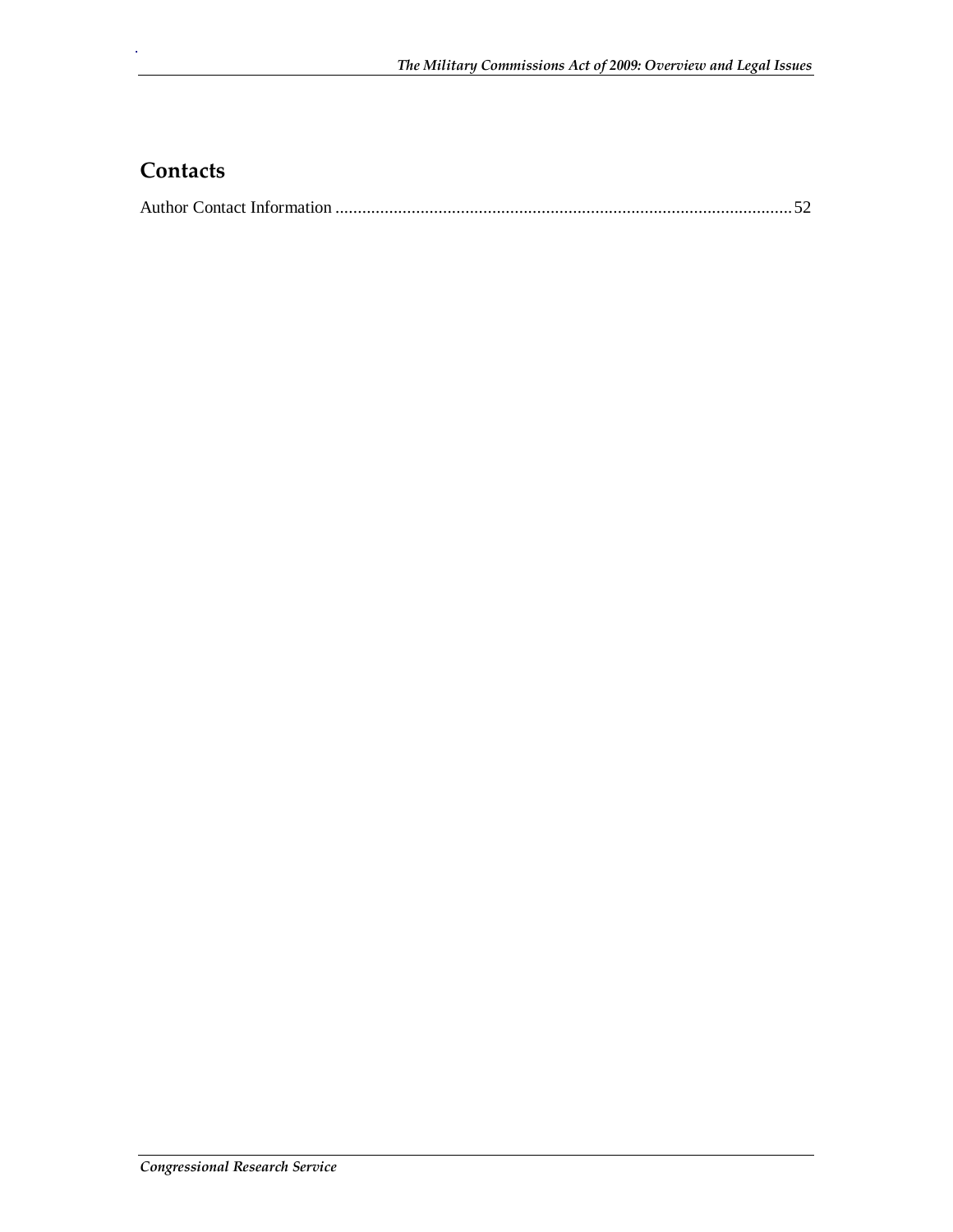## Contacts

Author Contact Information ........................................................................................................ 52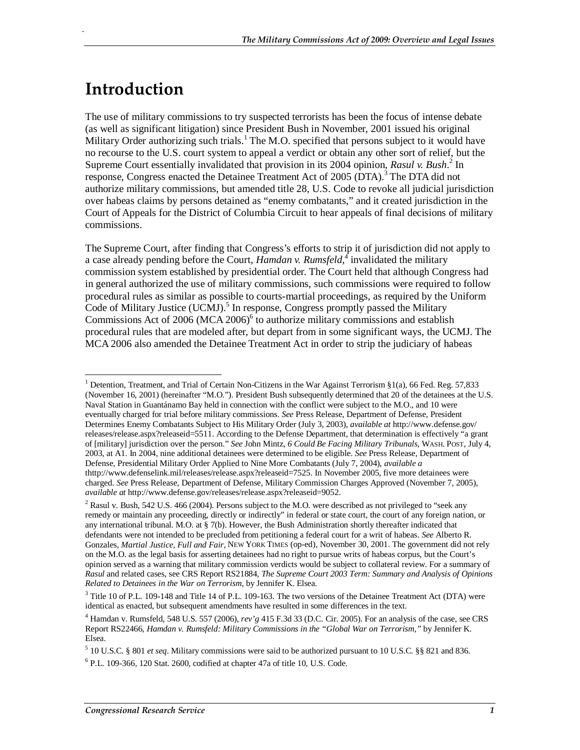# Introduction

The use of military commissions to try suspected terrorists has been the focus of intense debate (as well as significant litigation) since President Bush in November, 2001 issued his original Military Order authorizing such trials.[1] The M.O. specified that persons subject to it would have no recourse to the U.S. court system to appeal a verdict or obtain any other sort of relief, but the Supreme Court essentially invalidated that provision in its 2004 opinion, *Rasul v. Bush*.[2] In response, Congress enacted the Detainee Treatment Act of 2005 (DTA).[3] The DTA did not authorize military commissions, but amended title 28, U.S. Code to revoke all judicial jurisdiction over habeas claims by persons detained as "enemy combatants," and it created jurisdiction in the Court of Appeals for the District of Columbia Circuit to hear appeals of final decisions of military commissions.

The Supreme Court, after finding that Congress's efforts to strip it of jurisdiction did not apply to a case already pending before the Court, *Hamdan v. Rumsfeld*,[4] invalidated the military commission system established by presidential order. The Court held that although Congress had in general authorized the use of military commissions, such commissions were required to follow procedural rules as similar as possible to courts-martial proceedings, as required by the Uniform Code of Military Justice (UCMJ).[5] In response, Congress promptly passed the Military Commissions Act of 2006 (MCA 2006)[6] to authorize military commissions and establish procedural rules that are modeled after, but depart from in some significant ways, the UCMJ. The MCA 2006 also amended the Detainee Treatment Act in order to strip the judiciary of habeas

---

[1] Detention, Treatment, and Trial of Certain Non-Citizens in the War Against Terrorism §1(a), 66 Fed. Reg. 57,833 (November 16, 2001) (hereinafter "M.O."). President Bush subsequently determined that 20 of the detainees at the U.S. Naval Station in Guantánamo Bay held in connection with the conflict were subject to the M.O., and 10 were eventually charged for trial before military commissions. *See* Press Release, Department of Defense, President Determines Enemy Combatants Subject to His Military Order (July 3, 2003), *available at* http://www.defense.gov/releases/release.aspx?releaseid=5511. According to the Defense Department, that determination is effectively "a grant of [military] jurisdiction over the person." *See* John Mintz, *6 Could Be Facing Military Tribunals*, WASH. POST, July 4, 2003, at A1. In 2004, nine additional detainees were determined to be eligible. *See* Press Release, Department of Defense, Presidential Military Order Applied to Nine More Combatants (July 7, 2004), *available a* thttp://www.defenselink.mil/releases/release.aspx?releaseid=7525. In November 2005, five more detainees were charged. *See* Press Release, Department of Defense, Military Commission Charges Approved (November 7, 2005), *available at* http://www.defense.gov/releases/release.aspx?releaseid=9052.

[2] Rasul v. Bush, 542 U.S. 466 (2004). Persons subject to the M.O. were described as not privileged to "seek any remedy or maintain any proceeding, directly or indirectly" in federal or state court, the court of any foreign nation, or any international tribunal. M.O. at § 7(b). However, the Bush Administration shortly thereafter indicated that defendants were not intended to be precluded from petitioning a federal court for a writ of habeas. *See* Alberto R. Gonzales, *Martial Justice, Full and Fair*, NEW YORK TIMES (op-ed), November 30, 2001. The government did not rely on the M.O. as the legal basis for asserting detainees had no right to pursue writs of habeas corpus, but the Court's opinion served as a warning that military commission verdicts would be subject to collateral review. For a summary of *Rasul* and related cases, see CRS Report RS21884, *The Supreme Court 2003 Term: Summary and Analysis of Opinions Related to Detainees in the War on Terrorism*, by Jennifer K. Elsea.

[3] Title 10 of P.L. 109-148 and Title 14 of P.L. 109-163. The two versions of the Detainee Treatment Act (DTA) were identical as enacted, but subsequent amendments have resulted in some differences in the text.

[4] Hamdan v. Rumsfeld, 548 U.S. 557 (2006), *rev'g* 415 F.3d 33 (D.C. Cir. 2005). For an analysis of the case, see CRS Report RS22466, *Hamdan v. Rumsfeld: Military Commissions in the "Global War on Terrorism,"* by Jennifer K. Elsea.

[5] 10 U.S.C. § 801 *et seq*. Military commissions were said to be authorized pursuant to 10 U.S.C. §§ 821 and 836.

[6] P.L. 109-366, 120 Stat. 2600, codified at chapter 47a of title 10, U.S. Code.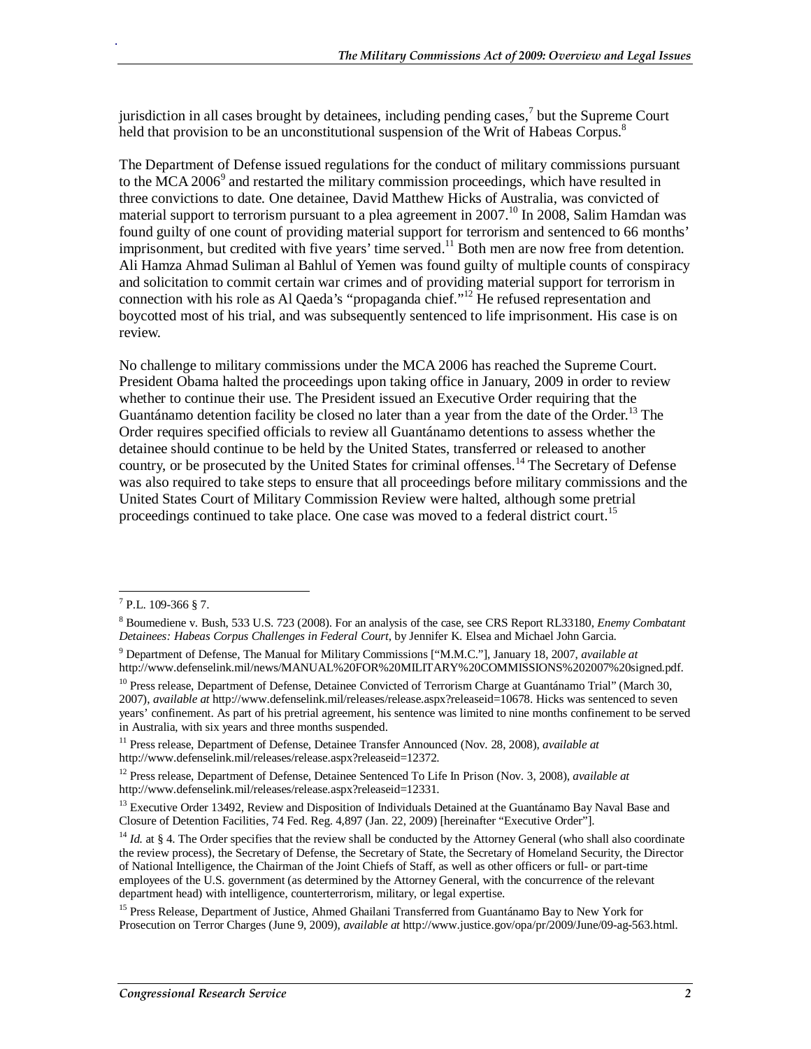jurisdiction in all cases brought by detainees, including pending cases,[7] but the Supreme Court held that provision to be an unconstitutional suspension of the Writ of Habeas Corpus.[8]

The Department of Defense issued regulations for the conduct of military commissions pursuant to the MCA 2006[9] and restarted the military commission proceedings, which have resulted in three convictions to date. One detainee, David Matthew Hicks of Australia, was convicted of material support to terrorism pursuant to a plea agreement in 2007.[10] In 2008, Salim Hamdan was found guilty of one count of providing material support for terrorism and sentenced to 66 months' imprisonment, but credited with five years' time served.[11] Both men are now free from detention. Ali Hamza Ahmad Suliman al Bahlul of Yemen was found guilty of multiple counts of conspiracy and solicitation to commit certain war crimes and of providing material support for terrorism in connection with his role as Al Qaeda's "propaganda chief."[12] He refused representation and boycotted most of his trial, and was subsequently sentenced to life imprisonment. His case is on review.

No challenge to military commissions under the MCA 2006 has reached the Supreme Court. President Obama halted the proceedings upon taking office in January, 2009 in order to review whether to continue their use. The President issued an Executive Order requiring that the Guantánamo detention facility be closed no later than a year from the date of the Order.[13] The Order requires specified officials to review all Guantánamo detentions to assess whether the detainee should continue to be held by the United States, transferred or released to another country, or be prosecuted by the United States for criminal offenses.[14] The Secretary of Defense was also required to take steps to ensure that all proceedings before military commissions and the United States Court of Military Commission Review were halted, although some pretrial proceedings continued to take place. One case was moved to a federal district court.[15]

---

[7] P.L. 109-366 § 7.

[8] Boumediene v. Bush, 533 U.S. 723 (2008). For an analysis of the case, see CRS Report RL33180, *Enemy Combatant Detainees: Habeas Corpus Challenges in Federal Court*, by Jennifer K. Elsea and Michael John Garcia.

[9] Department of Defense, The Manual for Military Commissions ["M.M.C."], January 18, 2007, *available at* http://www.defenselink.mil/news/MANUAL%20FOR%20MILITARY%20COMMISSIONS%202007%20signed.pdf.

[10] Press release, Department of Defense, Detainee Convicted of Terrorism Charge at Guantánamo Trial" (March 30, 2007), *available at* http://www.defenselink.mil/releases/release.aspx?releaseid=10678. Hicks was sentenced to seven years' confinement. As part of his pretrial agreement, his sentence was limited to nine months confinement to be served in Australia, with six years and three months suspended.

[11] Press release, Department of Defense, Detainee Transfer Announced (Nov. 28, 2008), *available at* http://www.defenselink.mil/releases/release.aspx?releaseid=12372.

[12] Press release, Department of Defense, Detainee Sentenced To Life In Prison (Nov. 3, 2008), *available at* http://www.defenselink.mil/releases/release.aspx?releaseid=12331.

[13] Executive Order 13492, Review and Disposition of Individuals Detained at the Guantánamo Bay Naval Base and Closure of Detention Facilities, 74 Fed. Reg. 4,897 (Jan. 22, 2009) [hereinafter "Executive Order"].

[14] *Id.* at § 4. The Order specifies that the review shall be conducted by the Attorney General (who shall also coordinate the review process), the Secretary of Defense, the Secretary of State, the Secretary of Homeland Security, the Director of National Intelligence, the Chairman of the Joint Chiefs of Staff, as well as other officers or full- or part-time employees of the U.S. government (as determined by the Attorney General, with the concurrence of the relevant department head) with intelligence, counterterrorism, military, or legal expertise.

[15] Press Release, Department of Justice, Ahmed Ghailani Transferred from Guantánamo Bay to New York for Prosecution on Terror Charges (June 9, 2009), *available at* http://www.justice.gov/opa/pr/2009/June/09-ag-563.html.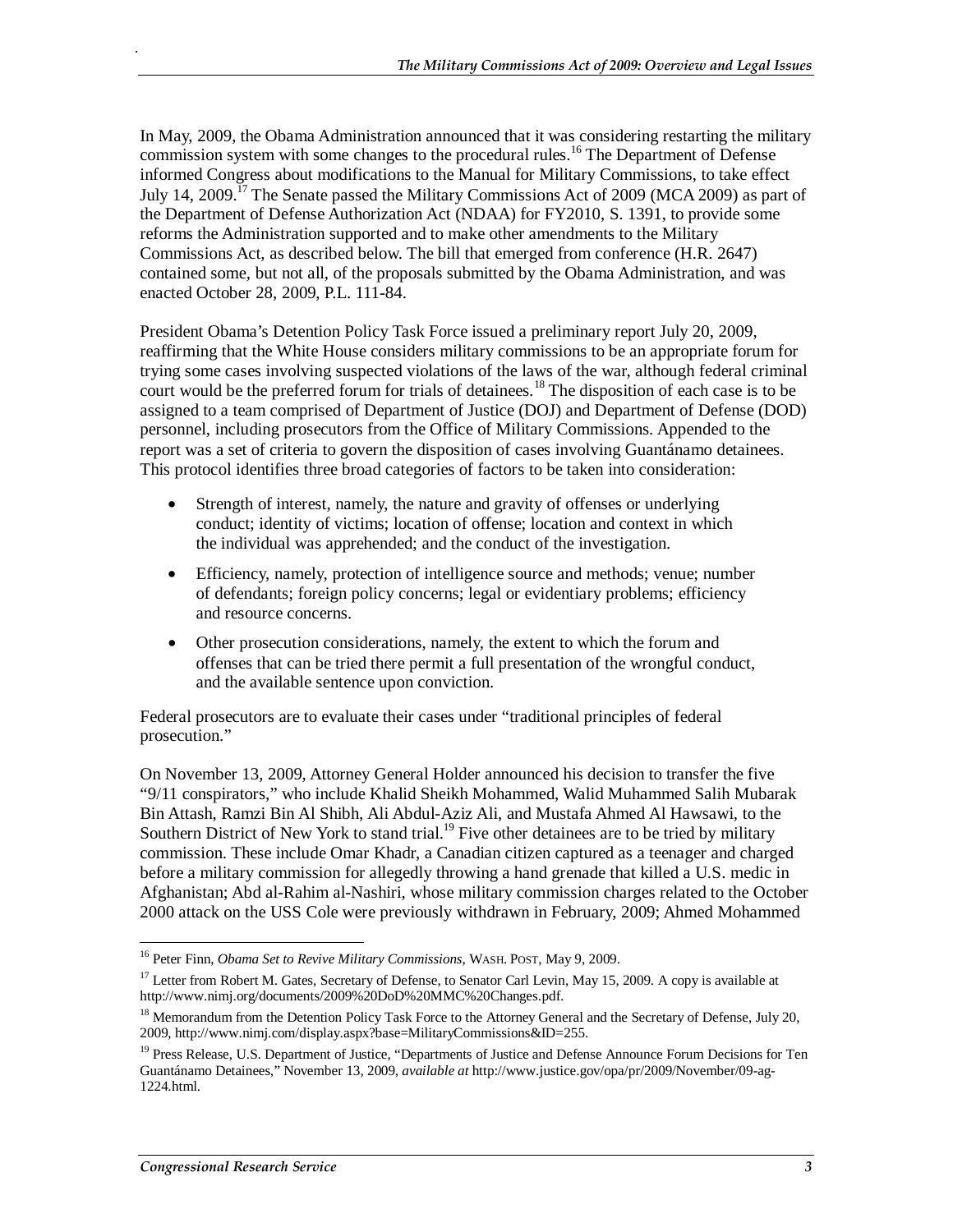In May, 2009, the Obama Administration announced that it was considering restarting the military commission system with some changes to the procedural rules.[16] The Department of Defense informed Congress about modifications to the Manual for Military Commissions, to take effect July 14, 2009.[17] The Senate passed the Military Commissions Act of 2009 (MCA 2009) as part of the Department of Defense Authorization Act (NDAA) for FY2010, S. 1391, to provide some reforms the Administration supported and to make other amendments to the Military Commissions Act, as described below. The bill that emerged from conference (H.R. 2647) contained some, but not all, of the proposals submitted by the Obama Administration, and was enacted October 28, 2009, P.L. 111-84.

President Obama's Detention Policy Task Force issued a preliminary report July 20, 2009, reaffirming that the White House considers military commissions to be an appropriate forum for trying some cases involving suspected violations of the laws of the war, although federal criminal court would be the preferred forum for trials of detainees.[18] The disposition of each case is to be assigned to a team comprised of Department of Justice (DOJ) and Department of Defense (DOD) personnel, including prosecutors from the Office of Military Commissions. Appended to the report was a set of criteria to govern the disposition of cases involving Guantánamo detainees. This protocol identifies three broad categories of factors to be taken into consideration:

- Strength of interest, namely, the nature and gravity of offenses or underlying conduct; identity of victims; location of offense; location and context in which the individual was apprehended; and the conduct of the investigation.
- Efficiency, namely, protection of intelligence source and methods; venue; number of defendants; foreign policy concerns; legal or evidentiary problems; efficiency and resource concerns.
- Other prosecution considerations, namely, the extent to which the forum and offenses that can be tried there permit a full presentation of the wrongful conduct, and the available sentence upon conviction.

Federal prosecutors are to evaluate their cases under "traditional principles of federal prosecution."

On November 13, 2009, Attorney General Holder announced his decision to transfer the five "9/11 conspirators," who include Khalid Sheikh Mohammed, Walid Muhammed Salih Mubarak Bin Attash, Ramzi Bin Al Shibh, Ali Abdul-Aziz Ali, and Mustafa Ahmed Al Hawsawi, to the Southern District of New York to stand trial.[19] Five other detainees are to be tried by military commission. These include Omar Khadr, a Canadian citizen captured as a teenager and charged before a military commission for allegedly throwing a hand grenade that killed a U.S. medic in Afghanistan; Abd al-Rahim al-Nashiri, whose military commission charges related to the October 2000 attack on the USS Cole were previously withdrawn in February, 2009; Ahmed Mohammed

---

[16] Peter Finn, *Obama Set to Revive Military Commissions*, WASH. POST, May 9, 2009.

[17] Letter from Robert M. Gates, Secretary of Defense, to Senator Carl Levin, May 15, 2009. A copy is available at http://www.nimj.org/documents/2009%20DoD%20MMC%20Changes.pdf.

[18] Memorandum from the Detention Policy Task Force to the Attorney General and the Secretary of Defense, July 20, 2009, http://www.nimj.com/display.aspx?base=MilitaryCommissions&ID=255.

[19] Press Release, U.S. Department of Justice, "Departments of Justice and Defense Announce Forum Decisions for Ten Guantánamo Detainees," November 13, 2009, *available at* http://www.justice.gov/opa/pr/2009/November/09-ag-1224.html.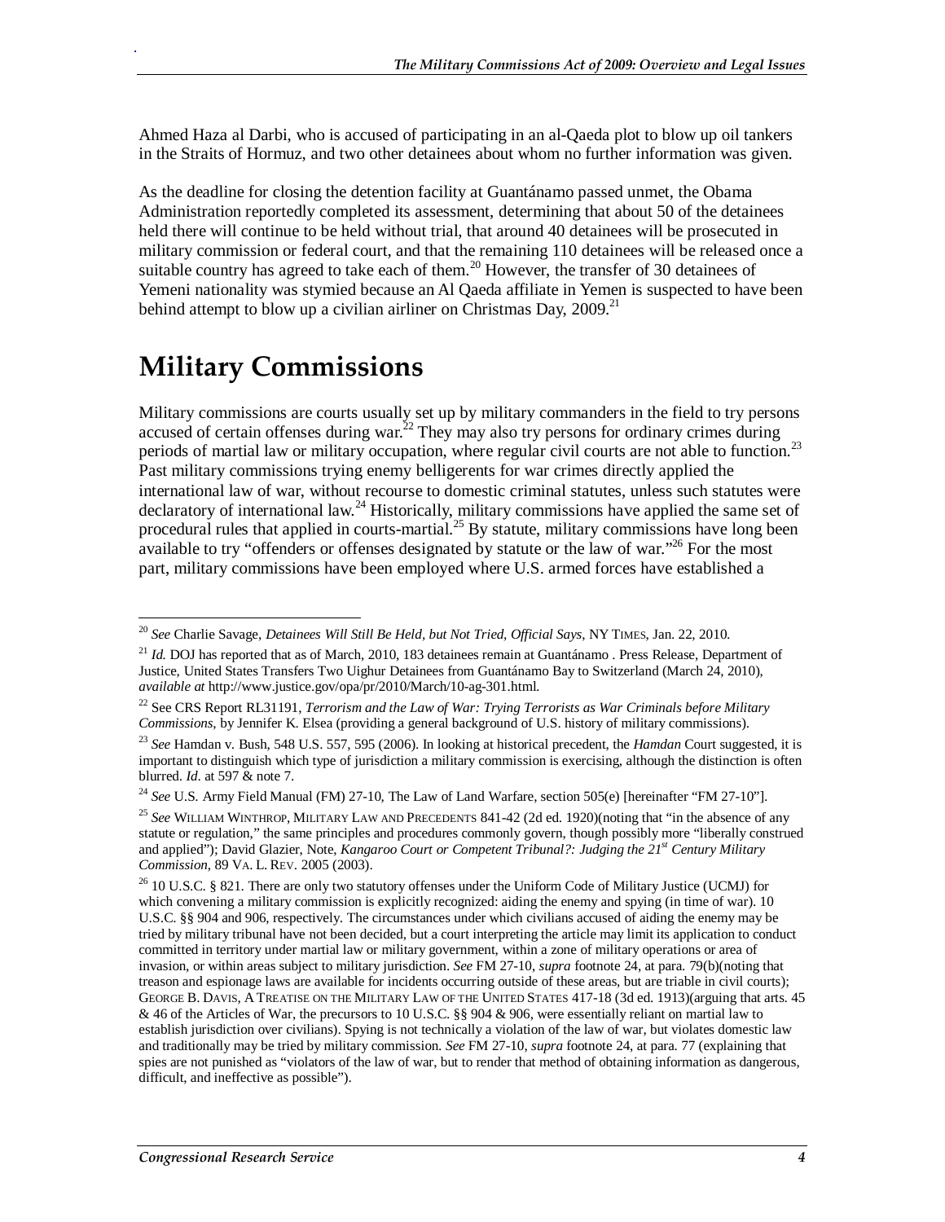Ahmed Haza al Darbi, who is accused of participating in an al-Qaeda plot to blow up oil tankers in the Straits of Hormuz, and two other detainees about whom no further information was given.

As the deadline for closing the detention facility at Guantánamo passed unmet, the Obama Administration reportedly completed its assessment, determining that about 50 of the detainees held there will continue to be held without trial, that around 40 detainees will be prosecuted in military commission or federal court, and that the remaining 110 detainees will be released once a suitable country has agreed to take each of them.[20] However, the transfer of 30 detainees of Yemeni nationality was stymied because an Al Qaeda affiliate in Yemen is suspected to have been behind attempt to blow up a civilian airliner on Christmas Day, 2009.[21]

# Military Commissions

Military commissions are courts usually set up by military commanders in the field to try persons accused of certain offenses during war.[22] They may also try persons for ordinary crimes during periods of martial law or military occupation, where regular civil courts are not able to function.[23] Past military commissions trying enemy belligerents for war crimes directly applied the international law of war, without recourse to domestic criminal statutes, unless such statutes were declaratory of international law.[24] Historically, military commissions have applied the same set of procedural rules that applied in courts-martial.[25] By statute, military commissions have long been available to try "offenders or offenses designated by statute or the law of war."[26] For the most part, military commissions have been employed where U.S. armed forces have established a

---

[20] *See* Charlie Savage, *Detainees Will Still Be Held, but Not Tried, Official Says*, NY TIMES, Jan. 22, 2010.

[21] *Id.* DOJ has reported that as of March, 2010, 183 detainees remain at Guantánamo . Press Release, Department of Justice, United States Transfers Two Uighur Detainees from Guantánamo Bay to Switzerland (March 24, 2010), *available at* http://www.justice.gov/opa/pr/2010/March/10-ag-301.html.

[22] See CRS Report RL31191, *Terrorism and the Law of War: Trying Terrorists as War Criminals before Military Commissions*, by Jennifer K. Elsea (providing a general background of U.S. history of military commissions).

[23] *See* Hamdan v. Bush, 548 U.S. 557, 595 (2006). In looking at historical precedent, the *Hamdan* Court suggested, it is important to distinguish which type of jurisdiction a military commission is exercising, although the distinction is often blurred. *Id*. at 597 & note 7.

[24] *See* U.S. Army Field Manual (FM) 27-10, The Law of Land Warfare, section 505(e) [hereinafter "FM 27-10"].

[25] *See* WILLIAM WINTHROP, MILITARY LAW AND PRECEDENTS 841-42 (2d ed. 1920)(noting that "in the absence of any statute or regulation," the same principles and procedures commonly govern, though possibly more "liberally construed and applied"); David Glazier, Note, *Kangaroo Court or Competent Tribunal?: Judging the 21st Century Military Commission*, 89 VA. L. REV. 2005 (2003).

[26] 10 U.S.C. § 821. There are only two statutory offenses under the Uniform Code of Military Justice (UCMJ) for which convening a military commission is explicitly recognized: aiding the enemy and spying (in time of war). 10 U.S.C. §§ 904 and 906, respectively. The circumstances under which civilians accused of aiding the enemy may be tried by military tribunal have not been decided, but a court interpreting the article may limit its application to conduct committed in territory under martial law or military government, within a zone of military operations or area of invasion, or within areas subject to military jurisdiction. *See* FM 27-10, *supra* footnote 24, at para. 79(b)(noting that treason and espionage laws are available for incidents occurring outside of these areas, but are triable in civil courts); GEORGE B. DAVIS, A TREATISE ON THE MILITARY LAW OF THE UNITED STATES 417-18 (3d ed. 1913)(arguing that arts. 45 & 46 of the Articles of War, the precursors to 10 U.S.C. §§ 904 & 906, were essentially reliant on martial law to establish jurisdiction over civilians). Spying is not technically a violation of the law of war, but violates domestic law and traditionally may be tried by military commission. *See* FM 27-10, *supra* footnote 24, at para. 77 (explaining that spies are not punished as "violators of the law of war, but to render that method of obtaining information as dangerous, difficult, and ineffective as possible").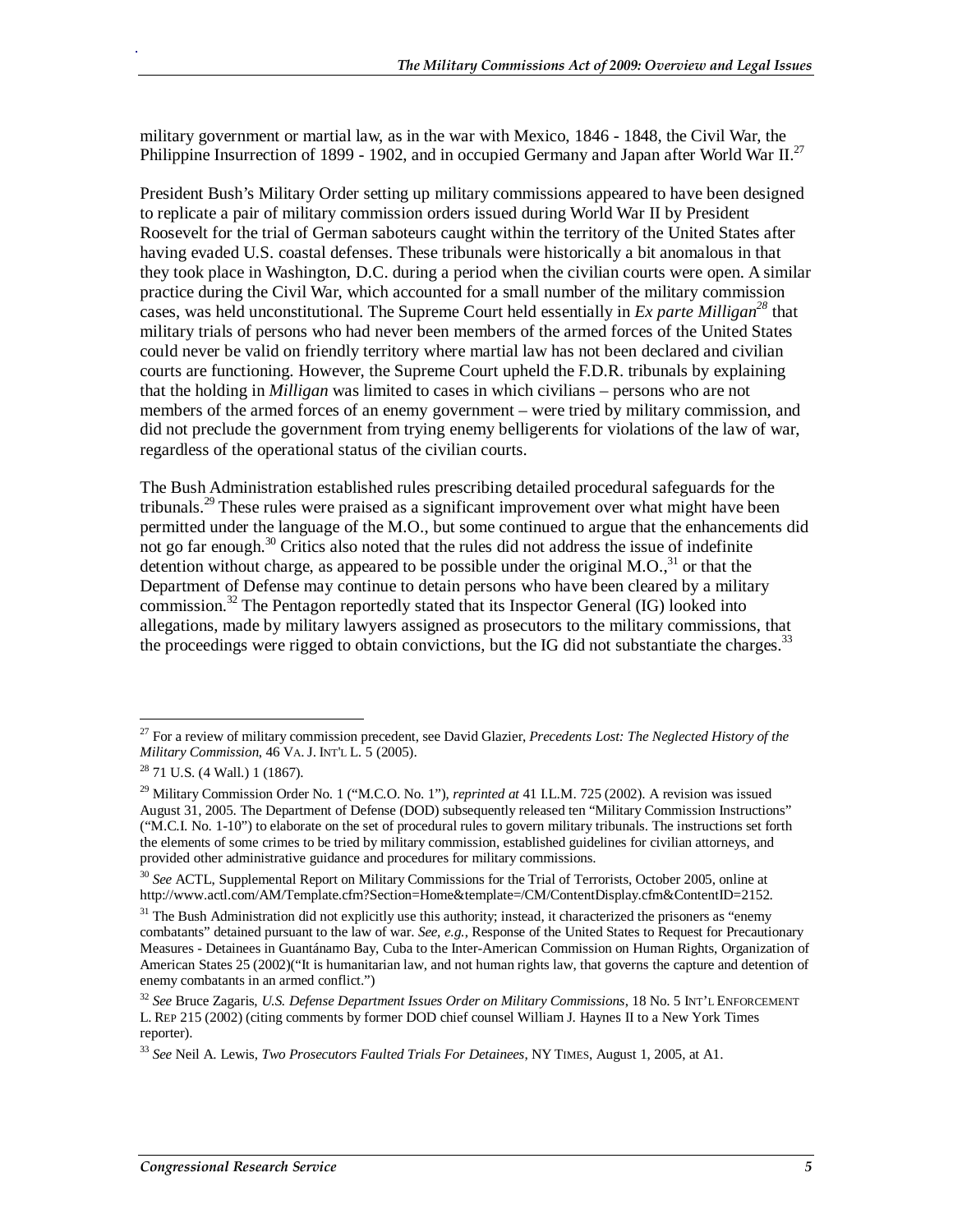military government or martial law, as in the war with Mexico, 1846 - 1848, the Civil War, the Philippine Insurrection of 1899 - 1902, and in occupied Germany and Japan after World War II.[27]

President Bush's Military Order setting up military commissions appeared to have been designed to replicate a pair of military commission orders issued during World War II by President Roosevelt for the trial of German saboteurs caught within the territory of the United States after having evaded U.S. coastal defenses. These tribunals were historically a bit anomalous in that they took place in Washington, D.C. during a period when the civilian courts were open. A similar practice during the Civil War, which accounted for a small number of the military commission cases, was held unconstitutional. The Supreme Court held essentially in *Ex parte Milligan*[28] that military trials of persons who had never been members of the armed forces of the United States could never be valid on friendly territory where martial law has not been declared and civilian courts are functioning. However, the Supreme Court upheld the F.D.R. tribunals by explaining that the holding in *Milligan* was limited to cases in which civilians – persons who are not members of the armed forces of an enemy government – were tried by military commission, and did not preclude the government from trying enemy belligerents for violations of the law of war, regardless of the operational status of the civilian courts.

The Bush Administration established rules prescribing detailed procedural safeguards for the tribunals.[29] These rules were praised as a significant improvement over what might have been permitted under the language of the M.O., but some continued to argue that the enhancements did not go far enough.[30] Critics also noted that the rules did not address the issue of indefinite detention without charge, as appeared to be possible under the original M.O.,[31] or that the Department of Defense may continue to detain persons who have been cleared by a military commission.[32] The Pentagon reportedly stated that its Inspector General (IG) looked into allegations, made by military lawyers assigned as prosecutors to the military commissions, that the proceedings were rigged to obtain convictions, but the IG did not substantiate the charges.[33]

---

[27] For a review of military commission precedent, see David Glazier, *Precedents Lost: The Neglected History of the Military Commission*, 46 VA. J. INT'L L. 5 (2005).

[28] 71 U.S. (4 Wall.) 1 (1867).

[29] Military Commission Order No. 1 ("M.C.O. No. 1"), *reprinted at* 41 I.L.M. 725 (2002). A revision was issued August 31, 2005. The Department of Defense (DOD) subsequently released ten "Military Commission Instructions" ("M.C.I. No. 1-10") to elaborate on the set of procedural rules to govern military tribunals. The instructions set forth the elements of some crimes to be tried by military commission, established guidelines for civilian attorneys, and provided other administrative guidance and procedures for military commissions.

[30] *See* ACTL, Supplemental Report on Military Commissions for the Trial of Terrorists, October 2005, online at http://www.actl.com/AM/Template.cfm?Section=Home&template=/CM/ContentDisplay.cfm&ContentID=2152.

[31] The Bush Administration did not explicitly use this authority; instead, it characterized the prisoners as "enemy combatants" detained pursuant to the law of war. *See, e.g.*, Response of the United States to Request for Precautionary Measures - Detainees in Guantánamo Bay, Cuba to the Inter-American Commission on Human Rights, Organization of American States 25 (2002)("It is humanitarian law, and not human rights law, that governs the capture and detention of enemy combatants in an armed conflict.")

[32] *See* Bruce Zagaris, *U.S. Defense Department Issues Order on Military Commissions*, 18 No. 5 INT'L ENFORCEMENT L. REP 215 (2002) (citing comments by former DOD chief counsel William J. Haynes II to a New York Times reporter).

[33] *See* Neil A. Lewis, *Two Prosecutors Faulted Trials For Detainees*, NY TIMES, August 1, 2005, at A1.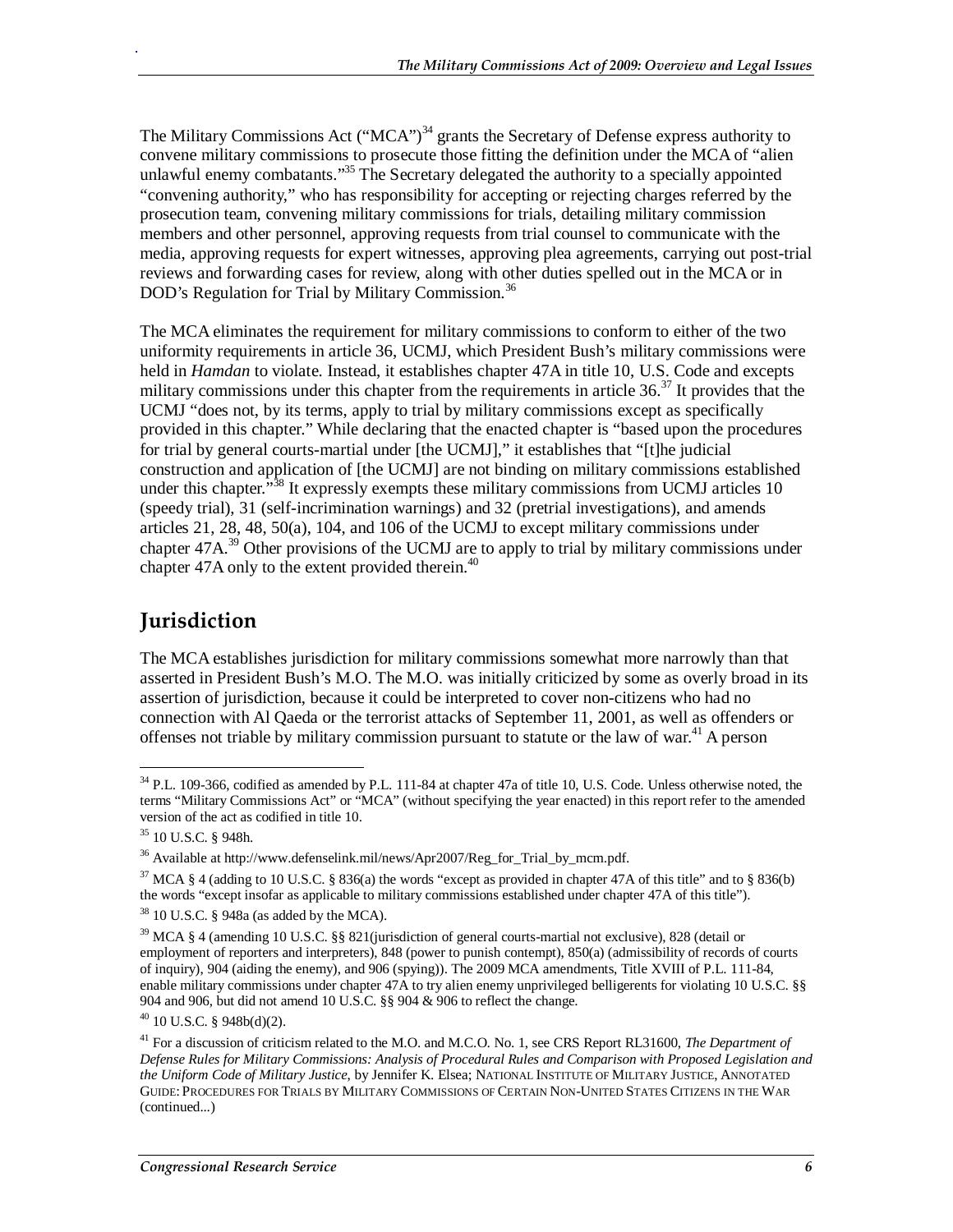The Military Commissions Act ("MCA")[34] grants the Secretary of Defense express authority to convene military commissions to prosecute those fitting the definition under the MCA of "alien unlawful enemy combatants."[35] The Secretary delegated the authority to a specially appointed "convening authority," who has responsibility for accepting or rejecting charges referred by the prosecution team, convening military commissions for trials, detailing military commission members and other personnel, approving requests from trial counsel to communicate with the media, approving requests for expert witnesses, approving plea agreements, carrying out post-trial reviews and forwarding cases for review, along with other duties spelled out in the MCA or in DOD's Regulation for Trial by Military Commission.[36]

The MCA eliminates the requirement for military commissions to conform to either of the two uniformity requirements in article 36, UCMJ, which President Bush's military commissions were held in *Hamdan* to violate. Instead, it establishes chapter 47A in title 10, U.S. Code and excepts military commissions under this chapter from the requirements in article 36.[37] It provides that the UCMJ "does not, by its terms, apply to trial by military commissions except as specifically provided in this chapter." While declaring that the enacted chapter is "based upon the procedures for trial by general courts-martial under [the UCMJ]," it establishes that "[t]he judicial construction and application of [the UCMJ] are not binding on military commissions established under this chapter."[38] It expressly exempts these military commissions from UCMJ articles 10 (speedy trial), 31 (self-incrimination warnings) and 32 (pretrial investigations), and amends articles 21, 28, 48, 50(a), 104, and 106 of the UCMJ to except military commissions under chapter 47A.[39] Other provisions of the UCMJ are to apply to trial by military commissions under chapter 47A only to the extent provided therein.[40]

## Jurisdiction

The MCA establishes jurisdiction for military commissions somewhat more narrowly than that asserted in President Bush's M.O. The M.O. was initially criticized by some as overly broad in its assertion of jurisdiction, because it could be interpreted to cover non-citizens who had no connection with Al Qaeda or the terrorist attacks of September 11, 2001, as well as offenders or offenses not triable by military commission pursuant to statute or the law of war.[41] A person

---

[34] P.L. 109-366, codified as amended by P.L. 111-84 at chapter 47a of title 10, U.S. Code. Unless otherwise noted, the terms "Military Commissions Act" or "MCA" (without specifying the year enacted) in this report refer to the amended version of the act as codified in title 10.

[35] 10 U.S.C. § 948h.

[36] Available at http://www.defenselink.mil/news/Apr2007/Reg_for_Trial_by_mcm.pdf.

[37] MCA § 4 (adding to 10 U.S.C. § 836(a) the words "except as provided in chapter 47A of this title" and to § 836(b) the words "except insofar as applicable to military commissions established under chapter 47A of this title").

[38] 10 U.S.C. § 948a (as added by the MCA).

[39] MCA § 4 (amending 10 U.S.C. §§ 821(jurisdiction of general courts-martial not exclusive), 828 (detail or employment of reporters and interpreters), 848 (power to punish contempt), 850(a) (admissibility of records of courts of inquiry), 904 (aiding the enemy), and 906 (spying)). The 2009 MCA amendments, Title XVIII of P.L. 111-84, enable military commissions under chapter 47A to try alien enemy unprivileged belligerents for violating 10 U.S.C. §§ 904 and 906, but did not amend 10 U.S.C. §§ 904 & 906 to reflect the change.

[40] 10 U.S.C. § 948b(d)(2).

[41] For a discussion of criticism related to the M.O. and M.C.O. No. 1, see CRS Report RL31600, *The Department of Defense Rules for Military Commissions: Analysis of Procedural Rules and Comparison with Proposed Legislation and the Uniform Code of Military Justice*, by Jennifer K. Elsea; NATIONAL INSTITUTE OF MILITARY JUSTICE, ANNOTATED GUIDE: PROCEDURES FOR TRIALS BY MILITARY COMMISSIONS OF CERTAIN NON-UNITED STATES CITIZENS IN THE WAR (continued...)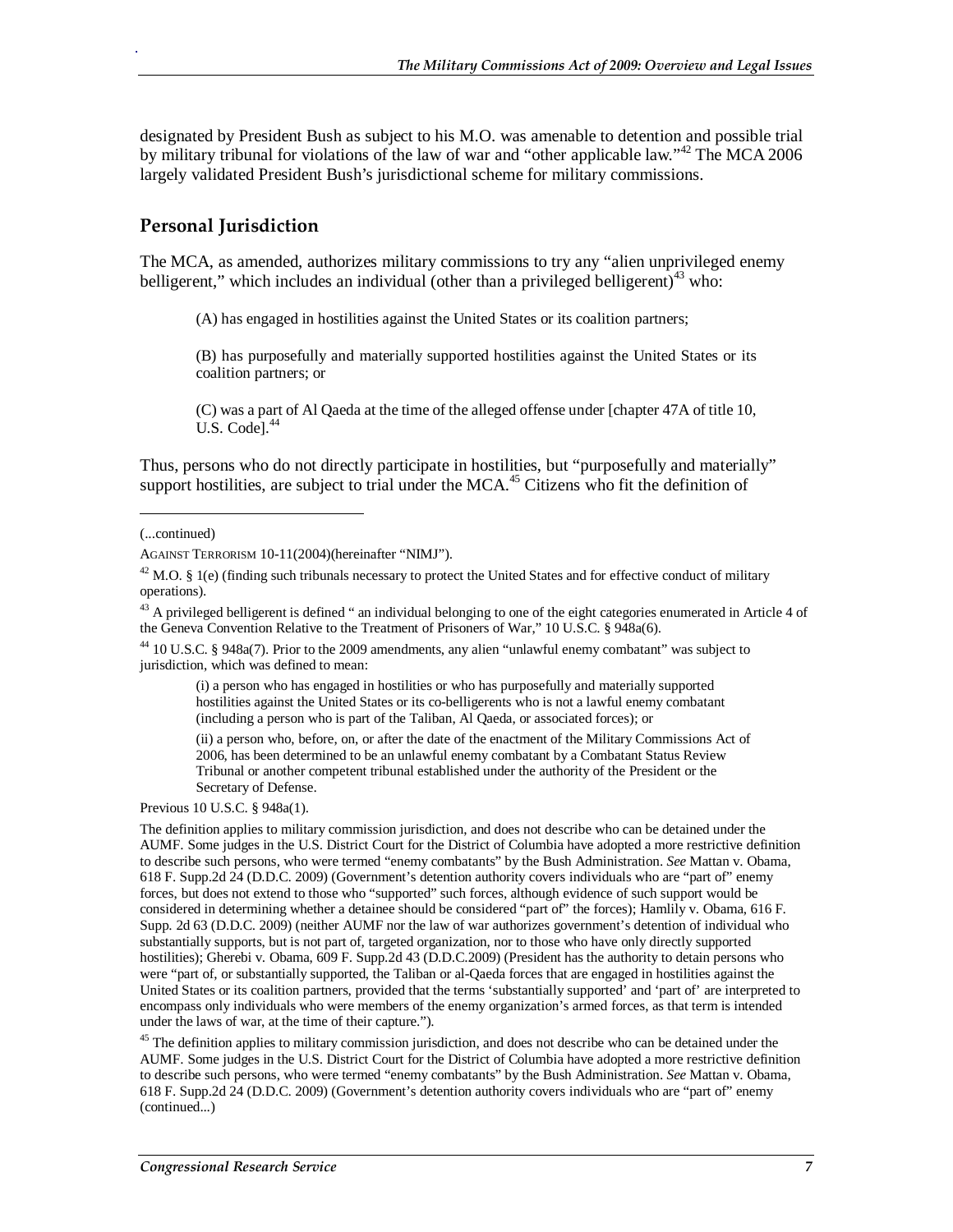designated by President Bush as subject to his M.O. was amenable to detention and possible trial by military tribunal for violations of the law of war and "other applicable law."[42] The MCA 2006 largely validated President Bush's jurisdictional scheme for military commissions.

## Personal Jurisdiction

The MCA, as amended, authorizes military commissions to try any "alien unprivileged enemy belligerent," which includes an individual (other than a privileged belligerent)[43] who:

> (A) has engaged in hostilities against the United States or its coalition partners;
>
> (B) has purposefully and materially supported hostilities against the United States or its coalition partners; or
>
> (C) was a part of Al Qaeda at the time of the alleged offense under [chapter 47A of title 10, U.S. Code].[44]

Thus, persons who do not directly participate in hostilities, but "purposefully and materially" support hostilities, are subject to trial under the MCA.[45] Citizens who fit the definition of

---

(...continued)

AGAINST TERRORISM 10-11(2004)(hereinafter "NIMJ").

[42] M.O. § 1(e) (finding such tribunals necessary to protect the United States and for effective conduct of military operations).

[43] A privileged belligerent is defined " an individual belonging to one of the eight categories enumerated in Article 4 of the Geneva Convention Relative to the Treatment of Prisoners of War," 10 U.S.C. § 948a(6).

[44] 10 U.S.C. § 948a(7). Prior to the 2009 amendments, any alien "unlawful enemy combatant" was subject to jurisdiction, which was defined to mean:

> (i) a person who has engaged in hostilities or who has purposefully and materially supported hostilities against the United States or its co-belligerents who is not a lawful enemy combatant (including a person who is part of the Taliban, Al Qaeda, or associated forces); or
>
> (ii) a person who, before, on, or after the date of the enactment of the Military Commissions Act of 2006, has been determined to be an unlawful enemy combatant by a Combatant Status Review Tribunal or another competent tribunal established under the authority of the President or the Secretary of Defense.

Previous 10 U.S.C. § 948a(1).

The definition applies to military commission jurisdiction, and does not describe who can be detained under the AUMF. Some judges in the U.S. District Court for the District of Columbia have adopted a more restrictive definition to describe such persons, who were termed "enemy combatants" by the Bush Administration. *See* Mattan v. Obama, 618 F. Supp.2d 24 (D.D.C. 2009) (Government's detention authority covers individuals who are "part of" enemy forces, but does not extend to those who "supported" such forces, although evidence of such support would be considered in determining whether a detainee should be considered "part of" the forces); Hamlily v. Obama, 616 F. Supp. 2d 63 (D.D.C. 2009) (neither AUMF nor the law of war authorizes government's detention of individual who substantially supports, but is not part of, targeted organization, nor to those who have only directly supported hostilities); Gherebi v. Obama, 609 F. Supp.2d 43 (D.D.C.2009) (President has the authority to detain persons who were "part of, or substantially supported, the Taliban or al-Qaeda forces that are engaged in hostilities against the United States or its coalition partners, provided that the terms 'substantially supported' and 'part of' are interpreted to encompass only individuals who were members of the enemy organization's armed forces, as that term is intended under the laws of war, at the time of their capture.").

[45] The definition applies to military commission jurisdiction, and does not describe who can be detained under the AUMF. Some judges in the U.S. District Court for the District of Columbia have adopted a more restrictive definition to describe such persons, who were termed "enemy combatants" by the Bush Administration. *See* Mattan v. Obama, 618 F. Supp.2d 24 (D.D.C. 2009) (Government's detention authority covers individuals who are "part of" enemy (continued...)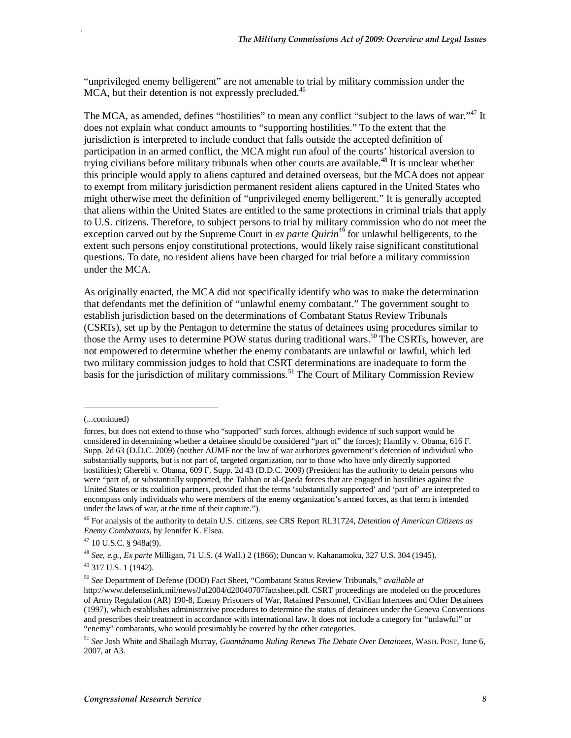"unprivileged enemy belligerent" are not amenable to trial by military commission under the MCA, but their detention is not expressly precluded.[46]

The MCA, as amended, defines "hostilities" to mean any conflict "subject to the laws of war."[47] It does not explain what conduct amounts to "supporting hostilities." To the extent that the jurisdiction is interpreted to include conduct that falls outside the accepted definition of participation in an armed conflict, the MCA might run afoul of the courts' historical aversion to trying civilians before military tribunals when other courts are available.[48] It is unclear whether this principle would apply to aliens captured and detained overseas, but the MCA does not appear to exempt from military jurisdiction permanent resident aliens captured in the United States who might otherwise meet the definition of "unprivileged enemy belligerent." It is generally accepted that aliens within the United States are entitled to the same protections in criminal trials that apply to U.S. citizens. Therefore, to subject persons to trial by military commission who do not meet the exception carved out by the Supreme Court in *ex parte Quirin*[49] for unlawful belligerents, to the extent such persons enjoy constitutional protections, would likely raise significant constitutional questions. To date, no resident aliens have been charged for trial before a military commission under the MCA.

As originally enacted, the MCA did not specifically identify who was to make the determination that defendants met the definition of "unlawful enemy combatant." The government sought to establish jurisdiction based on the determinations of Combatant Status Review Tribunals (CSRTs), set up by the Pentagon to determine the status of detainees using procedures similar to those the Army uses to determine POW status during traditional wars.[50] The CSRTs, however, are not empowered to determine whether the enemy combatants are unlawful or lawful, which led two military commission judges to hold that CSRT determinations are inadequate to form the basis for the jurisdiction of military commissions.[51] The Court of Military Commission Review

---

(...continued)

forces, but does not extend to those who "supported" such forces, although evidence of such support would be considered in determining whether a detainee should be considered "part of" the forces); Hamlily v. Obama, 616 F. Supp. 2d 63 (D.D.C. 2009) (neither AUMF nor the law of war authorizes government's detention of individual who substantially supports, but is not part of, targeted organization, nor to those who have only directly supported hostilities); Gherebi v. Obama, 609 F. Supp. 2d 43 (D.D.C. 2009) (President has the authority to detain persons who were "part of, or substantially supported, the Taliban or al-Qaeda forces that are engaged in hostilities against the United States or its coalition partners, provided that the terms 'substantially supported' and 'part of' are interpreted to encompass only individuals who were members of the enemy organization's armed forces, as that term is intended under the laws of war, at the time of their capture.").

[46] For analysis of the authority to detain U.S. citizens, see CRS Report RL31724, *Detention of American Citizens as Enemy Combatants*, by Jennifer K. Elsea.

[47] 10 U.S.C. § 948a(9).

[48] *See, e.g., Ex parte* Milligan, 71 U.S. (4 Wall.) 2 (1866); Duncan v. Kahanamoku, 327 U.S. 304 (1945).

[49] 317 U.S. 1 (1942).

[50] *See* Department of Defense (DOD) Fact Sheet, "Combatant Status Review Tribunals," *available at* http://www.defenselink.mil/news/Jul2004/d20040707factsheet.pdf. CSRT proceedings are modeled on the procedures of Army Regulation (AR) 190-8, Enemy Prisoners of War, Retained Personnel, Civilian Internees and Other Detainees (1997), which establishes administrative procedures to determine the status of detainees under the Geneva Conventions and prescribes their treatment in accordance with international law. It does not include a category for "unlawful" or "enemy" combatants, who would presumably be covered by the other categories.

[51] *See* Josh White and Shailagh Murray, *Guantánamo Ruling Renews The Debate Over Detainees*, WASH. POST, June 6, 2007, at A3.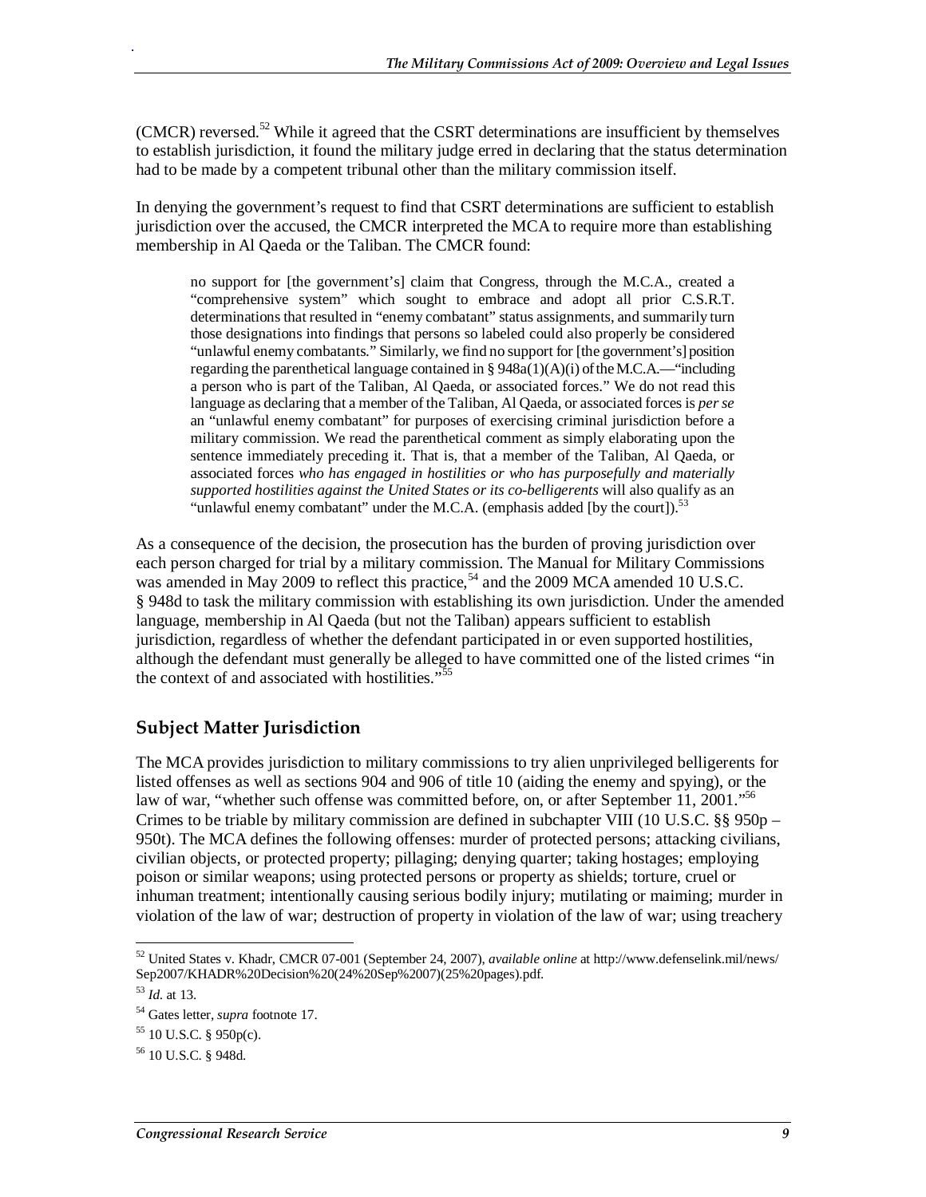(CMCR) reversed.[52] While it agreed that the CSRT determinations are insufficient by themselves to establish jurisdiction, it found the military judge erred in declaring that the status determination had to be made by a competent tribunal other than the military commission itself.

In denying the government's request to find that CSRT determinations are sufficient to establish jurisdiction over the accused, the CMCR interpreted the MCA to require more than establishing membership in Al Qaeda or the Taliban. The CMCR found:

> no support for [the government's] claim that Congress, through the M.C.A., created a "comprehensive system" which sought to embrace and adopt all prior C.S.R.T. determinations that resulted in "enemy combatant" status assignments, and summarily turn those designations into findings that persons so labeled could also properly be considered "unlawful enemy combatants." Similarly, we find no support for [the government's] position regarding the parenthetical language contained in § 948a(1)(A)(i) of the M.C.A.—"including a person who is part of the Taliban, Al Qaeda, or associated forces." We do not read this language as declaring that a member of the Taliban, Al Qaeda, or associated forces is *per se* an "unlawful enemy combatant" for purposes of exercising criminal jurisdiction before a military commission. We read the parenthetical comment as simply elaborating upon the sentence immediately preceding it. That is, that a member of the Taliban, Al Qaeda, or associated forces *who has engaged in hostilities or who has purposefully and materially supported hostilities against the United States or its co-belligerents* will also qualify as an "unlawful enemy combatant" under the M.C.A. (emphasis added [by the court]).[53]

As a consequence of the decision, the prosecution has the burden of proving jurisdiction over each person charged for trial by a military commission. The Manual for Military Commissions was amended in May 2009 to reflect this practice,[54] and the 2009 MCA amended 10 U.S.C. § 948d to task the military commission with establishing its own jurisdiction. Under the amended language, membership in Al Qaeda (but not the Taliban) appears sufficient to establish jurisdiction, regardless of whether the defendant participated in or even supported hostilities, although the defendant must generally be alleged to have committed one of the listed crimes "in the context of and associated with hostilities."[55]

## Subject Matter Jurisdiction

The MCA provides jurisdiction to military commissions to try alien unprivileged belligerents for listed offenses as well as sections 904 and 906 of title 10 (aiding the enemy and spying), or the law of war, "whether such offense was committed before, on, or after September 11, 2001."[56] Crimes to be triable by military commission are defined in subchapter VIII (10 U.S.C. §§ 950p – 950t). The MCA defines the following offenses: murder of protected persons; attacking civilians, civilian objects, or protected property; pillaging; denying quarter; taking hostages; employing poison or similar weapons; using protected persons or property as shields; torture, cruel or inhuman treatment; intentionally causing serious bodily injury; mutilating or maiming; murder in violation of the law of war; destruction of property in violation of the law of war; using treachery

---

[52] United States v. Khadr, CMCR 07-001 (September 24, 2007), *available online* at http://www.defenselink.mil/news/Sep2007/KHADR%20Decision%20(24%20Sep%2007)(25%20pages).pdf.

[53] *Id.* at 13.

[54] Gates letter, *supra* footnote 17.

[55] 10 U.S.C. § 950p(c).

[56] 10 U.S.C. § 948d.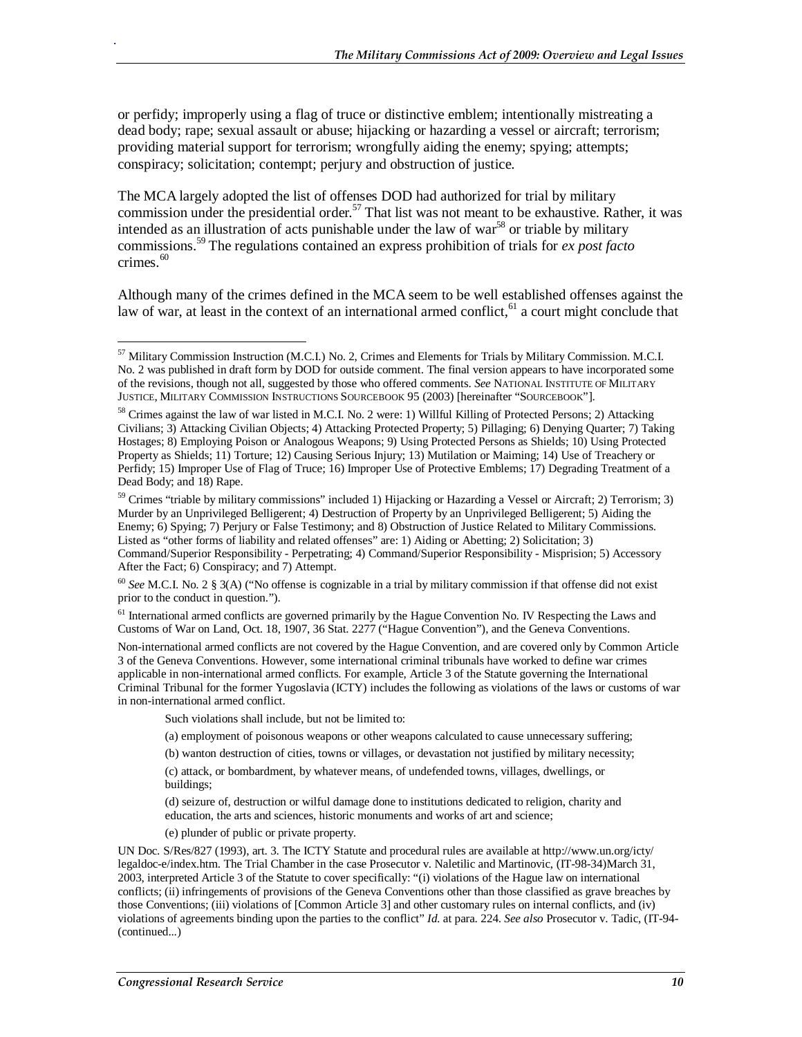or perfidy; improperly using a flag of truce or distinctive emblem; intentionally mistreating a dead body; rape; sexual assault or abuse; hijacking or hazarding a vessel or aircraft; terrorism; providing material support for terrorism; wrongfully aiding the enemy; spying; attempts; conspiracy; solicitation; contempt; perjury and obstruction of justice.

The MCA largely adopted the list of offenses DOD had authorized for trial by military commission under the presidential order.[57] That list was not meant to be exhaustive. Rather, it was intended as an illustration of acts punishable under the law of war[58] or triable by military commissions.[59] The regulations contained an express prohibition of trials for *ex post facto* crimes.[60]

Although many of the crimes defined in the MCA seem to be well established offenses against the law of war, at least in the context of an international armed conflict,[61] a court might conclude that

---

[57] Military Commission Instruction (M.C.I.) No. 2, Crimes and Elements for Trials by Military Commission. M.C.I. No. 2 was published in draft form by DOD for outside comment. The final version appears to have incorporated some of the revisions, though not all, suggested by those who offered comments. *See* NATIONAL INSTITUTE OF MILITARY JUSTICE, MILITARY COMMISSION INSTRUCTIONS SOURCEBOOK 95 (2003) [hereinafter "SOURCEBOOK"].

[58] Crimes against the law of war listed in M.C.I. No. 2 were: 1) Willful Killing of Protected Persons; 2) Attacking Civilians; 3) Attacking Civilian Objects; 4) Attacking Protected Property; 5) Pillaging; 6) Denying Quarter; 7) Taking Hostages; 8) Employing Poison or Analogous Weapons; 9) Using Protected Persons as Shields; 10) Using Protected Property as Shields; 11) Torture; 12) Causing Serious Injury; 13) Mutilation or Maiming; 14) Use of Treachery or Perfidy; 15) Improper Use of Flag of Truce; 16) Improper Use of Protective Emblems; 17) Degrading Treatment of a Dead Body; and 18) Rape.

[59] Crimes "triable by military commissions" included 1) Hijacking or Hazarding a Vessel or Aircraft; 2) Terrorism; 3) Murder by an Unprivileged Belligerent; 4) Destruction of Property by an Unprivileged Belligerent; 5) Aiding the Enemy; 6) Spying; 7) Perjury or False Testimony; and 8) Obstruction of Justice Related to Military Commissions. Listed as "other forms of liability and related offenses" are: 1) Aiding or Abetting; 2) Solicitation; 3) Command/Superior Responsibility - Perpetrating; 4) Command/Superior Responsibility - Misprision; 5) Accessory After the Fact; 6) Conspiracy; and 7) Attempt.

[60] *See* M.C.I. No. 2 § 3(A) ("No offense is cognizable in a trial by military commission if that offense did not exist prior to the conduct in question.").

[61] International armed conflicts are governed primarily by the Hague Convention No. IV Respecting the Laws and Customs of War on Land, Oct. 18, 1907, 36 Stat. 2277 ("Hague Convention"), and the Geneva Conventions.

Non-international armed conflicts are not covered by the Hague Convention, and are covered only by Common Article 3 of the Geneva Conventions. However, some international criminal tribunals have worked to define war crimes applicable in non-international armed conflicts. For example, Article 3 of the Statute governing the International Criminal Tribunal for the former Yugoslavia (ICTY) includes the following as violations of the laws or customs of war in non-international armed conflict.

> Such violations shall include, but not be limited to:
>
> (a) employment of poisonous weapons or other weapons calculated to cause unnecessary suffering;
>
> (b) wanton destruction of cities, towns or villages, or devastation not justified by military necessity;
>
> (c) attack, or bombardment, by whatever means, of undefended towns, villages, dwellings, or buildings;
>
> (d) seizure of, destruction or wilful damage done to institutions dedicated to religion, charity and education, the arts and sciences, historic monuments and works of art and science;
>
> (e) plunder of public or private property.

UN Doc. S/Res/827 (1993), art. 3. The ICTY Statute and procedural rules are available at http://www.un.org/icty/legaldoc-e/index.htm. The Trial Chamber in the case Prosecutor v. Naletilic and Martinovic, (IT-98-34)March 31, 2003, interpreted Article 3 of the Statute to cover specifically: "(i) violations of the Hague law on international conflicts; (ii) infringements of provisions of the Geneva Conventions other than those classified as grave breaches by those Conventions; (iii) violations of [Common Article 3] and other customary rules on internal conflicts, and (iv) violations of agreements binding upon the parties to the conflict" *Id.* at para. 224. *See also* Prosecutor v. Tadic, (IT-94-
(continued...)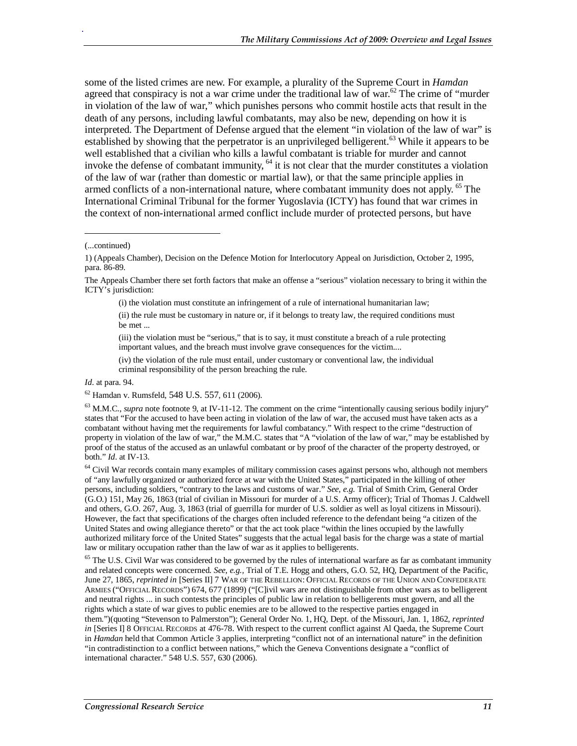some of the listed crimes are new. For example, a plurality of the Supreme Court in *Hamdan* agreed that conspiracy is not a war crime under the traditional law of war.[62] The crime of "murder in violation of the law of war," which punishes persons who commit hostile acts that result in the death of any persons, including lawful combatants, may also be new, depending on how it is interpreted. The Department of Defense argued that the element "in violation of the law of war" is established by showing that the perpetrator is an unprivileged belligerent.[63] While it appears to be well established that a civilian who kills a lawful combatant is triable for murder and cannot invoke the defense of combatant immunity, [64] it is not clear that the murder constitutes a violation of the law of war (rather than domestic or martial law), or that the same principle applies in armed conflicts of a non-international nature, where combatant immunity does not apply. [65] The International Criminal Tribunal for the former Yugoslavia (ICTY) has found that war crimes in the context of non-international armed conflict include murder of protected persons, but have

---

(...continued)

1) (Appeals Chamber), Decision on the Defence Motion for Interlocutory Appeal on Jurisdiction, October 2, 1995, para. 86-89.

The Appeals Chamber there set forth factors that make an offense a "serious" violation necessary to bring it within the ICTY's jurisdiction:

> (i) the violation must constitute an infringement of a rule of international humanitarian law;
>
> (ii) the rule must be customary in nature or, if it belongs to treaty law, the required conditions must be met ...
>
> (iii) the violation must be "serious," that is to say, it must constitute a breach of a rule protecting important values, and the breach must involve grave consequences for the victim....
>
> (iv) the violation of the rule must entail, under customary or conventional law, the individual criminal responsibility of the person breaching the rule.

*Id*. at para. 94.

[62] Hamdan v. Rumsfeld, 548 U.S. 557, 611 (2006).

[63] M.M.C., *supra* note footnote 9, at IV-11-12. The comment on the crime "intentionally causing serious bodily injury" states that "For the accused to have been acting in violation of the law of war, the accused must have taken acts as a combatant without having met the requirements for lawful combatancy." With respect to the crime "destruction of property in violation of the law of war," the M.M.C. states that "A "violation of the law of war," may be established by proof of the status of the accused as an unlawful combatant or by proof of the character of the property destroyed, or both." *Id*. at IV-13.

[64] Civil War records contain many examples of military commission cases against persons who, although not members of "any lawfully organized or authorized force at war with the United States," participated in the killing of other persons, including soldiers, "contrary to the laws and customs of war." *See, e.g.* Trial of Smith Crim, General Order (G.O.) 151, May 26, 1863 (trial of civilian in Missouri for murder of a U.S. Army officer); Trial of Thomas J. Caldwell and others, G.O. 267, Aug. 3, 1863 (trial of guerrilla for murder of U.S. soldier as well as loyal citizens in Missouri). However, the fact that specifications of the charges often included reference to the defendant being "a citizen of the United States and owing allegiance thereto" or that the act took place "within the lines occupied by the lawfully authorized military force of the United States" suggests that the actual legal basis for the charge was a state of martial law or military occupation rather than the law of war as it applies to belligerents.

[65] The U.S. Civil War was considered to be governed by the rules of international warfare as far as combatant immunity and related concepts were concerned. *See, e.g.,* Trial of T.E. Hogg and others, G.O. 52, HQ, Department of the Pacific, June 27, 1865, *reprinted in* [Series II] 7 WAR OF THE REBELLION: OFFICIAL RECORDS OF THE UNION AND CONFEDERATE ARMIES ("OFFICIAL RECORDS") 674, 677 (1899) ("[C]ivil wars are not distinguishable from other wars as to belligerent and neutral rights ... in such contests the principles of public law in relation to belligerents must govern, and all the rights which a state of war gives to public enemies are to be allowed to the respective parties engaged in them.")(quoting "Stevenson to Palmerston"); General Order No. 1, HQ, Dept. of the Missouri, Jan. 1, 1862, *reprinted in* [Series I] 8 OFFICIAL RECORDS at 476-78. With respect to the current conflict against Al Qaeda, the Supreme Court in *Hamdan* held that Common Article 3 applies, interpreting "conflict not of an international nature" in the definition "in contradistinction to a conflict between nations," which the Geneva Conventions designate a "conflict of international character." 548 U.S. 557, 630 (2006).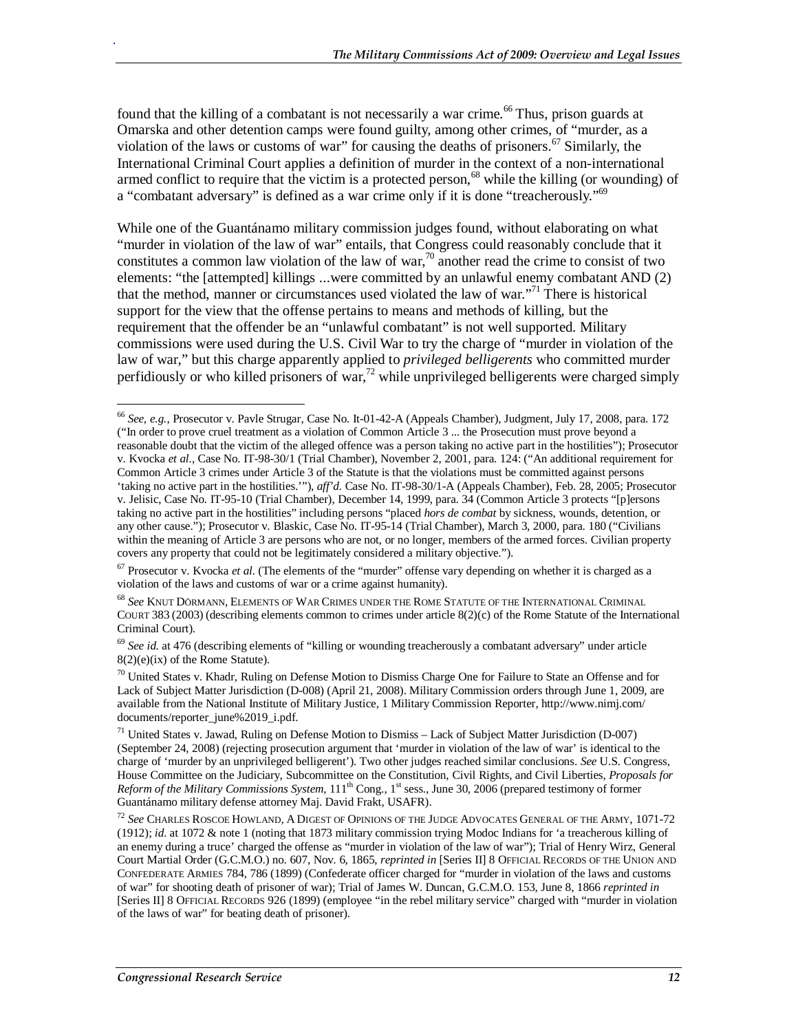found that the killing of a combatant is not necessarily a war crime.[66] Thus, prison guards at Omarska and other detention camps were found guilty, among other crimes, of "murder, as a violation of the laws or customs of war" for causing the deaths of prisoners.[67] Similarly, the International Criminal Court applies a definition of murder in the context of a non-international armed conflict to require that the victim is a protected person,[68] while the killing (or wounding) of a "combatant adversary" is defined as a war crime only if it is done "treacherously."[69]

While one of the Guantánamo military commission judges found, without elaborating on what "murder in violation of the law of war" entails, that Congress could reasonably conclude that it constitutes a common law violation of the law of war,[70] another read the crime to consist of two elements: "the [attempted] killings ...were committed by an unlawful enemy combatant AND (2) that the method, manner or circumstances used violated the law of war."[71] There is historical support for the view that the offense pertains to means and methods of killing, but the requirement that the offender be an "unlawful combatant" is not well supported. Military commissions were used during the U.S. Civil War to try the charge of "murder in violation of the law of war," but this charge apparently applied to *privileged belligerents* who committed murder perfidiously or who killed prisoners of war,[72] while unprivileged belligerents were charged simply

---

[66] *See, e.g.,* Prosecutor v. Pavle Strugar, Case No. It-01-42-A (Appeals Chamber), Judgment, July 17, 2008, para. 172 ("In order to prove cruel treatment as a violation of Common Article 3 ... the Prosecution must prove beyond a reasonable doubt that the victim of the alleged offence was a person taking no active part in the hostilities"); Prosecutor v. Kvocka *et al.*, Case No. IT-98-30/1 (Trial Chamber), November 2, 2001, para. 124: ("An additional requirement for Common Article 3 crimes under Article 3 of the Statute is that the violations must be committed against persons 'taking no active part in the hostilities.'"), *aff'd.* Case No. IT-98-30/1-A (Appeals Chamber), Feb. 28, 2005; Prosecutor v. Jelisic, Case No. IT-95-10 (Trial Chamber), December 14, 1999, para. 34 (Common Article 3 protects "[p]ersons taking no active part in the hostilities" including persons "placed *hors de combat* by sickness, wounds, detention, or any other cause."); Prosecutor v. Blaskic, Case No. IT-95-14 (Trial Chamber), March 3, 2000, para. 180 ("Civilians within the meaning of Article 3 are persons who are not, or no longer, members of the armed forces. Civilian property covers any property that could not be legitimately considered a military objective.").

[67] Prosecutor v. Kvocka *et al.* (The elements of the "murder" offense vary depending on whether it is charged as a violation of the laws and customs of war or a crime against humanity).

[68] *See* KNUT DÖRMANN, ELEMENTS OF WAR CRIMES UNDER THE ROME STATUTE OF THE INTERNATIONAL CRIMINAL COURT 383 (2003) (describing elements common to crimes under article 8(2)(c) of the Rome Statute of the International Criminal Court).

[69] *See id.* at 476 (describing elements of "killing or wounding treacherously a combatant adversary" under article 8(2)(e)(ix) of the Rome Statute).

[70] United States v. Khadr, Ruling on Defense Motion to Dismiss Charge One for Failure to State an Offense and for Lack of Subject Matter Jurisdiction (D-008) (April 21, 2008). Military Commission orders through June 1, 2009, are available from the National Institute of Military Justice, 1 Military Commission Reporter, http://www.nimj.com/documents/reporter_june%2019_i.pdf.

[71] United States v. Jawad, Ruling on Defense Motion to Dismiss – Lack of Subject Matter Jurisdiction (D-007) (September 24, 2008) (rejecting prosecution argument that 'murder in violation of the law of war' is identical to the charge of 'murder by an unprivileged belligerent'). Two other judges reached similar conclusions. *See* U.S. Congress, House Committee on the Judiciary, Subcommittee on the Constitution, Civil Rights, and Civil Liberties, *Proposals for Reform of the Military Commissions System*, 111th Cong., 1st sess., June 30, 2006 (prepared testimony of former Guantánamo military defense attorney Maj. David Frakt, USAFR).

[72] *See* CHARLES ROSCOE HOWLAND, A DIGEST OF OPINIONS OF THE JUDGE ADVOCATES GENERAL OF THE ARMY, 1071-72 (1912); *id.* at 1072 & note 1 (noting that 1873 military commission trying Modoc Indians for 'a treacherous killing of an enemy during a truce' charged the offense as "murder in violation of the law of war"); Trial of Henry Wirz, General Court Martial Order (G.C.M.O.) no. 607, Nov. 6, 1865, *reprinted in* [Series II] 8 OFFICIAL RECORDS OF THE UNION AND CONFEDERATE ARMIES 784, 786 (1899) (Confederate officer charged for "murder in violation of the laws and customs of war" for shooting death of prisoner of war); Trial of James W. Duncan, G.C.M.O. 153, June 8, 1866 *reprinted in* [Series II] 8 OFFICIAL RECORDS 926 (1899) (employee "in the rebel military service" charged with "murder in violation of the laws of war" for beating death of prisoner).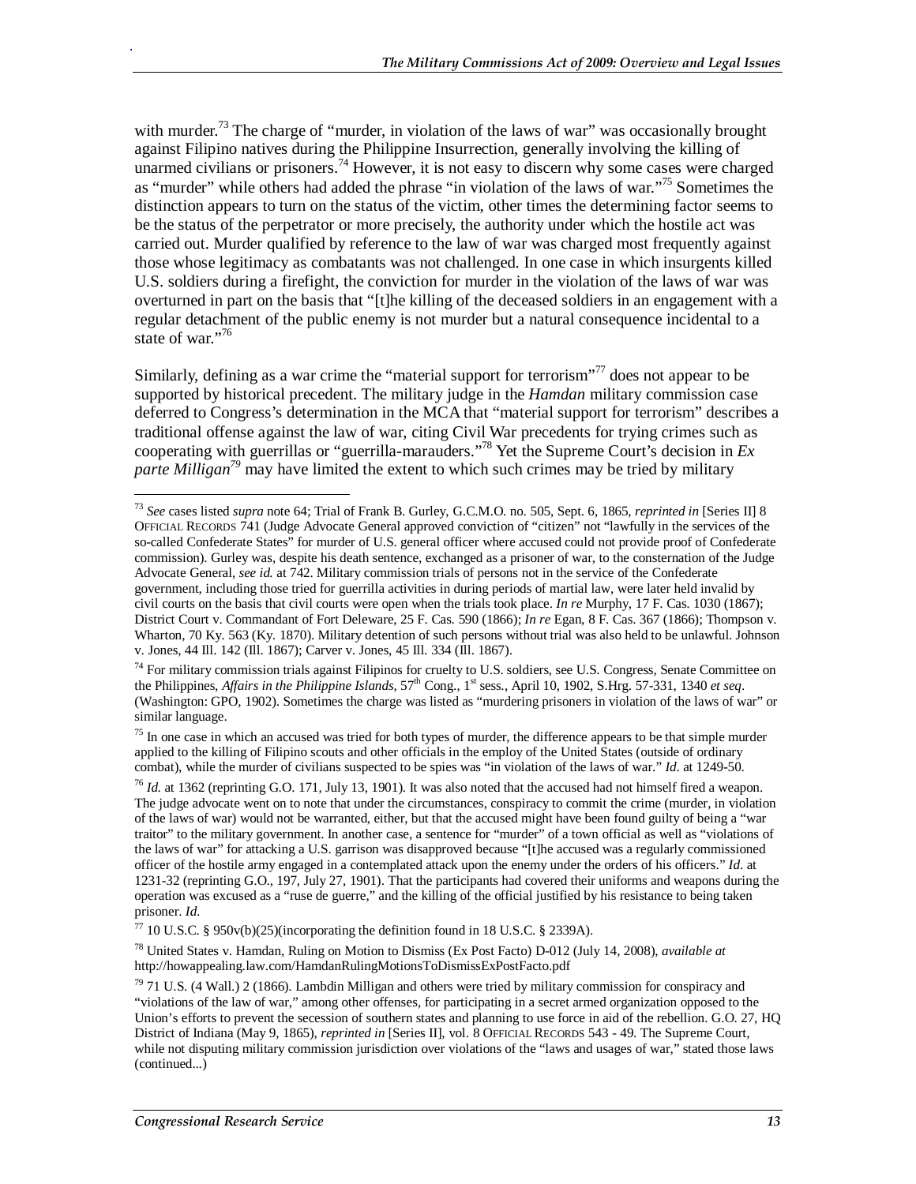with murder.[73] The charge of "murder, in violation of the laws of war" was occasionally brought against Filipino natives during the Philippine Insurrection, generally involving the killing of unarmed civilians or prisoners.[74] However, it is not easy to discern why some cases were charged as "murder" while others had added the phrase "in violation of the laws of war."[75] Sometimes the distinction appears to turn on the status of the victim, other times the determining factor seems to be the status of the perpetrator or more precisely, the authority under which the hostile act was carried out. Murder qualified by reference to the law of war was charged most frequently against those whose legitimacy as combatants was not challenged. In one case in which insurgents killed U.S. soldiers during a firefight, the conviction for murder in the violation of the laws of war was overturned in part on the basis that "[t]he killing of the deceased soldiers in an engagement with a regular detachment of the public enemy is not murder but a natural consequence incidental to a state of war."[76]

Similarly, defining as a war crime the "material support for terrorism"[77] does not appear to be supported by historical precedent. The military judge in the *Hamdan* military commission case deferred to Congress's determination in the MCA that "material support for terrorism" describes a traditional offense against the law of war, citing Civil War precedents for trying crimes such as cooperating with guerrillas or "guerrilla-marauders."[78] Yet the Supreme Court's decision in *Ex parte Milligan*[79] may have limited the extent to which such crimes may be tried by military

---

[73] *See* cases listed *supra* note 64; Trial of Frank B. Gurley, G.C.M.O. no. 505, Sept. 6, 1865, *reprinted in* [Series II] 8 OFFICIAL RECORDS 741 (Judge Advocate General approved conviction of "citizen" not "lawfully in the services of the so-called Confederate States" for murder of U.S. general officer where accused could not provide proof of Confederate commission). Gurley was, despite his death sentence, exchanged as a prisoner of war, to the consternation of the Judge Advocate General, *see id.* at 742. Military commission trials of persons not in the service of the Confederate government, including those tried for guerrilla activities in during periods of martial law, were later held invalid by civil courts on the basis that civil courts were open when the trials took place. *In re* Murphy, 17 F. Cas. 1030 (1867); District Court v. Commandant of Fort Deleware, 25 F. Cas. 590 (1866); *In re* Egan, 8 F. Cas. 367 (1866); Thompson v. Wharton, 70 Ky. 563 (Ky. 1870). Military detention of such persons without trial was also held to be unlawful. Johnson v. Jones, 44 Ill. 142 (Ill. 1867); Carver v. Jones, 45 Ill. 334 (Ill. 1867).

[74] For military commission trials against Filipinos for cruelty to U.S. soldiers, see U.S. Congress, Senate Committee on the Philippines, *Affairs in the Philippine Islands*, 57th Cong., 1st sess., April 10, 1902, S.Hrg. 57-331, 1340 *et seq*. (Washington: GPO, 1902). Sometimes the charge was listed as "murdering prisoners in violation of the laws of war" or similar language.

[75] In one case in which an accused was tried for both types of murder, the difference appears to be that simple murder applied to the killing of Filipino scouts and other officials in the employ of the United States (outside of ordinary combat), while the murder of civilians suspected to be spies was "in violation of the laws of war." *Id.* at 1249-50.

[76] *Id.* at 1362 (reprinting G.O. 171, July 13, 1901). It was also noted that the accused had not himself fired a weapon. The judge advocate went on to note that under the circumstances, conspiracy to commit the crime (murder, in violation of the laws of war) would not be warranted, either, but that the accused might have been found guilty of being a "war traitor" to the military government. In another case, a sentence for "murder" of a town official as well as "violations of the laws of war" for attacking a U.S. garrison was disapproved because "[t]he accused was a regularly commissioned officer of the hostile army engaged in a contemplated attack upon the enemy under the orders of his officers." *Id.* at 1231-32 (reprinting G.O., 197, July 27, 1901). That the participants had covered their uniforms and weapons during the operation was excused as a "ruse de guerre," and the killing of the official justified by his resistance to being taken prisoner. *Id.*

[77] 10 U.S.C. § 950v(b)(25)(incorporating the definition found in 18 U.S.C. § 2339A).

[78] United States v. Hamdan, Ruling on Motion to Dismiss (Ex Post Facto) D-012 (July 14, 2008), *available at* http://howappealing.law.com/HamdanRulingMotionsToDismissExPostFacto.pdf

[79] 71 U.S. (4 Wall.) 2 (1866). Lambdin Milligan and others were tried by military commission for conspiracy and "violations of the law of war," among other offenses, for participating in a secret armed organization opposed to the Union's efforts to prevent the secession of southern states and planning to use force in aid of the rebellion. G.O. 27, HQ District of Indiana (May 9, 1865), *reprinted in* [Series II], vol. 8 OFFICIAL RECORDS 543 - 49. The Supreme Court, while not disputing military commission jurisdiction over violations of the "laws and usages of war," stated those laws (continued...)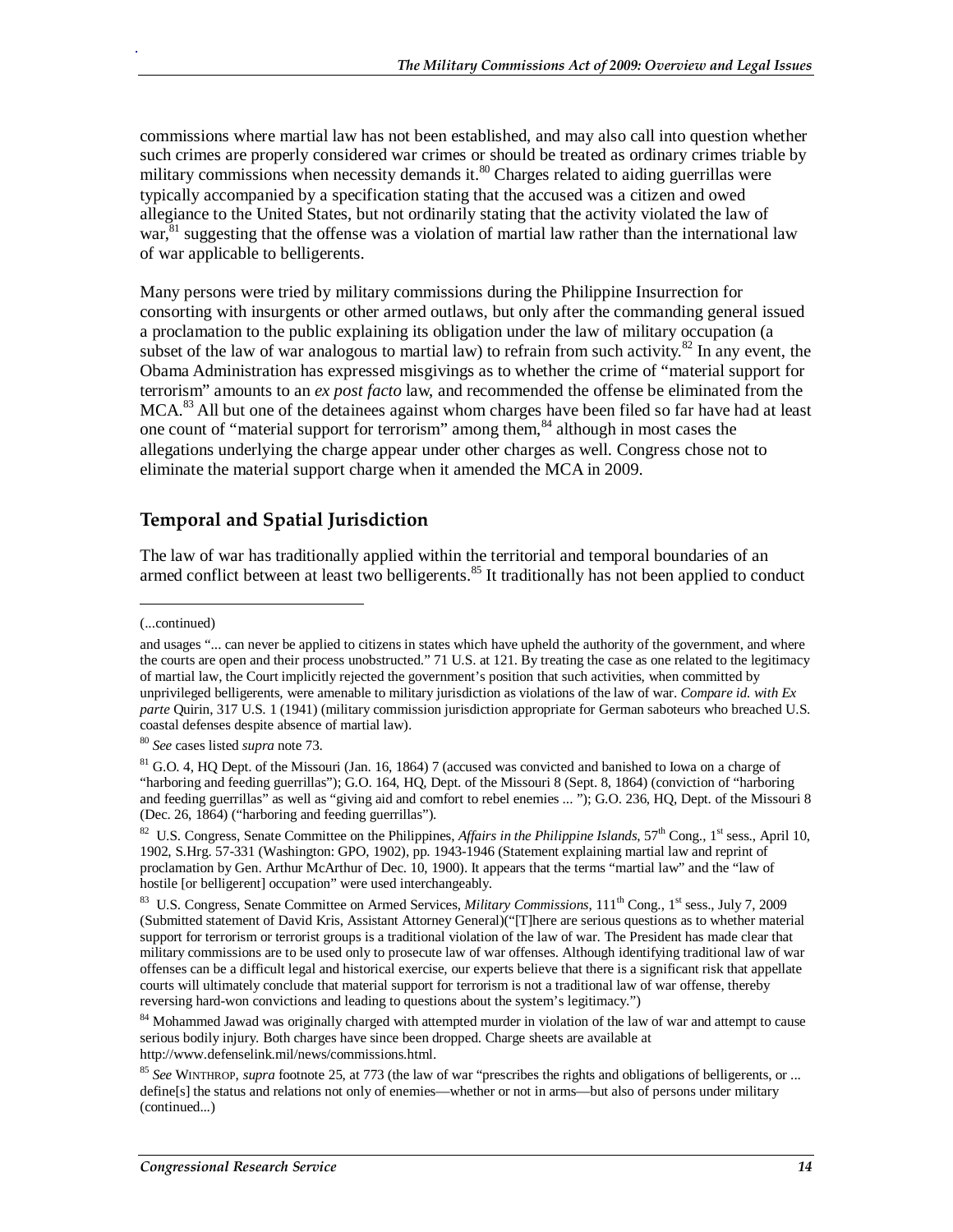commissions where martial law has not been established, and may also call into question whether such crimes are properly considered war crimes or should be treated as ordinary crimes triable by military commissions when necessity demands it.[80] Charges related to aiding guerrillas were typically accompanied by a specification stating that the accused was a citizen and owed allegiance to the United States, but not ordinarily stating that the activity violated the law of war,[81] suggesting that the offense was a violation of martial law rather than the international law of war applicable to belligerents.

Many persons were tried by military commissions during the Philippine Insurrection for consorting with insurgents or other armed outlaws, but only after the commanding general issued a proclamation to the public explaining its obligation under the law of military occupation (a subset of the law of war analogous to martial law) to refrain from such activity.[82] In any event, the Obama Administration has expressed misgivings as to whether the crime of "material support for terrorism" amounts to an *ex post facto* law, and recommended the offense be eliminated from the MCA.[83] All but one of the detainees against whom charges have been filed so far have had at least one count of "material support for terrorism" among them,[84] although in most cases the allegations underlying the charge appear under other charges as well. Congress chose not to eliminate the material support charge when it amended the MCA in 2009.

## Temporal and Spatial Jurisdiction

The law of war has traditionally applied within the territorial and temporal boundaries of an armed conflict between at least two belligerents.[85] It traditionally has not been applied to conduct

---

(...continued)

and usages "... can never be applied to citizens in states which have upheld the authority of the government, and where the courts are open and their process unobstructed." 71 U.S. at 121. By treating the case as one related to the legitimacy of martial law, the Court implicitly rejected the government's position that such activities, when committed by unprivileged belligerents, were amenable to military jurisdiction as violations of the law of war. *Compare id. with Ex parte* Quirin, 317 U.S. 1 (1941) (military commission jurisdiction appropriate for German saboteurs who breached U.S. coastal defenses despite absence of martial law).

[80] *See* cases listed *supra* note 73.

[81] G.O. 4, HQ Dept. of the Missouri (Jan. 16, 1864) 7 (accused was convicted and banished to Iowa on a charge of "harboring and feeding guerrillas"); G.O. 164, HQ, Dept. of the Missouri 8 (Sept. 8, 1864) (conviction of "harboring and feeding guerrillas" as well as "giving aid and comfort to rebel enemies ... "); G.O. 236, HQ, Dept. of the Missouri 8 (Dec. 26, 1864) ("harboring and feeding guerrillas").

[82] U.S. Congress, Senate Committee on the Philippines, *Affairs in the Philippine Islands*, 57th Cong., 1st sess., April 10, 1902, S.Hrg. 57-331 (Washington: GPO, 1902), pp. 1943-1946 (Statement explaining martial law and reprint of proclamation by Gen. Arthur McArthur of Dec. 10, 1900). It appears that the terms "martial law" and the "law of hostile [or belligerent] occupation" were used interchangeably.

[83] U.S. Congress, Senate Committee on Armed Services, *Military Commissions*, 111th Cong., 1st sess., July 7, 2009 (Submitted statement of David Kris, Assistant Attorney General)("[T]here are serious questions as to whether material support for terrorism or terrorist groups is a traditional violation of the law of war. The President has made clear that military commissions are to be used only to prosecute law of war offenses. Although identifying traditional law of war offenses can be a difficult legal and historical exercise, our experts believe that there is a significant risk that appellate courts will ultimately conclude that material support for terrorism is not a traditional law of war offense, thereby reversing hard-won convictions and leading to questions about the system's legitimacy.")

[84] Mohammed Jawad was originally charged with attempted murder in violation of the law of war and attempt to cause serious bodily injury. Both charges have since been dropped. Charge sheets are available at http://www.defenselink.mil/news/commissions.html.

[85] *See* WINTHROP, *supra* footnote 25, at 773 (the law of war "prescribes the rights and obligations of belligerents, or ... define[s] the status and relations not only of enemies—whether or not in arms—but also of persons under military (continued...)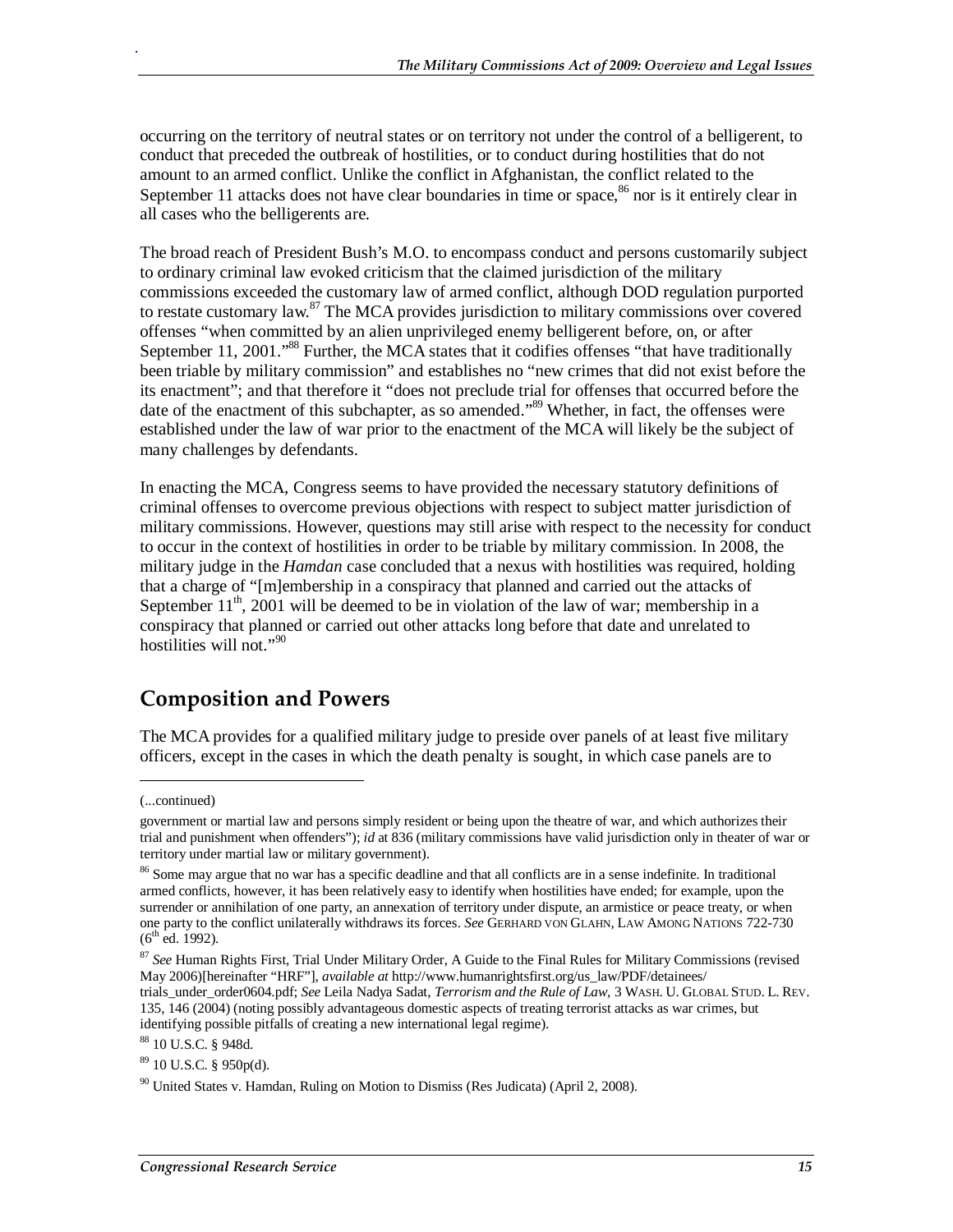occurring on the territory of neutral states or on territory not under the control of a belligerent, to conduct that preceded the outbreak of hostilities, or to conduct during hostilities that do not amount to an armed conflict. Unlike the conflict in Afghanistan, the conflict related to the September 11 attacks does not have clear boundaries in time or space,[86] nor is it entirely clear in all cases who the belligerents are.

The broad reach of President Bush's M.O. to encompass conduct and persons customarily subject to ordinary criminal law evoked criticism that the claimed jurisdiction of the military commissions exceeded the customary law of armed conflict, although DOD regulation purported to restate customary law.[87] The MCA provides jurisdiction to military commissions over covered offenses "when committed by an alien unprivileged enemy belligerent before, on, or after September 11, 2001."[88] Further, the MCA states that it codifies offenses "that have traditionally been triable by military commission" and establishes no "new crimes that did not exist before the its enactment"; and that therefore it "does not preclude trial for offenses that occurred before the date of the enactment of this subchapter, as so amended."[89] Whether, in fact, the offenses were established under the law of war prior to the enactment of the MCA will likely be the subject of many challenges by defendants.

In enacting the MCA, Congress seems to have provided the necessary statutory definitions of criminal offenses to overcome previous objections with respect to subject matter jurisdiction of military commissions. However, questions may still arise with respect to the necessity for conduct to occur in the context of hostilities in order to be triable by military commission. In 2008, the military judge in the *Hamdan* case concluded that a nexus with hostilities was required, holding that a charge of "[m]embership in a conspiracy that planned and carried out the attacks of September 11th, 2001 will be deemed to be in violation of the law of war; membership in a conspiracy that planned or carried out other attacks long before that date and unrelated to hostilities will not."[90]

## Composition and Powers

The MCA provides for a qualified military judge to preside over panels of at least five military officers, except in the cases in which the death penalty is sought, in which case panels are to

---

(...continued)

government or martial law and persons simply resident or being upon the theatre of war, and which authorizes their trial and punishment when offenders"); *id* at 836 (military commissions have valid jurisdiction only in theater of war or territory under martial law or military government).

[86] Some may argue that no war has a specific deadline and that all conflicts are in a sense indefinite. In traditional armed conflicts, however, it has been relatively easy to identify when hostilities have ended; for example, upon the surrender or annihilation of one party, an annexation of territory under dispute, an armistice or peace treaty, or when one party to the conflict unilaterally withdraws its forces. *See* GERHARD VON GLAHN, LAW AMONG NATIONS 722-730 (6th ed. 1992).

[87] *See* Human Rights First, Trial Under Military Order, A Guide to the Final Rules for Military Commissions (revised May 2006)[hereinafter "HRF"], *available at* http://www.humanrightsfirst.org/us_law/PDF/detainees/trials_under_order0604.pdf; *See* Leila Nadya Sadat, *Terrorism and the Rule of Law*, 3 WASH. U. GLOBAL STUD. L. REV. 135, 146 (2004) (noting possibly advantageous domestic aspects of treating terrorist attacks as war crimes, but identifying possible pitfalls of creating a new international legal regime).

[88] 10 U.S.C. § 948d.

[89] 10 U.S.C. § 950p(d).

[90] United States v. Hamdan, Ruling on Motion to Dismiss (Res Judicata) (April 2, 2008).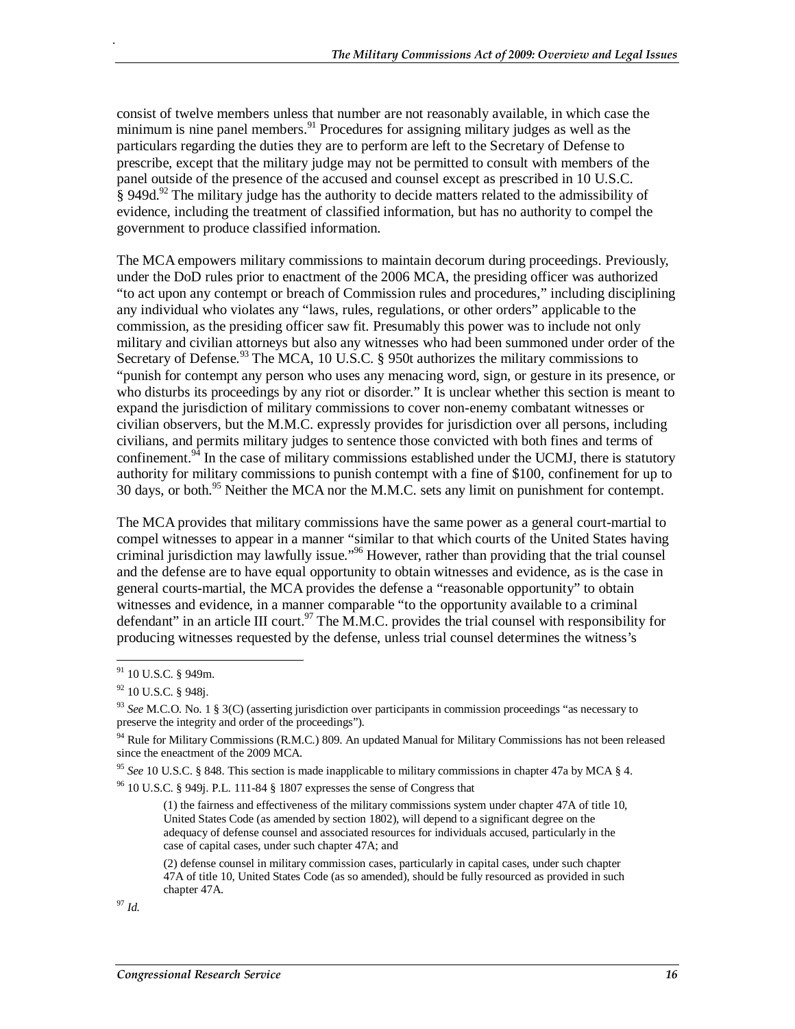consist of twelve members unless that number are not reasonably available, in which case the minimum is nine panel members.[91] Procedures for assigning military judges as well as the particulars regarding the duties they are to perform are left to the Secretary of Defense to prescribe, except that the military judge may not be permitted to consult with members of the panel outside of the presence of the accused and counsel except as prescribed in 10 U.S.C. § 949d.[92] The military judge has the authority to decide matters related to the admissibility of evidence, including the treatment of classified information, but has no authority to compel the government to produce classified information.

The MCA empowers military commissions to maintain decorum during proceedings. Previously, under the DoD rules prior to enactment of the 2006 MCA, the presiding officer was authorized "to act upon any contempt or breach of Commission rules and procedures," including disciplining any individual who violates any "laws, rules, regulations, or other orders" applicable to the commission, as the presiding officer saw fit. Presumably this power was to include not only military and civilian attorneys but also any witnesses who had been summoned under order of the Secretary of Defense.[93] The MCA, 10 U.S.C. § 950t authorizes the military commissions to "punish for contempt any person who uses any menacing word, sign, or gesture in its presence, or who disturbs its proceedings by any riot or disorder." It is unclear whether this section is meant to expand the jurisdiction of military commissions to cover non-enemy combatant witnesses or civilian observers, but the M.M.C. expressly provides for jurisdiction over all persons, including civilians, and permits military judges to sentence those convicted with both fines and terms of confinement.[94] In the case of military commissions established under the UCMJ, there is statutory authority for military commissions to punish contempt with a fine of $100, confinement for up to 30 days, or both.[95] Neither the MCA nor the M.M.C. sets any limit on punishment for contempt.

The MCA provides that military commissions have the same power as a general court-martial to compel witnesses to appear in a manner "similar to that which courts of the United States having criminal jurisdiction may lawfully issue."[96] However, rather than providing that the trial counsel and the defense are to have equal opportunity to obtain witnesses and evidence, as is the case in general courts-martial, the MCA provides the defense a "reasonable opportunity" to obtain witnesses and evidence, in a manner comparable "to the opportunity available to a criminal defendant" in an article III court.[97] The M.M.C. provides the trial counsel with responsibility for producing witnesses requested by the defense, unless trial counsel determines the witness's

---

[91] 10 U.S.C. § 949m.

[92] 10 U.S.C. § 948j.

[93] *See* M.C.O. No. 1 § 3(C) (asserting jurisdiction over participants in commission proceedings "as necessary to preserve the integrity and order of the proceedings").

[94] Rule for Military Commissions (R.M.C.) 809. An updated Manual for Military Commissions has not been released since the eneactment of the 2009 MCA.

[95] *See* 10 U.S.C. § 848. This section is made inapplicable to military commissions in chapter 47a by MCA § 4.

[96] 10 U.S.C. § 949j. P.L. 111-84 § 1807 expresses the sense of Congress that

> (1) the fairness and effectiveness of the military commissions system under chapter 47A of title 10, United States Code (as amended by section 1802), will depend to a significant degree on the adequacy of defense counsel and associated resources for individuals accused, particularly in the case of capital cases, under such chapter 47A; and
>
> (2) defense counsel in military commission cases, particularly in capital cases, under such chapter 47A of title 10, United States Code (as so amended), should be fully resourced as provided in such chapter 47A.

[97] *Id.*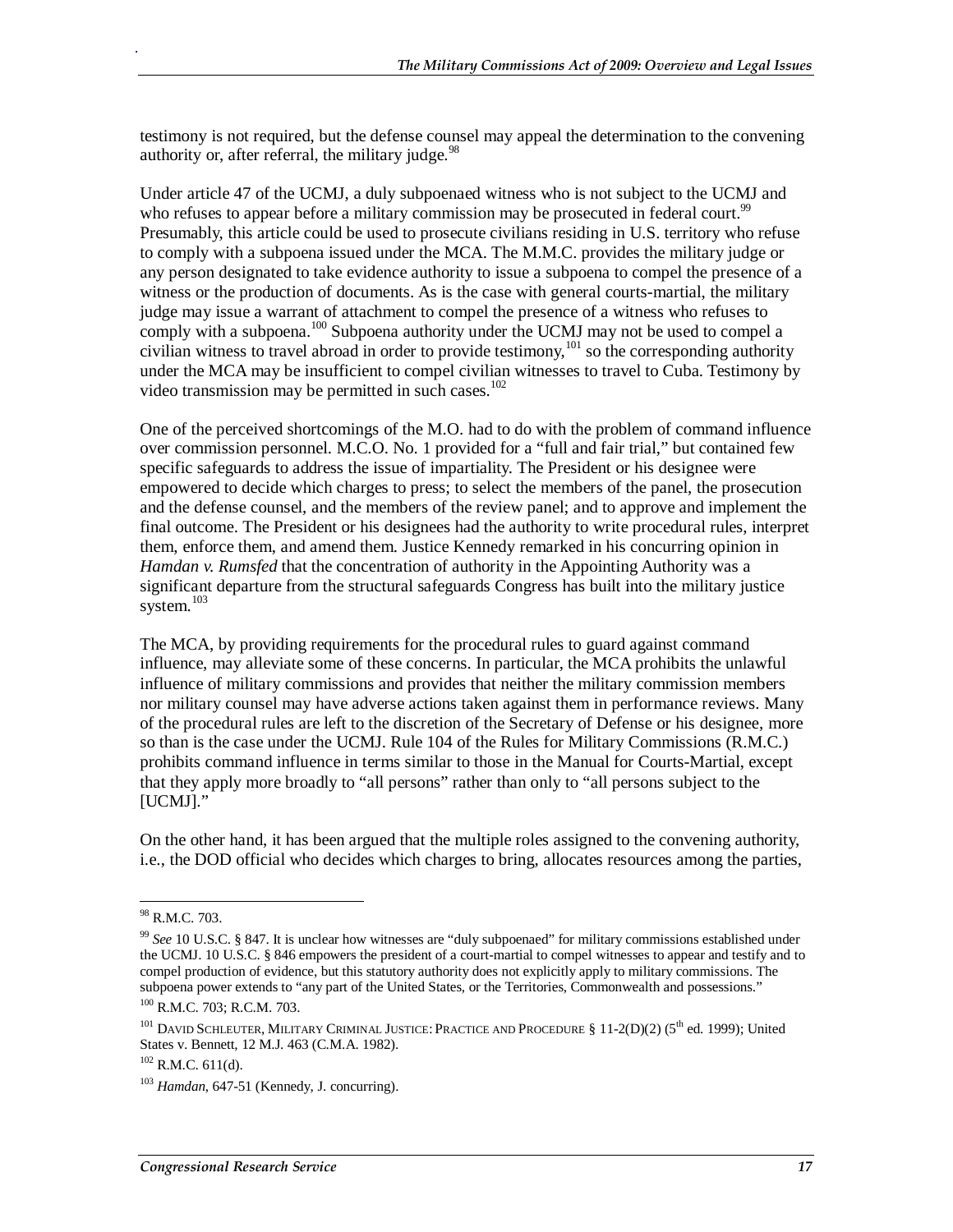testimony is not required, but the defense counsel may appeal the determination to the convening authority or, after referral, the military judge.[98]

Under article 47 of the UCMJ, a duly subpoenaed witness who is not subject to the UCMJ and who refuses to appear before a military commission may be prosecuted in federal court.[99] Presumably, this article could be used to prosecute civilians residing in U.S. territory who refuse to comply with a subpoena issued under the MCA. The M.M.C. provides the military judge or any person designated to take evidence authority to issue a subpoena to compel the presence of a witness or the production of documents. As is the case with general courts-martial, the military judge may issue a warrant of attachment to compel the presence of a witness who refuses to comply with a subpoena.[100] Subpoena authority under the UCMJ may not be used to compel a civilian witness to travel abroad in order to provide testimony,[101] so the corresponding authority under the MCA may be insufficient to compel civilian witnesses to travel to Cuba. Testimony by video transmission may be permitted in such cases.[102]

One of the perceived shortcomings of the M.O. had to do with the problem of command influence over commission personnel. M.C.O. No. 1 provided for a "full and fair trial," but contained few specific safeguards to address the issue of impartiality. The President or his designee were empowered to decide which charges to press; to select the members of the panel, the prosecution and the defense counsel, and the members of the review panel; and to approve and implement the final outcome. The President or his designees had the authority to write procedural rules, interpret them, enforce them, and amend them. Justice Kennedy remarked in his concurring opinion in *Hamdan v. Rumsfed* that the concentration of authority in the Appointing Authority was a significant departure from the structural safeguards Congress has built into the military justice system.[103]

The MCA, by providing requirements for the procedural rules to guard against command influence, may alleviate some of these concerns. In particular, the MCA prohibits the unlawful influence of military commissions and provides that neither the military commission members nor military counsel may have adverse actions taken against them in performance reviews. Many of the procedural rules are left to the discretion of the Secretary of Defense or his designee, more so than is the case under the UCMJ. Rule 104 of the Rules for Military Commissions (R.M.C.) prohibits command influence in terms similar to those in the Manual for Courts-Martial, except that they apply more broadly to "all persons" rather than only to "all persons subject to the [UCMJ]."

On the other hand, it has been argued that the multiple roles assigned to the convening authority, i.e., the DOD official who decides which charges to bring, allocates resources among the parties,

---

[98] R.M.C. 703.

[99] *See* 10 U.S.C. § 847. It is unclear how witnesses are "duly subpoenaed" for military commissions established under the UCMJ. 10 U.S.C. § 846 empowers the president of a court-martial to compel witnesses to appear and testify and to compel production of evidence, but this statutory authority does not explicitly apply to military commissions. The subpoena power extends to "any part of the United States, or the Territories, Commonwealth and possessions."

[100] R.M.C. 703; R.C.M. 703.

[101] David Schleuter, Military Criminal Justice: Practice and Procedure § 11-2(D)(2) (5th ed. 1999); United States v. Bennett, 12 M.J. 463 (C.M.A. 1982).

[102] R.M.C. 611(d).

[103] *Hamdan*, 647-51 (Kennedy, J. concurring).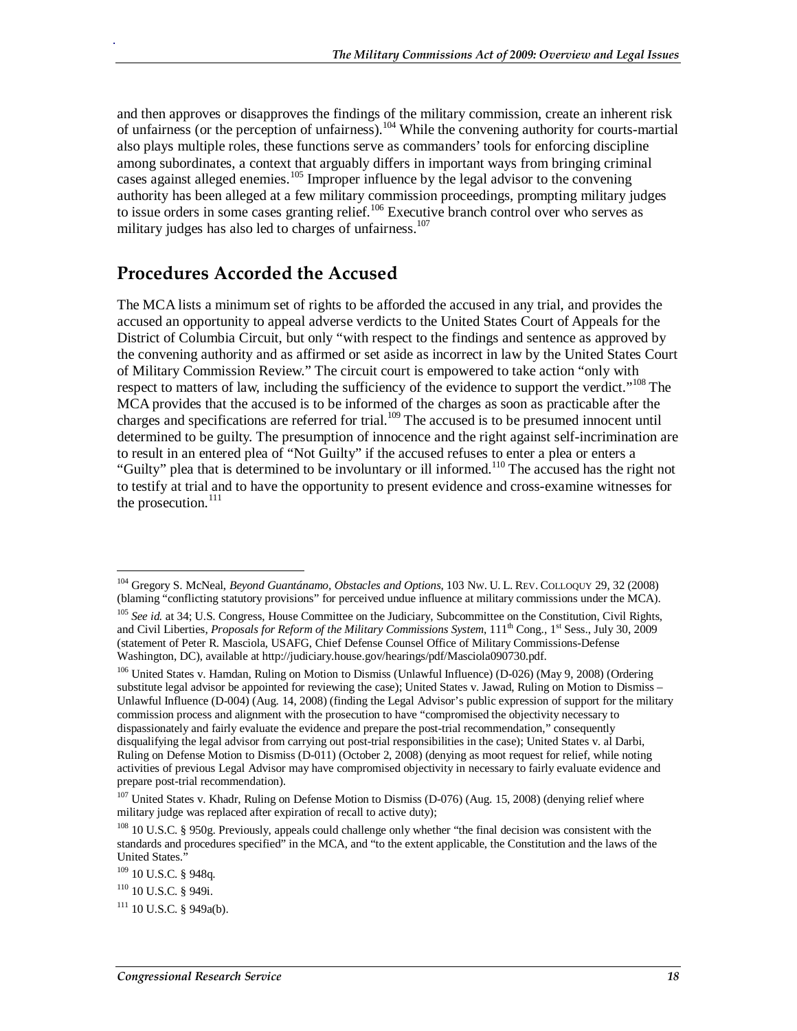and then approves or disapproves the findings of the military commission, create an inherent risk of unfairness (or the perception of unfairness).[104] While the convening authority for courts-martial also plays multiple roles, these functions serve as commanders' tools for enforcing discipline among subordinates, a context that arguably differs in important ways from bringing criminal cases against alleged enemies.[105] Improper influence by the legal advisor to the convening authority has been alleged at a few military commission proceedings, prompting military judges to issue orders in some cases granting relief.[106] Executive branch control over who serves as military judges has also led to charges of unfairness.[107]

## Procedures Accorded the Accused

The MCA lists a minimum set of rights to be afforded the accused in any trial, and provides the accused an opportunity to appeal adverse verdicts to the United States Court of Appeals for the District of Columbia Circuit, but only "with respect to the findings and sentence as approved by the convening authority and as affirmed or set aside as incorrect in law by the United States Court of Military Commission Review." The circuit court is empowered to take action "only with respect to matters of law, including the sufficiency of the evidence to support the verdict."[108] The MCA provides that the accused is to be informed of the charges as soon as practicable after the charges and specifications are referred for trial.[109] The accused is to be presumed innocent until determined to be guilty. The presumption of innocence and the right against self-incrimination are to result in an entered plea of "Not Guilty" if the accused refuses to enter a plea or enters a "Guilty" plea that is determined to be involuntary or ill informed.[110] The accused has the right not to testify at trial and to have the opportunity to present evidence and cross-examine witnesses for the prosecution.[111]

---

[104] Gregory S. McNeal, *Beyond Guantánamo, Obstacles and Options*, 103 NW. U. L. REV. COLLOQUY 29, 32 (2008) (blaming "conflicting statutory provisions" for perceived undue influence at military commissions under the MCA).

[105] *See id.* at 34; U.S. Congress, House Committee on the Judiciary, Subcommittee on the Constitution, Civil Rights, and Civil Liberties, *Proposals for Reform of the Military Commissions System*, 111th Cong., 1st Sess., July 30, 2009 (statement of Peter R. Masciola, USAFG, Chief Defense Counsel Office of Military Commissions-Defense Washington, DC), available at http://judiciary.house.gov/hearings/pdf/Masciola090730.pdf.

[106] United States v. Hamdan, Ruling on Motion to Dismiss (Unlawful Influence) (D-026) (May 9, 2008) (Ordering substitute legal advisor be appointed for reviewing the case); United States v. Jawad, Ruling on Motion to Dismiss – Unlawful Influence (D-004) (Aug. 14, 2008) (finding the Legal Advisor's public expression of support for the military commission process and alignment with the prosecution to have "compromised the objectivity necessary to dispassionately and fairly evaluate the evidence and prepare the post-trial recommendation," consequently disqualifying the legal advisor from carrying out post-trial responsibilities in the case); United States v. al Darbi, Ruling on Defense Motion to Dismiss (D-011) (October 2, 2008) (denying as moot request for relief, while noting activities of previous Legal Advisor may have compromised objectivity in necessary to fairly evaluate evidence and prepare post-trial recommendation).

[107] United States v. Khadr, Ruling on Defense Motion to Dismiss (D-076) (Aug. 15, 2008) (denying relief where military judge was replaced after expiration of recall to active duty);

[108] 10 U.S.C. § 950g. Previously, appeals could challenge only whether "the final decision was consistent with the standards and procedures specified" in the MCA, and "to the extent applicable, the Constitution and the laws of the United States."

[109] 10 U.S.C. § 948q.

[110] 10 U.S.C. § 949i.

[111] 10 U.S.C. § 949a(b).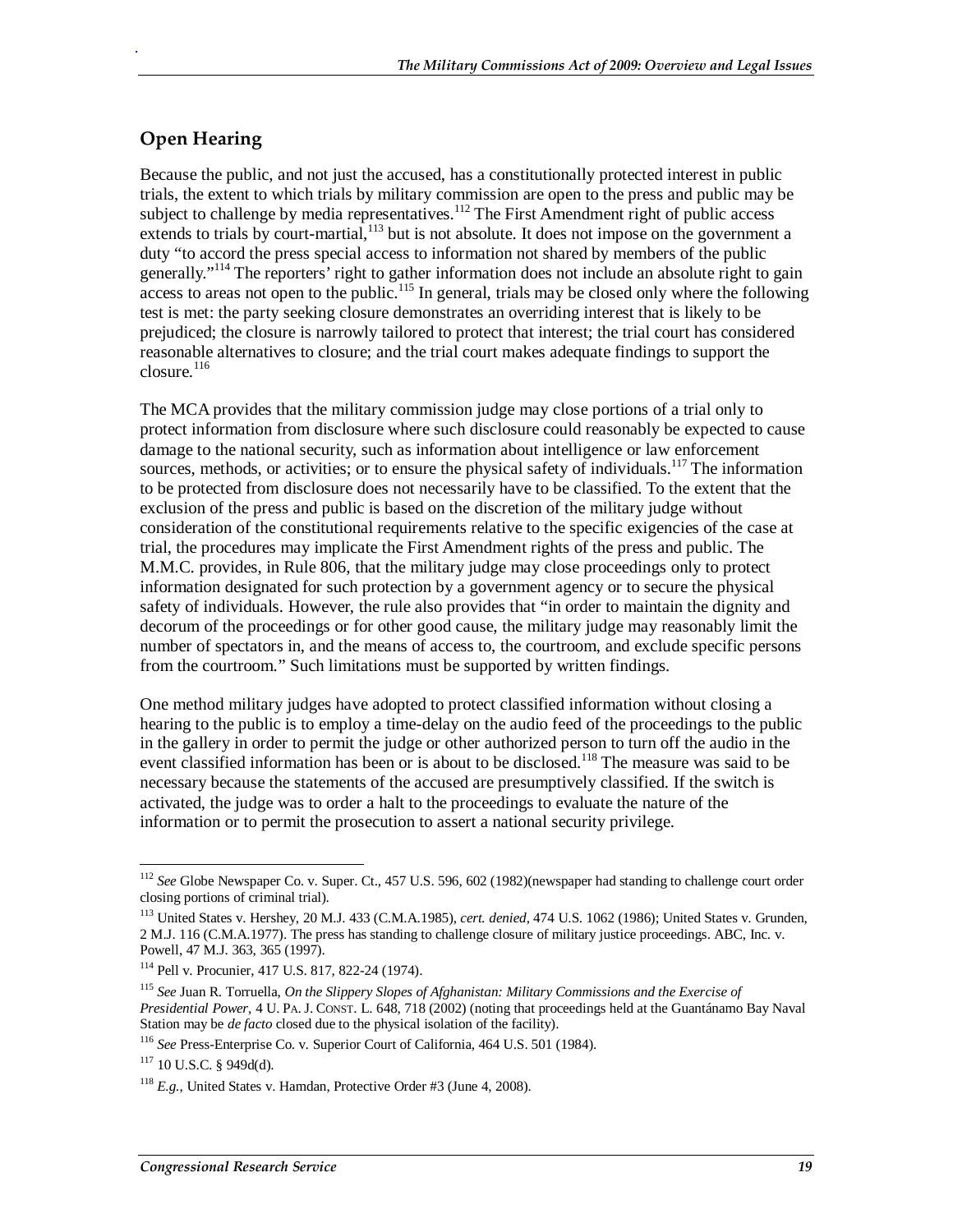## Open Hearing

Because the public, and not just the accused, has a constitutionally protected interest in public trials, the extent to which trials by military commission are open to the press and public may be subject to challenge by media representatives.[112] The First Amendment right of public access extends to trials by court-martial,[113] but is not absolute. It does not impose on the government a duty "to accord the press special access to information not shared by members of the public generally."[114] The reporters' right to gather information does not include an absolute right to gain access to areas not open to the public.[115] In general, trials may be closed only where the following test is met: the party seeking closure demonstrates an overriding interest that is likely to be prejudiced; the closure is narrowly tailored to protect that interest; the trial court has considered reasonable alternatives to closure; and the trial court makes adequate findings to support the closure.[116]

The MCA provides that the military commission judge may close portions of a trial only to protect information from disclosure where such disclosure could reasonably be expected to cause damage to the national security, such as information about intelligence or law enforcement sources, methods, or activities; or to ensure the physical safety of individuals.[117] The information to be protected from disclosure does not necessarily have to be classified. To the extent that the exclusion of the press and public is based on the discretion of the military judge without consideration of the constitutional requirements relative to the specific exigencies of the case at trial, the procedures may implicate the First Amendment rights of the press and public. The M.M.C. provides, in Rule 806, that the military judge may close proceedings only to protect information designated for such protection by a government agency or to secure the physical safety of individuals. However, the rule also provides that "in order to maintain the dignity and decorum of the proceedings or for other good cause, the military judge may reasonably limit the number of spectators in, and the means of access to, the courtroom, and exclude specific persons from the courtroom." Such limitations must be supported by written findings.

One method military judges have adopted to protect classified information without closing a hearing to the public is to employ a time-delay on the audio feed of the proceedings to the public in the gallery in order to permit the judge or other authorized person to turn off the audio in the event classified information has been or is about to be disclosed.[118] The measure was said to be necessary because the statements of the accused are presumptively classified. If the switch is activated, the judge was to order a halt to the proceedings to evaluate the nature of the information or to permit the prosecution to assert a national security privilege.

---

[112] *See* Globe Newspaper Co. v. Super. Ct., 457 U.S. 596, 602 (1982)(newspaper had standing to challenge court order closing portions of criminal trial).

[113] United States v. Hershey, 20 M.J. 433 (C.M.A.1985), *cert. denied*, 474 U.S. 1062 (1986); United States v. Grunden, 2 M.J. 116 (C.M.A.1977). The press has standing to challenge closure of military justice proceedings. ABC, Inc. v. Powell, 47 M.J. 363, 365 (1997).

[114] Pell v. Procunier, 417 U.S. 817, 822-24 (1974).

[115] *See* Juan R. Torruella, *On the Slippery Slopes of Afghanistan: Military Commissions and the Exercise of Presidential Power*, 4 U. PA. J. CONST. L. 648, 718 (2002) (noting that proceedings held at the Guantánamo Bay Naval Station may be *de facto* closed due to the physical isolation of the facility).

[116] *See* Press-Enterprise Co. v. Superior Court of California, 464 U.S. 501 (1984).

[117] 10 U.S.C. § 949d(d).

[118] *E.g.*, United States v. Hamdan, Protective Order #3 (June 4, 2008).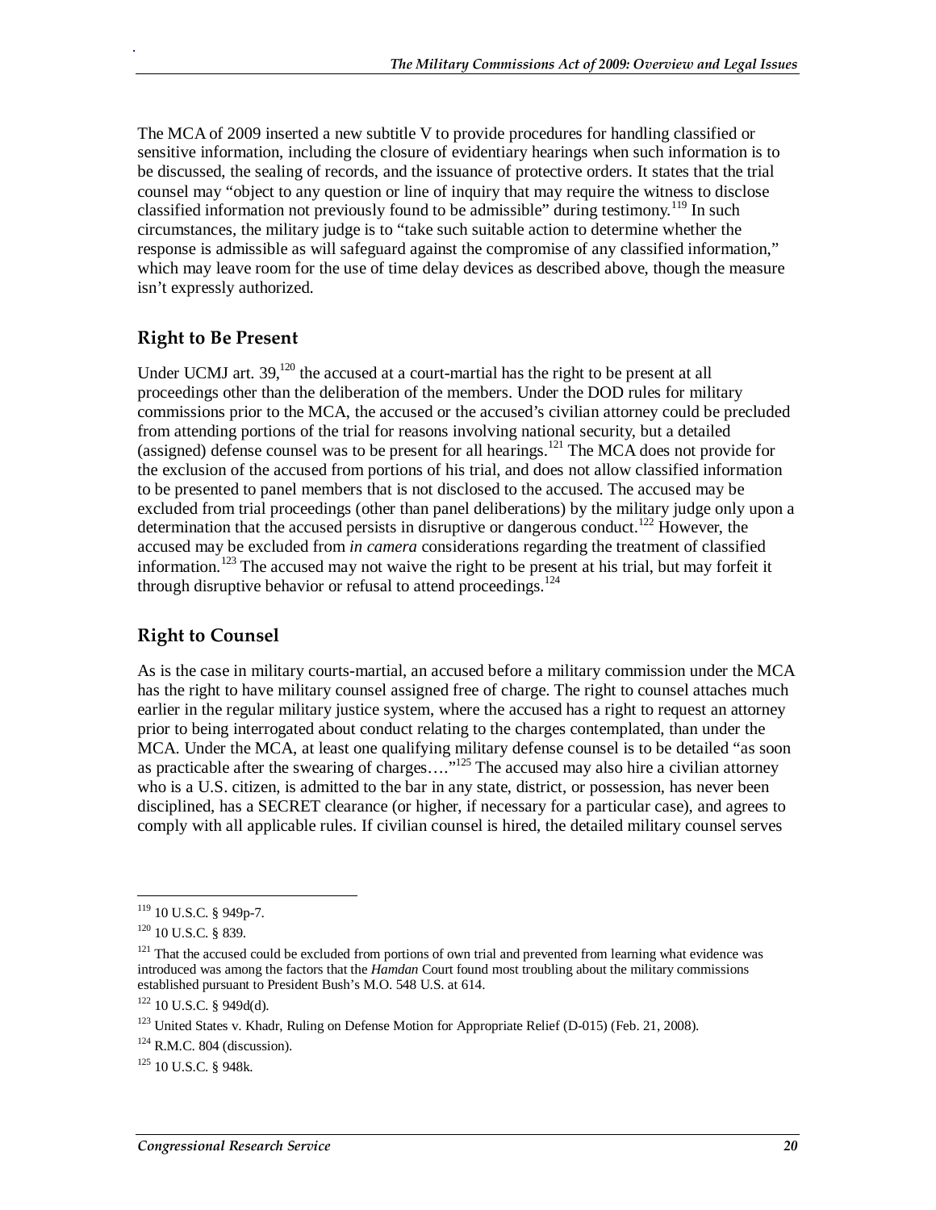The MCA of 2009 inserted a new subtitle V to provide procedures for handling classified or sensitive information, including the closure of evidentiary hearings when such information is to be discussed, the sealing of records, and the issuance of protective orders. It states that the trial counsel may "object to any question or line of inquiry that may require the witness to disclose classified information not previously found to be admissible" during testimony.[119] In such circumstances, the military judge is to "take such suitable action to determine whether the response is admissible as will safeguard against the compromise of any classified information," which may leave room for the use of time delay devices as described above, though the measure isn't expressly authorized.

## Right to Be Present

Under UCMJ art. 39,[120] the accused at a court-martial has the right to be present at all proceedings other than the deliberation of the members. Under the DOD rules for military commissions prior to the MCA, the accused or the accused's civilian attorney could be precluded from attending portions of the trial for reasons involving national security, but a detailed (assigned) defense counsel was to be present for all hearings.[121] The MCA does not provide for the exclusion of the accused from portions of his trial, and does not allow classified information to be presented to panel members that is not disclosed to the accused. The accused may be excluded from trial proceedings (other than panel deliberations) by the military judge only upon a determination that the accused persists in disruptive or dangerous conduct.[122] However, the accused may be excluded from *in camera* considerations regarding the treatment of classified information.[123] The accused may not waive the right to be present at his trial, but may forfeit it through disruptive behavior or refusal to attend proceedings.[124]

## Right to Counsel

As is the case in military courts-martial, an accused before a military commission under the MCA has the right to have military counsel assigned free of charge. The right to counsel attaches much earlier in the regular military justice system, where the accused has a right to request an attorney prior to being interrogated about conduct relating to the charges contemplated, than under the MCA. Under the MCA, at least one qualifying military defense counsel is to be detailed "as soon as practicable after the swearing of charges…."[125] The accused may also hire a civilian attorney who is a U.S. citizen, is admitted to the bar in any state, district, or possession, has never been disciplined, has a SECRET clearance (or higher, if necessary for a particular case), and agrees to comply with all applicable rules. If civilian counsel is hired, the detailed military counsel serves

---

[119] 10 U.S.C. § 949p-7.

[120] 10 U.S.C. § 839.

[121] That the accused could be excluded from portions of own trial and prevented from learning what evidence was introduced was among the factors that the *Hamdan* Court found most troubling about the military commissions established pursuant to President Bush's M.O. 548 U.S. at 614.

[122] 10 U.S.C. § 949d(d).

[123] United States v. Khadr, Ruling on Defense Motion for Appropriate Relief (D-015) (Feb. 21, 2008).

[124] R.M.C. 804 (discussion).

[125] 10 U.S.C. § 948k.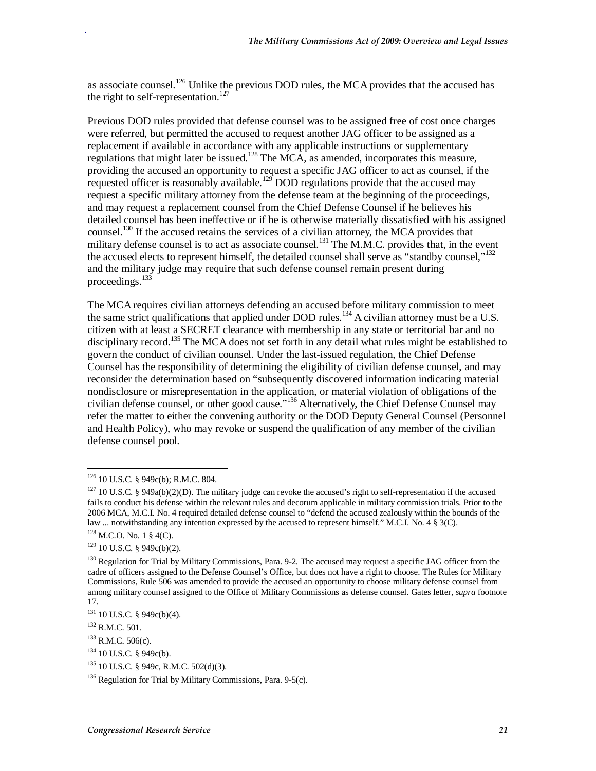as associate counsel.[126] Unlike the previous DOD rules, the MCA provides that the accused has the right to self-representation.[127]

Previous DOD rules provided that defense counsel was to be assigned free of cost once charges were referred, but permitted the accused to request another JAG officer to be assigned as a replacement if available in accordance with any applicable instructions or supplementary regulations that might later be issued.[128] The MCA, as amended, incorporates this measure, providing the accused an opportunity to request a specific JAG officer to act as counsel, if the requested officer is reasonably available.[129] DOD regulations provide that the accused may request a specific military attorney from the defense team at the beginning of the proceedings, and may request a replacement counsel from the Chief Defense Counsel if he believes his detailed counsel has been ineffective or if he is otherwise materially dissatisfied with his assigned counsel.[130] If the accused retains the services of a civilian attorney, the MCA provides that military defense counsel is to act as associate counsel.[131] The M.M.C. provides that, in the event the accused elects to represent himself, the detailed counsel shall serve as "standby counsel,"[132] and the military judge may require that such defense counsel remain present during proceedings.[133]

The MCA requires civilian attorneys defending an accused before military commission to meet the same strict qualifications that applied under DOD rules.[134] A civilian attorney must be a U.S. citizen with at least a SECRET clearance with membership in any state or territorial bar and no disciplinary record.[135] The MCA does not set forth in any detail what rules might be established to govern the conduct of civilian counsel. Under the last-issued regulation, the Chief Defense Counsel has the responsibility of determining the eligibility of civilian defense counsel, and may reconsider the determination based on "subsequently discovered information indicating material nondisclosure or misrepresentation in the application, or material violation of obligations of the civilian defense counsel, or other good cause."[136] Alternatively, the Chief Defense Counsel may refer the matter to either the convening authority or the DOD Deputy General Counsel (Personnel and Health Policy), who may revoke or suspend the qualification of any member of the civilian defense counsel pool.

---

[126] 10 U.S.C. § 949c(b); R.M.C. 804.

[127] 10 U.S.C. § 949a(b)(2)(D). The military judge can revoke the accused's right to self-representation if the accused fails to conduct his defense within the relevant rules and decorum applicable in military commission trials. Prior to the 2006 MCA, M.C.I. No. 4 required detailed defense counsel to "defend the accused zealously within the bounds of the law ... notwithstanding any intention expressed by the accused to represent himself." M.C.I. No. 4 § 3(C).

[128] M.C.O. No. 1 § 4(C).

[129] 10 U.S.C. § 949c(b)(2).

[130] Regulation for Trial by Military Commissions, Para. 9-2. The accused may request a specific JAG officer from the cadre of officers assigned to the Defense Counsel's Office, but does not have a right to choose. The Rules for Military Commissions, Rule 506 was amended to provide the accused an opportunity to choose military defense counsel from among military counsel assigned to the Office of Military Commissions as defense counsel. Gates letter, *supra* footnote 17.

[131] 10 U.S.C. § 949c(b)(4).

[132] R.M.C. 501.

[133] R.M.C. 506(c).

[134] 10 U.S.C. § 949c(b).

[135] 10 U.S.C. § 949c, R.M.C. 502(d)(3).

[136] Regulation for Trial by Military Commissions, Para. 9-5(c).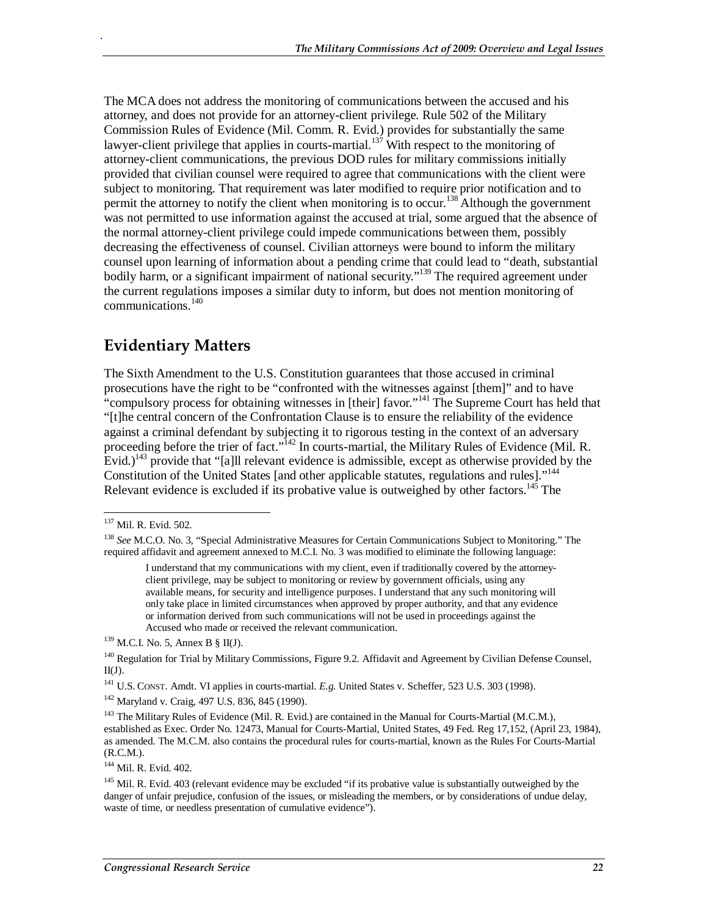The MCA does not address the monitoring of communications between the accused and his attorney, and does not provide for an attorney-client privilege. Rule 502 of the Military Commission Rules of Evidence (Mil. Comm. R. Evid.) provides for substantially the same lawyer-client privilege that applies in courts-martial.[137] With respect to the monitoring of attorney-client communications, the previous DOD rules for military commissions initially provided that civilian counsel were required to agree that communications with the client were subject to monitoring. That requirement was later modified to require prior notification and to permit the attorney to notify the client when monitoring is to occur.[138] Although the government was not permitted to use information against the accused at trial, some argued that the absence of the normal attorney-client privilege could impede communications between them, possibly decreasing the effectiveness of counsel. Civilian attorneys were bound to inform the military counsel upon learning of information about a pending crime that could lead to "death, substantial bodily harm, or a significant impairment of national security."[139] The required agreement under the current regulations imposes a similar duty to inform, but does not mention monitoring of communications.[140]

## Evidentiary Matters

The Sixth Amendment to the U.S. Constitution guarantees that those accused in criminal prosecutions have the right to be "confronted with the witnesses against [them]" and to have "compulsory process for obtaining witnesses in [their] favor."[141] The Supreme Court has held that "[t]he central concern of the Confrontation Clause is to ensure the reliability of the evidence against a criminal defendant by subjecting it to rigorous testing in the context of an adversary proceeding before the trier of fact."[142] In courts-martial, the Military Rules of Evidence (Mil. R. Evid.)[143] provide that "[a]ll relevant evidence is admissible, except as otherwise provided by the Constitution of the United States [and other applicable statutes, regulations and rules]."[144] Relevant evidence is excluded if its probative value is outweighed by other factors.[145] The

---

[137] Mil. R. Evid. 502.

[138] *See* M.C.O. No. 3, "Special Administrative Measures for Certain Communications Subject to Monitoring." The required affidavit and agreement annexed to M.C.I. No. 3 was modified to eliminate the following language:

> I understand that my communications with my client, even if traditionally covered by the attorney-client privilege, may be subject to monitoring or review by government officials, using any available means, for security and intelligence purposes. I understand that any such monitoring will only take place in limited circumstances when approved by proper authority, and that any evidence or information derived from such communications will not be used in proceedings against the Accused who made or received the relevant communication.

[139] M.C.I. No. 5, Annex B § II(J).

[140] Regulation for Trial by Military Commissions, Figure 9.2. Affidavit and Agreement by Civilian Defense Counsel, II(J).

[141] U.S. CONST. Amdt. VI applies in courts-martial. *E.g.* United States v. Scheffer, 523 U.S. 303 (1998).

[142] Maryland v. Craig, 497 U.S. 836, 845 (1990).

[143] The Military Rules of Evidence (Mil. R. Evid.) are contained in the Manual for Courts-Martial (M.C.M.), established as Exec. Order No. 12473, Manual for Courts-Martial, United States, 49 Fed. Reg 17,152, (April 23, 1984), as amended. The M.C.M. also contains the procedural rules for courts-martial, known as the Rules For Courts-Martial (R.C.M.).

[144] Mil. R. Evid. 402.

[145] Mil. R. Evid. 403 (relevant evidence may be excluded "if its probative value is substantially outweighed by the danger of unfair prejudice, confusion of the issues, or misleading the members, or by considerations of undue delay, waste of time, or needless presentation of cumulative evidence").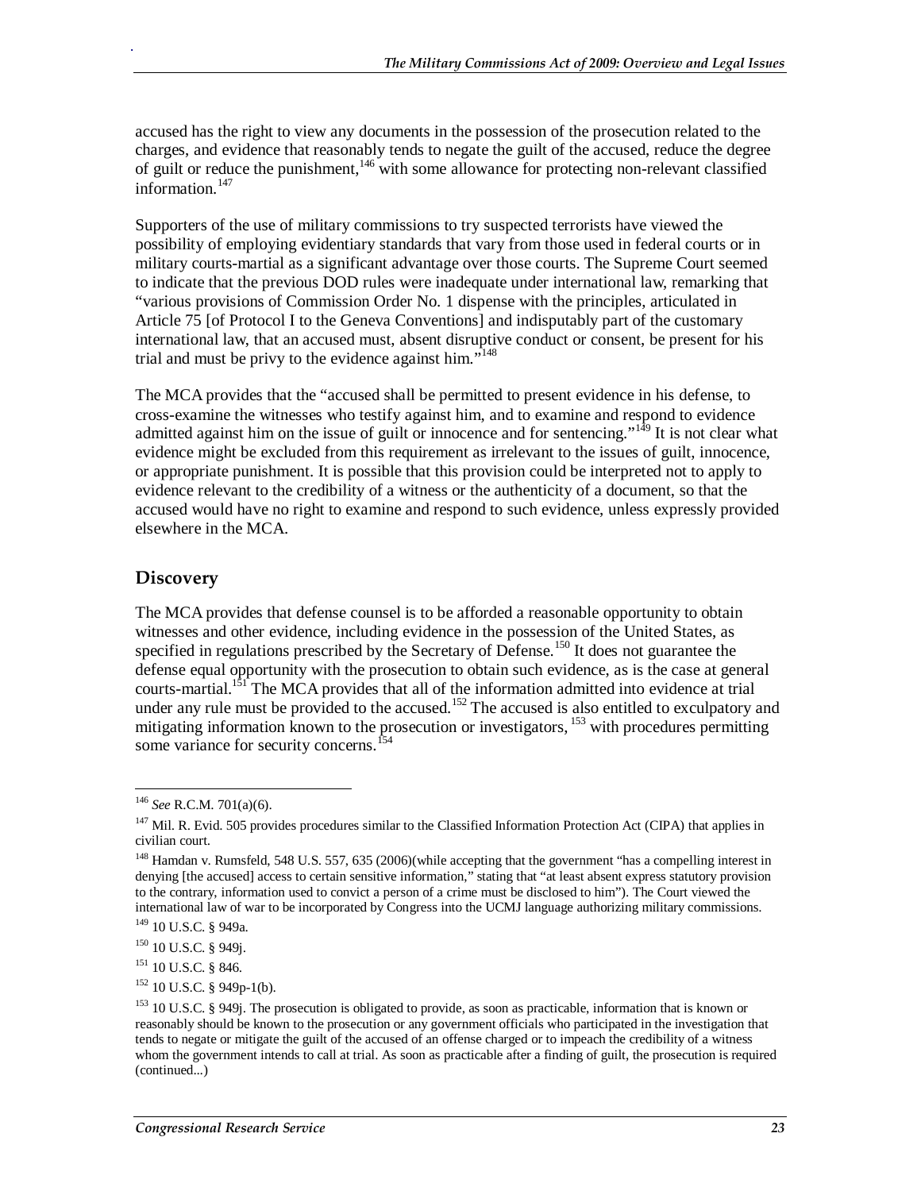accused has the right to view any documents in the possession of the prosecution related to the charges, and evidence that reasonably tends to negate the guilt of the accused, reduce the degree of guilt or reduce the punishment,[146] with some allowance for protecting non-relevant classified information.[147]

Supporters of the use of military commissions to try suspected terrorists have viewed the possibility of employing evidentiary standards that vary from those used in federal courts or in military courts-martial as a significant advantage over those courts. The Supreme Court seemed to indicate that the previous DOD rules were inadequate under international law, remarking that "various provisions of Commission Order No. 1 dispense with the principles, articulated in Article 75 [of Protocol I to the Geneva Conventions] and indisputably part of the customary international law, that an accused must, absent disruptive conduct or consent, be present for his trial and must be privy to the evidence against him."[148]

The MCA provides that the "accused shall be permitted to present evidence in his defense, to cross-examine the witnesses who testify against him, and to examine and respond to evidence admitted against him on the issue of guilt or innocence and for sentencing."[149] It is not clear what evidence might be excluded from this requirement as irrelevant to the issues of guilt, innocence, or appropriate punishment. It is possible that this provision could be interpreted not to apply to evidence relevant to the credibility of a witness or the authenticity of a document, so that the accused would have no right to examine and respond to such evidence, unless expressly provided elsewhere in the MCA.

## Discovery

The MCA provides that defense counsel is to be afforded a reasonable opportunity to obtain witnesses and other evidence, including evidence in the possession of the United States, as specified in regulations prescribed by the Secretary of Defense.[150] It does not guarantee the defense equal opportunity with the prosecution to obtain such evidence, as is the case at general courts-martial.[151] The MCA provides that all of the information admitted into evidence at trial under any rule must be provided to the accused.[152] The accused is also entitled to exculpatory and mitigating information known to the prosecution or investigators, [153] with procedures permitting some variance for security concerns.[154]

---

[146] *See* R.C.M. 701(a)(6).

[147] Mil. R. Evid. 505 provides procedures similar to the Classified Information Protection Act (CIPA) that applies in civilian court.

[148] Hamdan v. Rumsfeld, 548 U.S. 557, 635 (2006)(while accepting that the government "has a compelling interest in denying [the accused] access to certain sensitive information," stating that "at least absent express statutory provision to the contrary, information used to convict a person of a crime must be disclosed to him"). The Court viewed the international law of war to be incorporated by Congress into the UCMJ language authorizing military commissions.

[149] 10 U.S.C. § 949a.

[150] 10 U.S.C. § 949j.

[151] 10 U.S.C. § 846.

[152] 10 U.S.C. § 949p-1(b).

[153] 10 U.S.C. § 949j. The prosecution is obligated to provide, as soon as practicable, information that is known or reasonably should be known to the prosecution or any government officials who participated in the investigation that tends to negate or mitigate the guilt of the accused of an offense charged or to impeach the credibility of a witness whom the government intends to call at trial. As soon as practicable after a finding of guilt, the prosecution is required (continued...)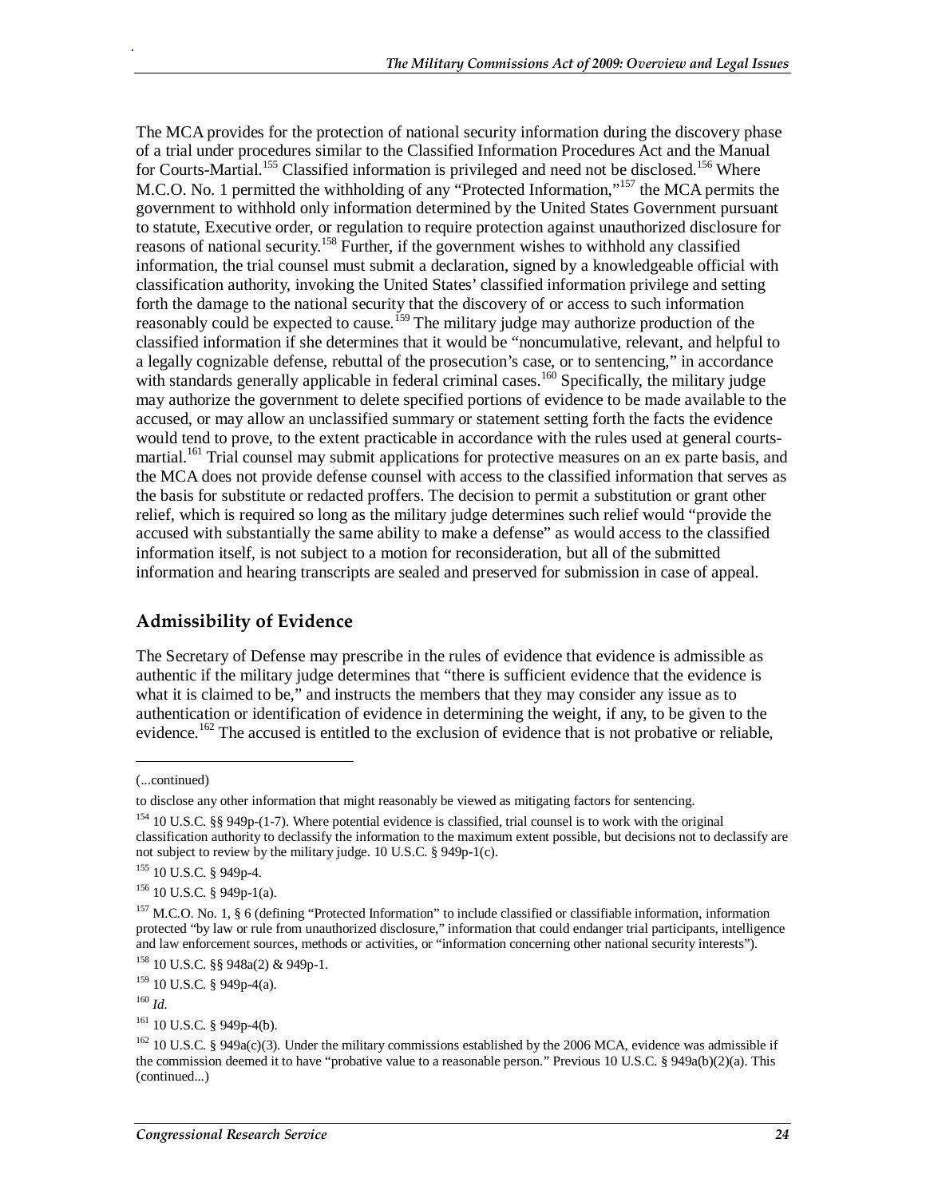The MCA provides for the protection of national security information during the discovery phase of a trial under procedures similar to the Classified Information Procedures Act and the Manual for Courts-Martial.[155] Classified information is privileged and need not be disclosed.[156] Where M.C.O. No. 1 permitted the withholding of any "Protected Information,"[157] the MCA permits the government to withhold only information determined by the United States Government pursuant to statute, Executive order, or regulation to require protection against unauthorized disclosure for reasons of national security.[158] Further, if the government wishes to withhold any classified information, the trial counsel must submit a declaration, signed by a knowledgeable official with classification authority, invoking the United States' classified information privilege and setting forth the damage to the national security that the discovery of or access to such information reasonably could be expected to cause.[159] The military judge may authorize production of the classified information if she determines that it would be "noncumulative, relevant, and helpful to a legally cognizable defense, rebuttal of the prosecution's case, or to sentencing," in accordance with standards generally applicable in federal criminal cases.[160] Specifically, the military judge may authorize the government to delete specified portions of evidence to be made available to the accused, or may allow an unclassified summary or statement setting forth the facts the evidence would tend to prove, to the extent practicable in accordance with the rules used at general courts-martial.[161] Trial counsel may submit applications for protective measures on an ex parte basis, and the MCA does not provide defense counsel with access to the classified information that serves as the basis for substitute or redacted proffers. The decision to permit a substitution or grant other relief, which is required so long as the military judge determines such relief would "provide the accused with substantially the same ability to make a defense" as would access to the classified information itself, is not subject to a motion for reconsideration, but all of the submitted information and hearing transcripts are sealed and preserved for submission in case of appeal.

## Admissibility of Evidence

The Secretary of Defense may prescribe in the rules of evidence that evidence is admissible as authentic if the military judge determines that "there is sufficient evidence that the evidence is what it is claimed to be," and instructs the members that they may consider any issue as to authentication or identification of evidence in determining the weight, if any, to be given to the evidence.[162] The accused is entitled to the exclusion of evidence that is not probative or reliable,

---

(...continued)

to disclose any other information that might reasonably be viewed as mitigating factors for sentencing.

[154] 10 U.S.C. §§ 949p-(1-7). Where potential evidence is classified, trial counsel is to work with the original classification authority to declassify the information to the maximum extent possible, but decisions not to declassify are not subject to review by the military judge. 10 U.S.C. § 949p-1(c).

[155] 10 U.S.C. § 949p-4.

[156] 10 U.S.C. § 949p-1(a).

[157] M.C.O. No. 1, § 6 (defining "Protected Information" to include classified or classifiable information, information protected "by law or rule from unauthorized disclosure," information that could endanger trial participants, intelligence and law enforcement sources, methods or activities, or "information concerning other national security interests").

[158] 10 U.S.C. §§ 948a(2) & 949p-1.

[159] 10 U.S.C. § 949p-4(a).

[160] *Id.*

[161] 10 U.S.C. § 949p-4(b).

[162] 10 U.S.C. § 949a(c)(3). Under the military commissions established by the 2006 MCA, evidence was admissible if the commission deemed it to have "probative value to a reasonable person." Previous 10 U.S.C. § 949a(b)(2)(a). This (continued...)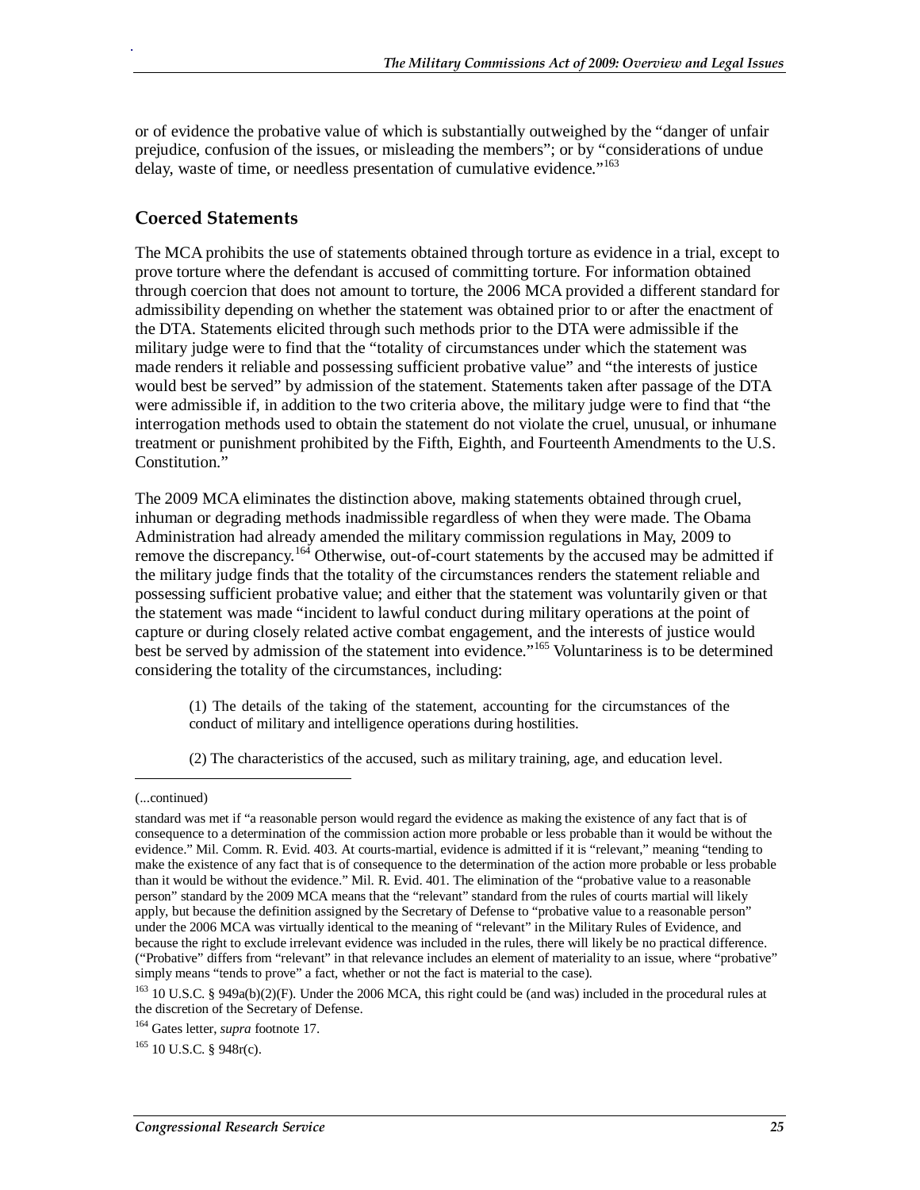or of evidence the probative value of which is substantially outweighed by the "danger of unfair prejudice, confusion of the issues, or misleading the members"; or by "considerations of undue delay, waste of time, or needless presentation of cumulative evidence."[163]

## Coerced Statements

The MCA prohibits the use of statements obtained through torture as evidence in a trial, except to prove torture where the defendant is accused of committing torture. For information obtained through coercion that does not amount to torture, the 2006 MCA provided a different standard for admissibility depending on whether the statement was obtained prior to or after the enactment of the DTA. Statements elicited through such methods prior to the DTA were admissible if the military judge were to find that the "totality of circumstances under which the statement was made renders it reliable and possessing sufficient probative value" and "the interests of justice would best be served" by admission of the statement. Statements taken after passage of the DTA were admissible if, in addition to the two criteria above, the military judge were to find that "the interrogation methods used to obtain the statement do not violate the cruel, unusual, or inhumane treatment or punishment prohibited by the Fifth, Eighth, and Fourteenth Amendments to the U.S. Constitution."

The 2009 MCA eliminates the distinction above, making statements obtained through cruel, inhuman or degrading methods inadmissible regardless of when they were made. The Obama Administration had already amended the military commission regulations in May, 2009 to remove the discrepancy.[164] Otherwise, out-of-court statements by the accused may be admitted if the military judge finds that the totality of the circumstances renders the statement reliable and possessing sufficient probative value; and either that the statement was voluntarily given or that the statement was made "incident to lawful conduct during military operations at the point of capture or during closely related active combat engagement, and the interests of justice would best be served by admission of the statement into evidence."[165] Voluntariness is to be determined considering the totality of the circumstances, including:

> (1) The details of the taking of the statement, accounting for the circumstances of the conduct of military and intelligence operations during hostilities.
>
> (2) The characteristics of the accused, such as military training, age, and education level.

---

(...continued)

standard was met if "a reasonable person would regard the evidence as making the existence of any fact that is of consequence to a determination of the commission action more probable or less probable than it would be without the evidence." Mil. Comm. R. Evid. 403. At courts-martial, evidence is admitted if it is "relevant," meaning "tending to make the existence of any fact that is of consequence to the determination of the action more probable or less probable than it would be without the evidence." Mil. R. Evid. 401. The elimination of the "probative value to a reasonable person" standard by the 2009 MCA means that the "relevant" standard from the rules of courts martial will likely apply, but because the definition assigned by the Secretary of Defense to "probative value to a reasonable person" under the 2006 MCA was virtually identical to the meaning of "relevant" in the Military Rules of Evidence, and because the right to exclude irrelevant evidence was included in the rules, there will likely be no practical difference. ("Probative" differs from "relevant" in that relevance includes an element of materiality to an issue, where "probative" simply means "tends to prove" a fact, whether or not the fact is material to the case).

[163] 10 U.S.C. § 949a(b)(2)(F). Under the 2006 MCA, this right could be (and was) included in the procedural rules at the discretion of the Secretary of Defense.

[164] Gates letter, *supra* footnote 17.

[165] 10 U.S.C. § 948r(c).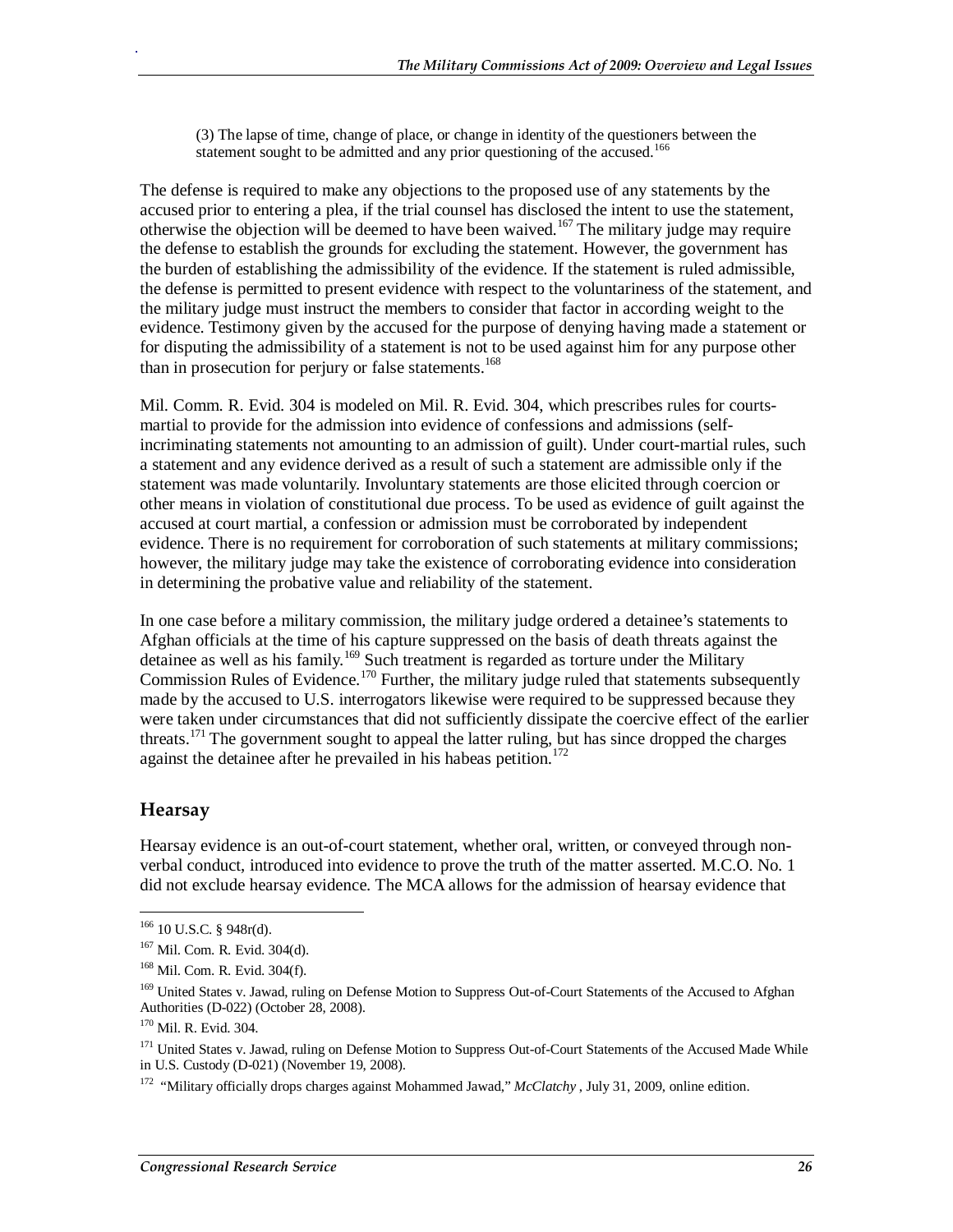(3) The lapse of time, change of place, or change in identity of the questioners between the statement sought to be admitted and any prior questioning of the accused.[166]

The defense is required to make any objections to the proposed use of any statements by the accused prior to entering a plea, if the trial counsel has disclosed the intent to use the statement, otherwise the objection will be deemed to have been waived.[167] The military judge may require the defense to establish the grounds for excluding the statement. However, the government has the burden of establishing the admissibility of the evidence. If the statement is ruled admissible, the defense is permitted to present evidence with respect to the voluntariness of the statement, and the military judge must instruct the members to consider that factor in according weight to the evidence. Testimony given by the accused for the purpose of denying having made a statement or for disputing the admissibility of a statement is not to be used against him for any purpose other than in prosecution for perjury or false statements.[168]

Mil. Comm. R. Evid. 304 is modeled on Mil. R. Evid. 304, which prescribes rules for courts-martial to provide for the admission into evidence of confessions and admissions (self-incriminating statements not amounting to an admission of guilt). Under court-martial rules, such a statement and any evidence derived as a result of such a statement are admissible only if the statement was made voluntarily. Involuntary statements are those elicited through coercion or other means in violation of constitutional due process. To be used as evidence of guilt against the accused at court martial, a confession or admission must be corroborated by independent evidence. There is no requirement for corroboration of such statements at military commissions; however, the military judge may take the existence of corroborating evidence into consideration in determining the probative value and reliability of the statement.

In one case before a military commission, the military judge ordered a detainee's statements to Afghan officials at the time of his capture suppressed on the basis of death threats against the detainee as well as his family.[169] Such treatment is regarded as torture under the Military Commission Rules of Evidence.[170] Further, the military judge ruled that statements subsequently made by the accused to U.S. interrogators likewise were required to be suppressed because they were taken under circumstances that did not sufficiently dissipate the coercive effect of the earlier threats.[171] The government sought to appeal the latter ruling, but has since dropped the charges against the detainee after he prevailed in his habeas petition.[172]

## Hearsay

Hearsay evidence is an out-of-court statement, whether oral, written, or conveyed through non-verbal conduct, introduced into evidence to prove the truth of the matter asserted. M.C.O. No. 1 did not exclude hearsay evidence. The MCA allows for the admission of hearsay evidence that

---

[166] 10 U.S.C. § 948r(d).

[167] Mil. Com. R. Evid. 304(d).

[168] Mil. Com. R. Evid. 304(f).

[169] United States v. Jawad, ruling on Defense Motion to Suppress Out-of-Court Statements of the Accused to Afghan Authorities (D-022) (October 28, 2008).

[170] Mil. R. Evid. 304.

[171] United States v. Jawad, ruling on Defense Motion to Suppress Out-of-Court Statements of the Accused Made While in U.S. Custody (D-021) (November 19, 2008).

[172] "Military officially drops charges against Mohammed Jawad," *McClatchy* , July 31, 2009, online edition.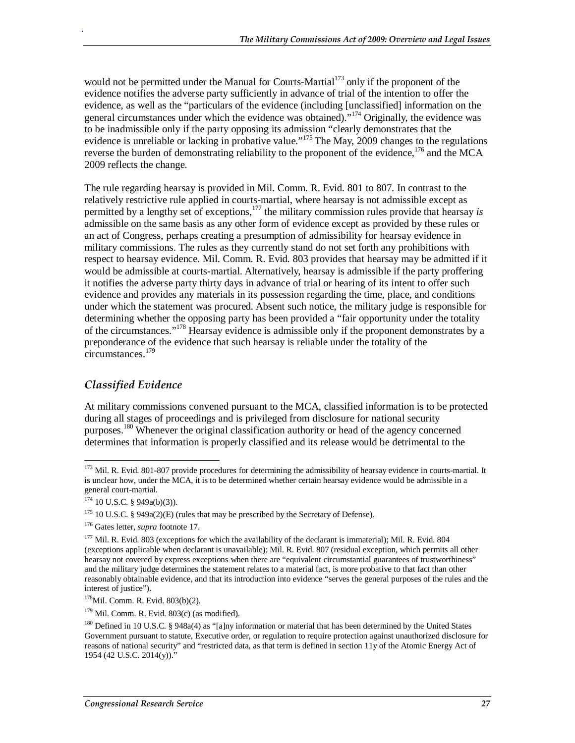would not be permitted under the Manual for Courts-Martial[173] only if the proponent of the evidence notifies the adverse party sufficiently in advance of trial of the intention to offer the evidence, as well as the "particulars of the evidence (including [unclassified] information on the general circumstances under which the evidence was obtained)."[174] Originally, the evidence was to be inadmissible only if the party opposing its admission "clearly demonstrates that the evidence is unreliable or lacking in probative value."[175] The May, 2009 changes to the regulations reverse the burden of demonstrating reliability to the proponent of the evidence,[176] and the MCA 2009 reflects the change.

The rule regarding hearsay is provided in Mil. Comm. R. Evid. 801 to 807. In contrast to the relatively restrictive rule applied in courts-martial, where hearsay is not admissible except as permitted by a lengthy set of exceptions,[177] the military commission rules provide that hearsay *is* admissible on the same basis as any other form of evidence except as provided by these rules or an act of Congress, perhaps creating a presumption of admissibility for hearsay evidence in military commissions. The rules as they currently stand do not set forth any prohibitions with respect to hearsay evidence. Mil. Comm. R. Evid. 803 provides that hearsay may be admitted if it would be admissible at courts-martial. Alternatively, hearsay is admissible if the party proffering it notifies the adverse party thirty days in advance of trial or hearing of its intent to offer such evidence and provides any materials in its possession regarding the time, place, and conditions under which the statement was procured. Absent such notice, the military judge is responsible for determining whether the opposing party has been provided a "fair opportunity under the totality of the circumstances."[178] Hearsay evidence is admissible only if the proponent demonstrates by a preponderance of the evidence that such hearsay is reliable under the totality of the circumstances.[179]

## *Classified Evidence*

At military commissions convened pursuant to the MCA, classified information is to be protected during all stages of proceedings and is privileged from disclosure for national security purposes.[180] Whenever the original classification authority or head of the agency concerned determines that information is properly classified and its release would be detrimental to the

---

[173] Mil. R. Evid. 801-807 provide procedures for determining the admissibility of hearsay evidence in courts-martial. It is unclear how, under the MCA, it is to be determined whether certain hearsay evidence would be admissible in a general court-martial.

[174] 10 U.S.C. § 949a(b)(3)).

[175] 10 U.S.C. § 949a(2)(E) (rules that may be prescribed by the Secretary of Defense).

[176] Gates letter, *supra* footnote 17.

[177] Mil. R. Evid. 803 (exceptions for which the availability of the declarant is immaterial); Mil. R. Evid. 804 (exceptions applicable when declarant is unavailable); Mil. R. Evid. 807 (residual exception, which permits all other hearsay not covered by express exceptions when there are "equivalent circumstantial guarantees of trustworthiness" and the military judge determines the statement relates to a material fact, is more probative to that fact than other reasonably obtainable evidence, and that its introduction into evidence "serves the general purposes of the rules and the interest of justice").

[178] Mil. Comm. R. Evid. 803(b)(2).

[179] Mil. Comm. R. Evid. 803(c) (as modified).

[180] Defined in 10 U.S.C. § 948a(4) as "[a]ny information or material that has been determined by the United States Government pursuant to statute, Executive order, or regulation to require protection against unauthorized disclosure for reasons of national security" and "restricted data, as that term is defined in section 11y of the Atomic Energy Act of 1954 (42 U.S.C. 2014(y))."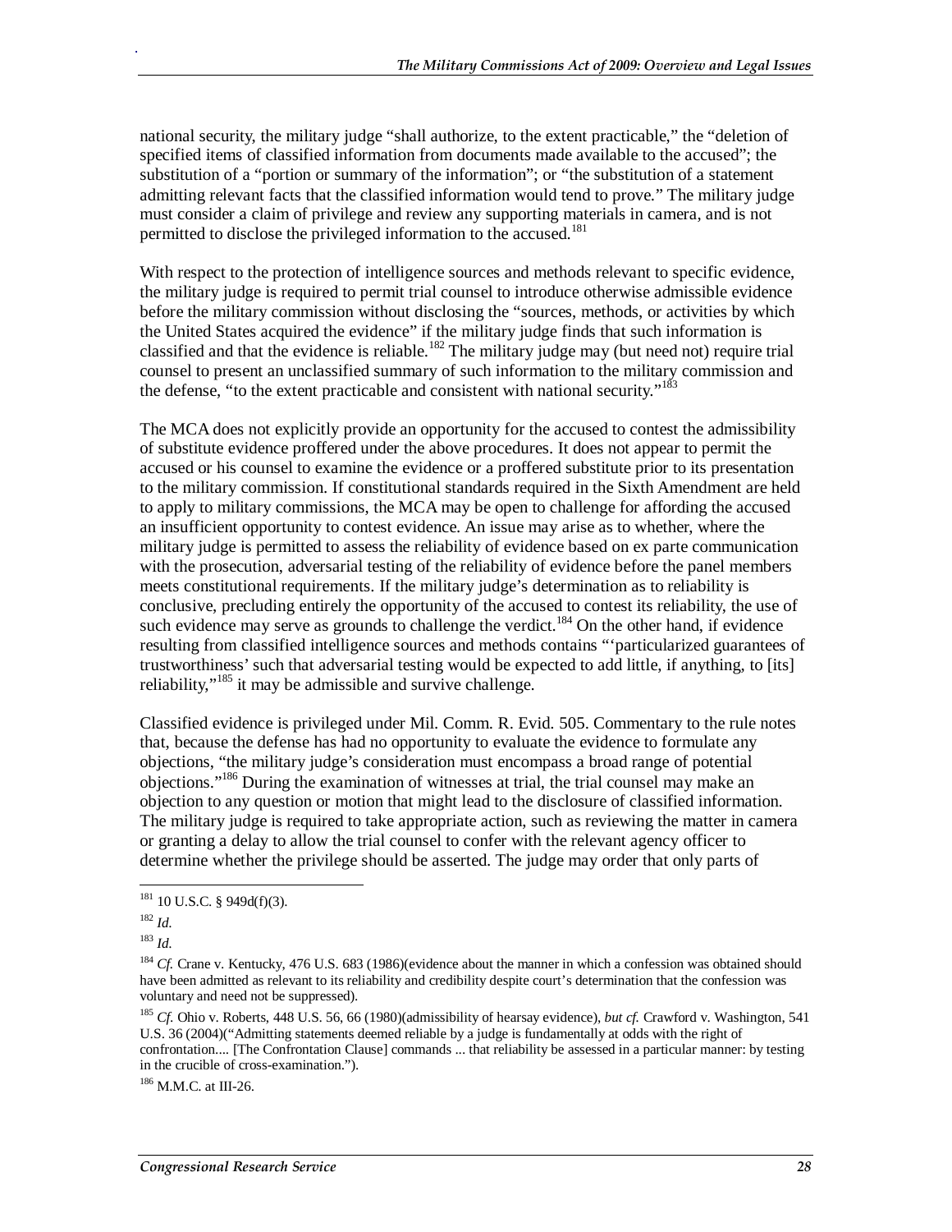national security, the military judge "shall authorize, to the extent practicable," the "deletion of specified items of classified information from documents made available to the accused"; the substitution of a "portion or summary of the information"; or "the substitution of a statement admitting relevant facts that the classified information would tend to prove." The military judge must consider a claim of privilege and review any supporting materials in camera, and is not permitted to disclose the privileged information to the accused.[181]

With respect to the protection of intelligence sources and methods relevant to specific evidence, the military judge is required to permit trial counsel to introduce otherwise admissible evidence before the military commission without disclosing the "sources, methods, or activities by which the United States acquired the evidence" if the military judge finds that such information is classified and that the evidence is reliable.[182] The military judge may (but need not) require trial counsel to present an unclassified summary of such information to the military commission and the defense, "to the extent practicable and consistent with national security."[183]

The MCA does not explicitly provide an opportunity for the accused to contest the admissibility of substitute evidence proffered under the above procedures. It does not appear to permit the accused or his counsel to examine the evidence or a proffered substitute prior to its presentation to the military commission. If constitutional standards required in the Sixth Amendment are held to apply to military commissions, the MCA may be open to challenge for affording the accused an insufficient opportunity to contest evidence. An issue may arise as to whether, where the military judge is permitted to assess the reliability of evidence based on ex parte communication with the prosecution, adversarial testing of the reliability of evidence before the panel members meets constitutional requirements. If the military judge's determination as to reliability is conclusive, precluding entirely the opportunity of the accused to contest its reliability, the use of such evidence may serve as grounds to challenge the verdict.[184] On the other hand, if evidence resulting from classified intelligence sources and methods contains "'particularized guarantees of trustworthiness' such that adversarial testing would be expected to add little, if anything, to [its] reliability,"[185] it may be admissible and survive challenge.

Classified evidence is privileged under Mil. Comm. R. Evid. 505. Commentary to the rule notes that, because the defense has had no opportunity to evaluate the evidence to formulate any objections, "the military judge's consideration must encompass a broad range of potential objections."[186] During the examination of witnesses at trial, the trial counsel may make an objection to any question or motion that might lead to the disclosure of classified information. The military judge is required to take appropriate action, such as reviewing the matter in camera or granting a delay to allow the trial counsel to confer with the relevant agency officer to determine whether the privilege should be asserted. The judge may order that only parts of

---

[181] 10 U.S.C. § 949d(f)(3).

[182] *Id.*

[183] *Id.*

[184] *Cf.* Crane v. Kentucky, 476 U.S. 683 (1986)(evidence about the manner in which a confession was obtained should have been admitted as relevant to its reliability and credibility despite court's determination that the confession was voluntary and need not be suppressed).

[185] *Cf.* Ohio v. Roberts, 448 U.S. 56, 66 (1980)(admissibility of hearsay evidence), *but cf.* Crawford v. Washington, 541 U.S. 36 (2004)("Admitting statements deemed reliable by a judge is fundamentally at odds with the right of confrontation.... [The Confrontation Clause] commands ... that reliability be assessed in a particular manner: by testing in the crucible of cross-examination.").

[186] M.M.C. at III-26.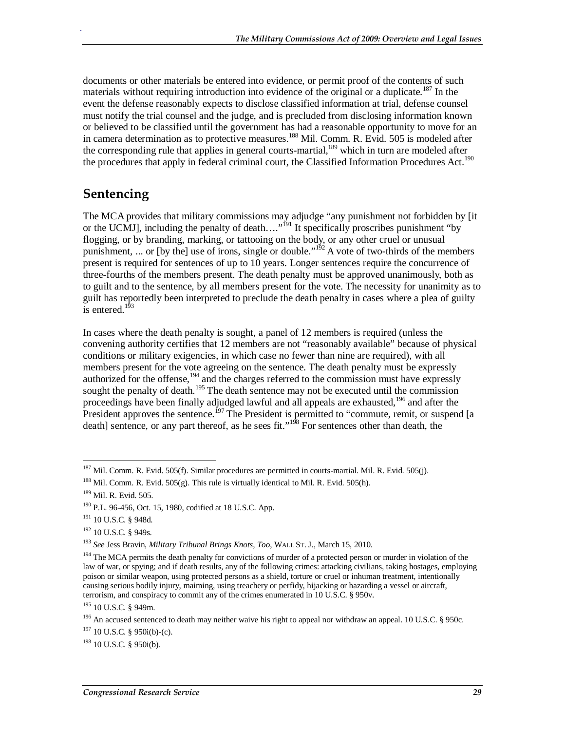documents or other materials be entered into evidence, or permit proof of the contents of such materials without requiring introduction into evidence of the original or a duplicate.[187] In the event the defense reasonably expects to disclose classified information at trial, defense counsel must notify the trial counsel and the judge, and is precluded from disclosing information known or believed to be classified until the government has had a reasonable opportunity to move for an in camera determination as to protective measures.[188] Mil. Comm. R. Evid. 505 is modeled after the corresponding rule that applies in general courts-martial,[189] which in turn are modeled after the procedures that apply in federal criminal court, the Classified Information Procedures Act.[190]

## Sentencing

The MCA provides that military commissions may adjudge "any punishment not forbidden by [it or the UCMJ], including the penalty of death…."[191] It specifically proscribes punishment "by flogging, or by branding, marking, or tattooing on the body, or any other cruel or unusual punishment, ... or [by the] use of irons, single or double."[192] A vote of two-thirds of the members present is required for sentences of up to 10 years. Longer sentences require the concurrence of three-fourths of the members present. The death penalty must be approved unanimously, both as to guilt and to the sentence, by all members present for the vote. The necessity for unanimity as to guilt has reportedly been interpreted to preclude the death penalty in cases where a plea of guilty is entered.[193]

In cases where the death penalty is sought, a panel of 12 members is required (unless the convening authority certifies that 12 members are not "reasonably available" because of physical conditions or military exigencies, in which case no fewer than nine are required), with all members present for the vote agreeing on the sentence. The death penalty must be expressly authorized for the offense,[194] and the charges referred to the commission must have expressly sought the penalty of death.[195] The death sentence may not be executed until the commission proceedings have been finally adjudged lawful and all appeals are exhausted,[196] and after the President approves the sentence.[197] The President is permitted to "commute, remit, or suspend [a death] sentence, or any part thereof, as he sees fit."[198] For sentences other than death, the

---

[187] Mil. Comm. R. Evid. 505(f). Similar procedures are permitted in courts-martial. Mil. R. Evid. 505(j).

[188] Mil. Comm. R. Evid. 505(g). This rule is virtually identical to Mil. R. Evid. 505(h).

[189] Mil. R. Evid. 505.

[190] P.L. 96-456, Oct. 15, 1980, codified at 18 U.S.C. App.

[191] 10 U.S.C. § 948d.

[192] 10 U.S.C. § 949s.

[193] *See* Jess Bravin, *Military Tribunal Brings Knots, Too*, WALL ST. J., March 15, 2010.

[194] The MCA permits the death penalty for convictions of murder of a protected person or murder in violation of the law of war, or spying; and if death results, any of the following crimes: attacking civilians, taking hostages, employing poison or similar weapon, using protected persons as a shield, torture or cruel or inhuman treatment, intentionally causing serious bodily injury, maiming, using treachery or perfidy, hijacking or hazarding a vessel or aircraft, terrorism, and conspiracy to commit any of the crimes enumerated in 10 U.S.C. § 950v.

[195] 10 U.S.C. § 949m.

[196] An accused sentenced to death may neither waive his right to appeal nor withdraw an appeal. 10 U.S.C. § 950c.

[197] 10 U.S.C. § 950i(b)-(c).

[198] 10 U.S.C. § 950i(b).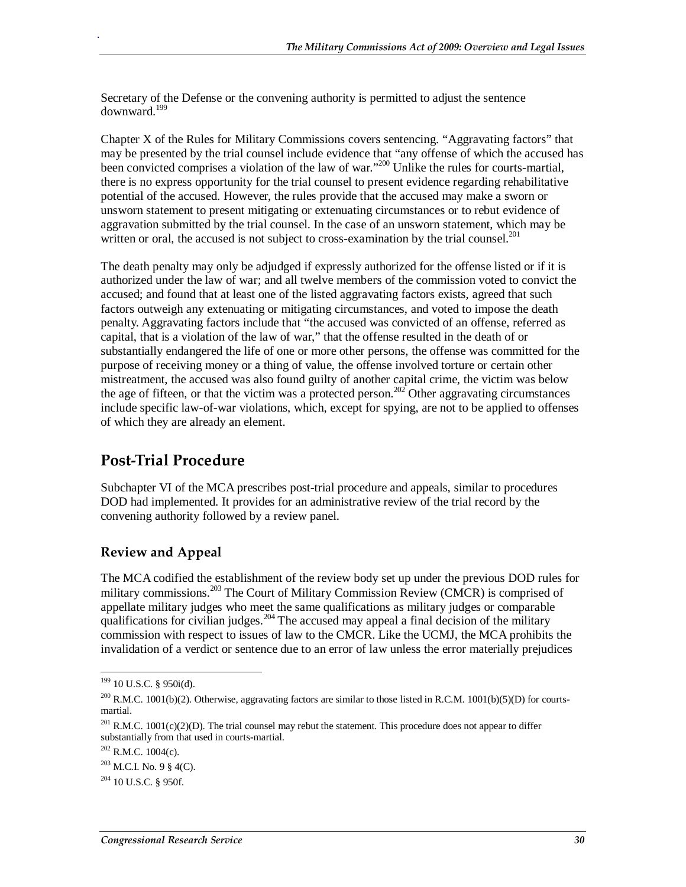Secretary of the Defense or the convening authority is permitted to adjust the sentence downward.[199]

Chapter X of the Rules for Military Commissions covers sentencing. "Aggravating factors" that may be presented by the trial counsel include evidence that "any offense of which the accused has been convicted comprises a violation of the law of war."[200] Unlike the rules for courts-martial, there is no express opportunity for the trial counsel to present evidence regarding rehabilitative potential of the accused. However, the rules provide that the accused may make a sworn or unsworn statement to present mitigating or extenuating circumstances or to rebut evidence of aggravation submitted by the trial counsel. In the case of an unsworn statement, which may be written or oral, the accused is not subject to cross-examination by the trial counsel.[201]

The death penalty may only be adjudged if expressly authorized for the offense listed or if it is authorized under the law of war; and all twelve members of the commission voted to convict the accused; and found that at least one of the listed aggravating factors exists, agreed that such factors outweigh any extenuating or mitigating circumstances, and voted to impose the death penalty. Aggravating factors include that "the accused was convicted of an offense, referred as capital, that is a violation of the law of war," that the offense resulted in the death of or substantially endangered the life of one or more other persons, the offense was committed for the purpose of receiving money or a thing of value, the offense involved torture or certain other mistreatment, the accused was also found guilty of another capital crime, the victim was below the age of fifteen, or that the victim was a protected person.[202] Other aggravating circumstances include specific law-of-war violations, which, except for spying, are not to be applied to offenses of which they are already an element.

## Post-Trial Procedure

Subchapter VI of the MCA prescribes post-trial procedure and appeals, similar to procedures DOD had implemented. It provides for an administrative review of the trial record by the convening authority followed by a review panel.

### Review and Appeal

The MCA codified the establishment of the review body set up under the previous DOD rules for military commissions.[203] The Court of Military Commission Review (CMCR) is comprised of appellate military judges who meet the same qualifications as military judges or comparable qualifications for civilian judges.[204] The accused may appeal a final decision of the military commission with respect to issues of law to the CMCR. Like the UCMJ, the MCA prohibits the invalidation of a verdict or sentence due to an error of law unless the error materially prejudices

---

[199] 10 U.S.C. § 950i(d).

[200] R.M.C. 1001(b)(2). Otherwise, aggravating factors are similar to those listed in R.C.M. 1001(b)(5)(D) for courts-martial.

[201] R.M.C. 1001(c)(2)(D). The trial counsel may rebut the statement. This procedure does not appear to differ substantially from that used in courts-martial.

[202] R.M.C. 1004(c).

[203] M.C.I. No. 9 § 4(C).

[204] 10 U.S.C. § 950f.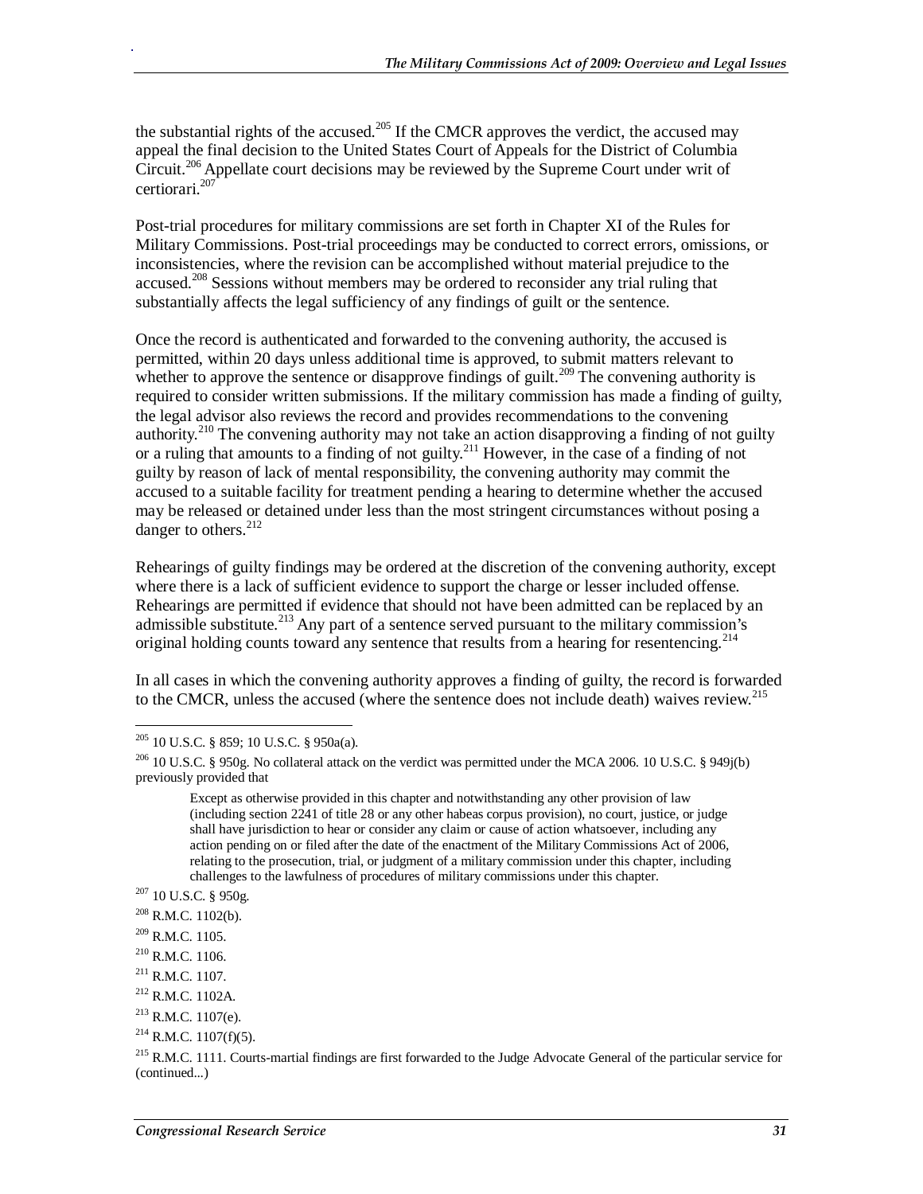the substantial rights of the accused.[205] If the CMCR approves the verdict, the accused may appeal the final decision to the United States Court of Appeals for the District of Columbia Circuit.[206] Appellate court decisions may be reviewed by the Supreme Court under writ of certiorari.[207]

Post-trial procedures for military commissions are set forth in Chapter XI of the Rules for Military Commissions. Post-trial proceedings may be conducted to correct errors, omissions, or inconsistencies, where the revision can be accomplished without material prejudice to the accused.[208] Sessions without members may be ordered to reconsider any trial ruling that substantially affects the legal sufficiency of any findings of guilt or the sentence.

Once the record is authenticated and forwarded to the convening authority, the accused is permitted, within 20 days unless additional time is approved, to submit matters relevant to whether to approve the sentence or disapprove findings of guilt.[209] The convening authority is required to consider written submissions. If the military commission has made a finding of guilty, the legal advisor also reviews the record and provides recommendations to the convening authority.[210] The convening authority may not take an action disapproving a finding of not guilty or a ruling that amounts to a finding of not guilty.[211] However, in the case of a finding of not guilty by reason of lack of mental responsibility, the convening authority may commit the accused to a suitable facility for treatment pending a hearing to determine whether the accused may be released or detained under less than the most stringent circumstances without posing a danger to others.[212]

Rehearings of guilty findings may be ordered at the discretion of the convening authority, except where there is a lack of sufficient evidence to support the charge or lesser included offense. Rehearings are permitted if evidence that should not have been admitted can be replaced by an admissible substitute.[213] Any part of a sentence served pursuant to the military commission's original holding counts toward any sentence that results from a hearing for resentencing.[214]

In all cases in which the convening authority approves a finding of guilty, the record is forwarded to the CMCR, unless the accused (where the sentence does not include death) waives review.[215]

---

[205] 10 U.S.C. § 859; 10 U.S.C. § 950a(a).

[206] 10 U.S.C. § 950g. No collateral attack on the verdict was permitted under the MCA 2006. 10 U.S.C. § 949j(b) previously provided that

> Except as otherwise provided in this chapter and notwithstanding any other provision of law (including section 2241 of title 28 or any other habeas corpus provision), no court, justice, or judge shall have jurisdiction to hear or consider any claim or cause of action whatsoever, including any action pending on or filed after the date of the enactment of the Military Commissions Act of 2006, relating to the prosecution, trial, or judgment of a military commission under this chapter, including challenges to the lawfulness of procedures of military commissions under this chapter.

[207] 10 U.S.C. § 950g.

[208] R.M.C. 1102(b).

[209] R.M.C. 1105.

[210] R.M.C. 1106.

[211] R.M.C. 1107.

[212] R.M.C. 1102A.

[213] R.M.C. 1107(e).

[214] R.M.C. 1107(f)(5).

[215] R.M.C. 1111. Courts-martial findings are first forwarded to the Judge Advocate General of the particular service for (continued...)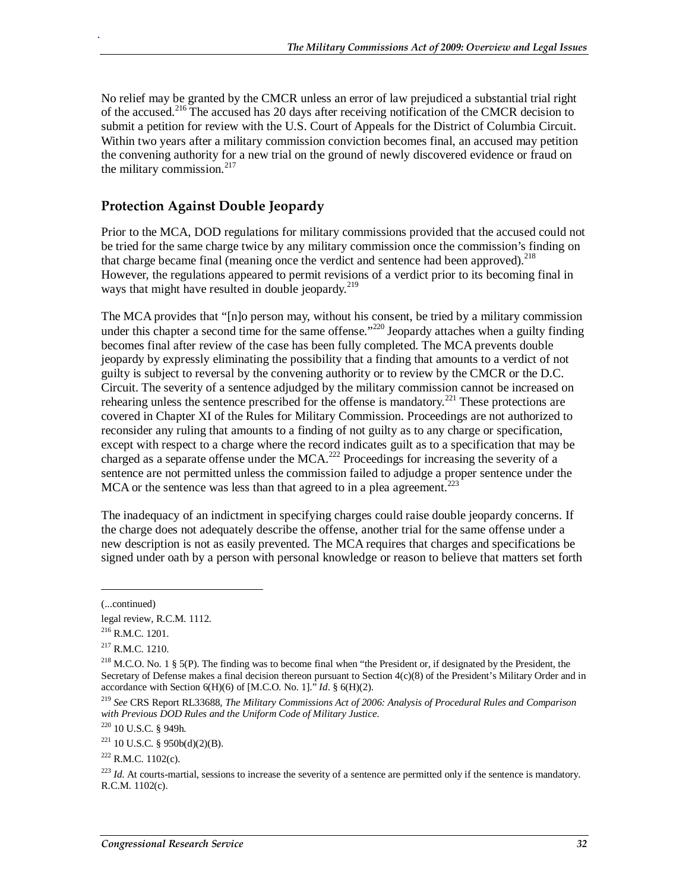No relief may be granted by the CMCR unless an error of law prejudiced a substantial trial right of the accused.[216] The accused has 20 days after receiving notification of the CMCR decision to submit a petition for review with the U.S. Court of Appeals for the District of Columbia Circuit. Within two years after a military commission conviction becomes final, an accused may petition the convening authority for a new trial on the ground of newly discovered evidence or fraud on the military commission.[217]

## Protection Against Double Jeopardy

Prior to the MCA, DOD regulations for military commissions provided that the accused could not be tried for the same charge twice by any military commission once the commission's finding on that charge became final (meaning once the verdict and sentence had been approved).[218] However, the regulations appeared to permit revisions of a verdict prior to its becoming final in ways that might have resulted in double jeopardy.[219]

The MCA provides that "[n]o person may, without his consent, be tried by a military commission under this chapter a second time for the same offense."[220] Jeopardy attaches when a guilty finding becomes final after review of the case has been fully completed. The MCA prevents double jeopardy by expressly eliminating the possibility that a finding that amounts to a verdict of not guilty is subject to reversal by the convening authority or to review by the CMCR or the D.C. Circuit. The severity of a sentence adjudged by the military commission cannot be increased on rehearing unless the sentence prescribed for the offense is mandatory.[221] These protections are covered in Chapter XI of the Rules for Military Commission. Proceedings are not authorized to reconsider any ruling that amounts to a finding of not guilty as to any charge or specification, except with respect to a charge where the record indicates guilt as to a specification that may be charged as a separate offense under the MCA.[222] Proceedings for increasing the severity of a sentence are not permitted unless the commission failed to adjudge a proper sentence under the MCA or the sentence was less than that agreed to in a plea agreement.[223]

The inadequacy of an indictment in specifying charges could raise double jeopardy concerns. If the charge does not adequately describe the offense, another trial for the same offense under a new description is not as easily prevented. The MCA requires that charges and specifications be signed under oath by a person with personal knowledge or reason to believe that matters set forth

---

(...continued)

legal review, R.C.M. 1112.

[216] R.M.C. 1201.

[217] R.M.C. 1210.

[218] M.C.O. No. 1 § 5(P). The finding was to become final when "the President or, if designated by the President, the Secretary of Defense makes a final decision thereon pursuant to Section 4(c)(8) of the President's Military Order and in accordance with Section 6(H)(6) of [M.C.O. No. 1]." *Id*. § 6(H)(2).

[219] *See* CRS Report RL33688, *The Military Commissions Act of 2006: Analysis of Procedural Rules and Comparison with Previous DOD Rules and the Uniform Code of Military Justice*.

[220] 10 U.S.C. § 949h.

[221] 10 U.S.C. § 950b(d)(2)(B).

[222] R.M.C. 1102(c).

[223] *Id*. At courts-martial, sessions to increase the severity of a sentence are permitted only if the sentence is mandatory. R.C.M. 1102(c).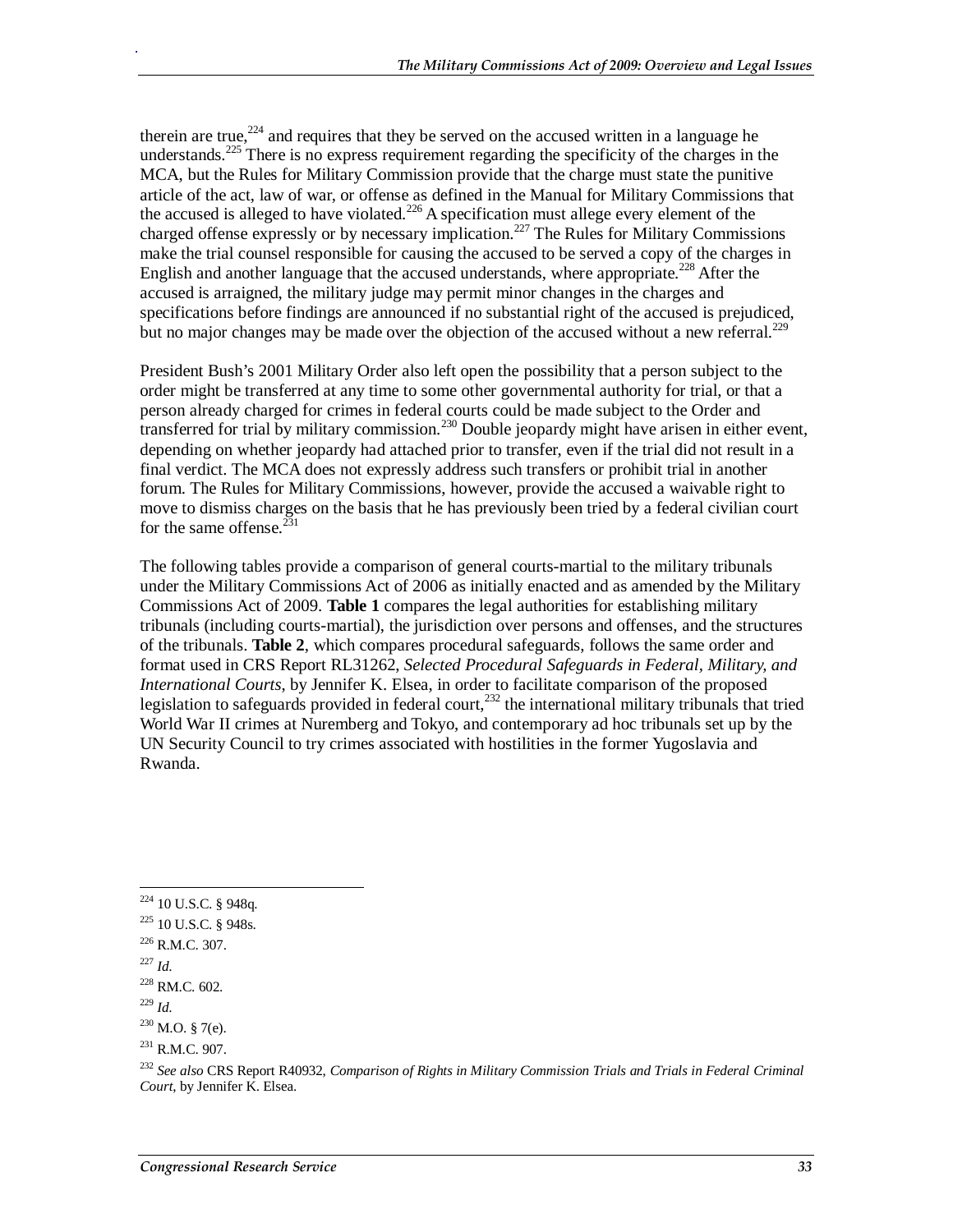therein are true,[224] and requires that they be served on the accused written in a language he understands.[225] There is no express requirement regarding the specificity of the charges in the MCA, but the Rules for Military Commission provide that the charge must state the punitive article of the act, law of war, or offense as defined in the Manual for Military Commissions that the accused is alleged to have violated.[226] A specification must allege every element of the charged offense expressly or by necessary implication.[227] The Rules for Military Commissions make the trial counsel responsible for causing the accused to be served a copy of the charges in English and another language that the accused understands, where appropriate.[228] After the accused is arraigned, the military judge may permit minor changes in the charges and specifications before findings are announced if no substantial right of the accused is prejudiced, but no major changes may be made over the objection of the accused without a new referral.[229]

President Bush's 2001 Military Order also left open the possibility that a person subject to the order might be transferred at any time to some other governmental authority for trial, or that a person already charged for crimes in federal courts could be made subject to the Order and transferred for trial by military commission.[230] Double jeopardy might have arisen in either event, depending on whether jeopardy had attached prior to transfer, even if the trial did not result in a final verdict. The MCA does not expressly address such transfers or prohibit trial in another forum. The Rules for Military Commissions, however, provide the accused a waivable right to move to dismiss charges on the basis that he has previously been tried by a federal civilian court for the same offense.[231]

The following tables provide a comparison of general courts-martial to the military tribunals under the Military Commissions Act of 2006 as initially enacted and as amended by the Military Commissions Act of 2009. **Table 1** compares the legal authorities for establishing military tribunals (including courts-martial), the jurisdiction over persons and offenses, and the structures of the tribunals. **Table 2**, which compares procedural safeguards, follows the same order and format used in CRS Report RL31262, *Selected Procedural Safeguards in Federal, Military, and International Courts*, by Jennifer K. Elsea, in order to facilitate comparison of the proposed legislation to safeguards provided in federal court,[232] the international military tribunals that tried World War II crimes at Nuremberg and Tokyo, and contemporary ad hoc tribunals set up by the UN Security Council to try crimes associated with hostilities in the former Yugoslavia and Rwanda.

---

[224] 10 U.S.C. § 948q.

[225] 10 U.S.C. § 948s.

[226] R.M.C. 307.

[227] *Id.*

[228] RM.C. 602.

[229] *Id.*

[230] M.O. § 7(e).

[231] R.M.C. 907.

[232] *See also* CRS Report R40932, *Comparison of Rights in Military Commission Trials and Trials in Federal Criminal Court*, by Jennifer K. Elsea.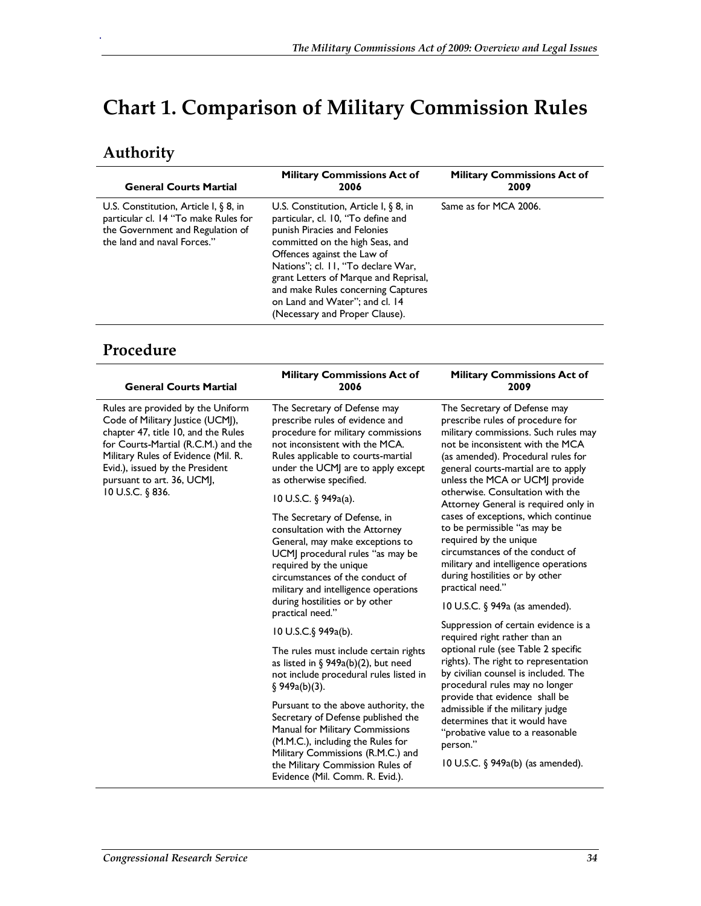# Chart 1. Comparison of Military Commission Rules

## Authority

| General Courts Martial | Military Commissions Act of 2006 | Military Commissions Act of 2009 |
|---|---|---|
| U.S. Constitution, Article I, § 8, in particular cl. 14 "To make Rules for the Government and Regulation of the land and naval Forces." | U.S. Constitution, Article I, § 8, in particular, cl. 10, "To define and punish Piracies and Felonies committed on the high Seas, and Offences against the Law of Nations"; cl. 11, "To declare War, grant Letters of Marque and Reprisal, and make Rules concerning Captures on Land and Water"; and cl. 14 (Necessary and Proper Clause). | Same as for MCA 2006. |

## Procedure

| General Courts Martial | Military Commissions Act of 2006 | Military Commissions Act of 2009 |
|---|---|---|
| Rules are provided by the Uniform Code of Military Justice (UCMJ), chapter 47, title 10, and the Rules for Courts-Martial (R.C.M.) and the Military Rules of Evidence (Mil. R. Evid.), issued by the President pursuant to art. 36, UCMJ, 10 U.S.C. § 836. | The Secretary of Defense may prescribe rules of evidence and procedure for military commissions not inconsistent with the MCA. Rules applicable to courts-martial under the UCMJ are to apply except as otherwise specified.<br><br>10 U.S.C. § 949a(a).<br><br>The Secretary of Defense, in consultation with the Attorney General, may make exceptions to UCMJ procedural rules "as may be required by the unique circumstances of the conduct of military and intelligence operations during hostilities or by other practical need."<br><br>10 U.S.C.§ 949a(b).<br><br>The rules must include certain rights as listed in § 949a(b)(2), but need not include procedural rules listed in § 949a(b)(3).<br><br>Pursuant to the above authority, the Secretary of Defense published the Manual for Military Commissions (M.M.C.), including the Rules for Military Commissions (R.M.C.) and the Military Commission Rules of Evidence (Mil. Comm. R. Evid.). | The Secretary of Defense may prescribe rules of procedure for military commissions. Such rules may not be inconsistent with the MCA (as amended). Procedural rules for general courts-martial are to apply unless the MCA or UCMJ provide otherwise. Consultation with the Attorney General is required only in cases of exceptions, which continue to be permissible "as may be required by the unique circumstances of the conduct of military and intelligence operations during hostilities or by other practical need."<br><br>10 U.S.C. § 949a (as amended).<br><br>Suppression of certain evidence is a required right rather than an optional rule (see Table 2 specific rights). The right to representation by civilian counsel is included. The procedural rules may no longer provide that evidence shall be admissible if the military judge determines that it would have "probative value to a reasonable person."<br><br>10 U.S.C. § 949a(b) (as amended). |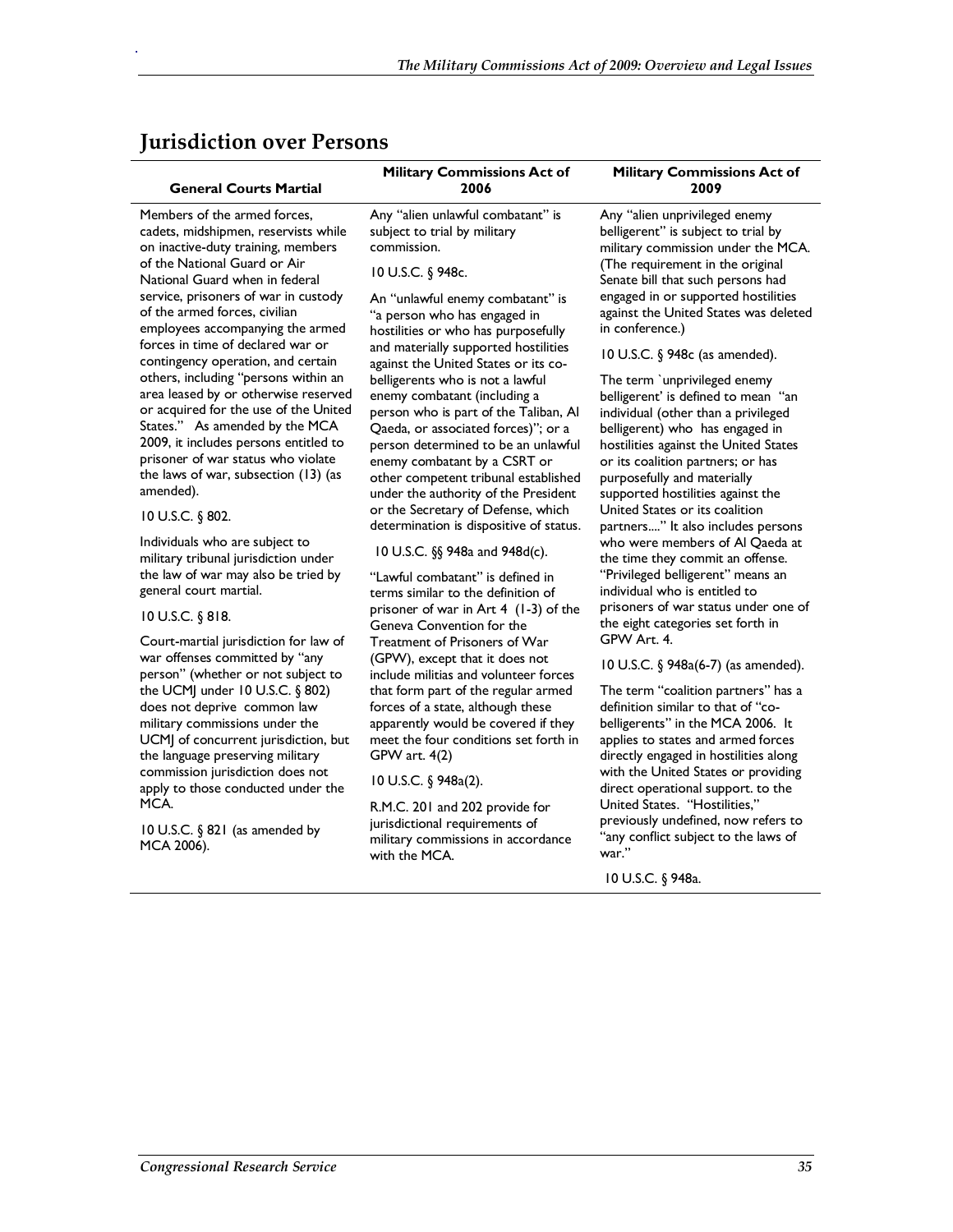## Jurisdiction over Persons

| General Courts Martial | Military Commissions Act of 2006 | Military Commissions Act of 2009 |
|---|---|---|
| Members of the armed forces, cadets, midshipmen, reservists while on inactive-duty training, members of the National Guard or Air National Guard when in federal service, prisoners of war in custody of the armed forces, civilian employees accompanying the armed forces in time of declared war or contingency operation, and certain others, including "persons within an area leased by or otherwise reserved or acquired for the use of the United States." As amended by the MCA 2009, it includes persons entitled to prisoner of war status who violate the laws of war, subsection (13) (as amended).<br><br>10 U.S.C. § 802.<br><br>Individuals who are subject to military tribunal jurisdiction under the law of war may also be tried by general court martial.<br><br>10 U.S.C. § 818.<br><br>Court-martial jurisdiction for law of war offenses committed by "any person" (whether or not subject to the UCMJ under 10 U.S.C. § 802) does not deprive common law military commissions under the UCMJ of concurrent jurisdiction, but the language preserving military commission jurisdiction does not apply to those conducted under the MCA.<br><br>10 U.S.C. § 821 (as amended by MCA 2006). | Any "alien unlawful combatant" is subject to trial by military commission.<br><br>10 U.S.C. § 948c.<br><br>An "unlawful enemy combatant" is "a person who has engaged in hostilities or who has purposefully and materially supported hostilities against the United States or its co-belligerents who is not a lawful enemy combatant (including a person who is part of the Taliban, Al Qaeda, or associated forces)"; or a person determined to be an unlawful enemy combatant by a CSRT or other competent tribunal established under the authority of the President or the Secretary of Defense, which determination is dispositive of status.<br><br>10 U.S.C. §§ 948a and 948d(c).<br><br>"Lawful combatant" is defined in terms similar to the definition of prisoner of war in Art 4 (1-3) of the Geneva Convention for the Treatment of Prisoners of War (GPW), except that it does not include militias and volunteer forces that form part of the regular armed forces of a state, although these apparently would be covered if they meet the four conditions set forth in GPW art. 4(2)<br><br>10 U.S.C. § 948a(2).<br><br>R.M.C. 201 and 202 provide for jurisdictional requirements of military commissions in accordance with the MCA. | Any "alien unprivileged enemy belligerent" is subject to trial by military commission under the MCA. (The requirement in the original Senate bill that such persons had engaged in or supported hostilities against the United States was deleted in conference.)<br><br>10 U.S.C. § 948c (as amended).<br><br>The term `unprivileged enemy belligerent' is defined to mean "an individual (other than a privileged belligerent) who has engaged in hostilities against the United States or its coalition partners; or has purposefully and materially supported hostilities against the United States or its coalition partners...." It also includes persons who were members of Al Qaeda at the time they commit an offense. "Privileged belligerent" means an individual who is entitled to prisoners of war status under one of the eight categories set forth in GPW Art. 4.<br><br>10 U.S.C. § 948a(6-7) (as amended).<br><br>The term "coalition partners" has a definition similar to that of "co-belligerents" in the MCA 2006. It applies to states and armed forces directly engaged in hostilities along with the United States or providing direct operational support. to the United States. "Hostilities," previously undefined, now refers to "any conflict subject to the laws of war."<br><br>10 U.S.C. § 948a. |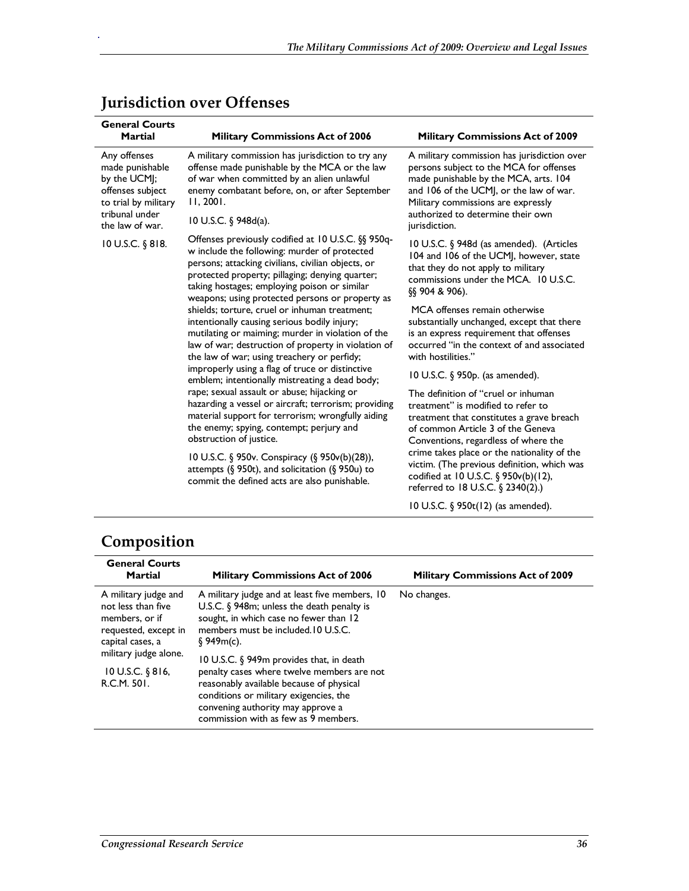## Jurisdiction over Offenses

| General Courts Martial | Military Commissions Act of 2006 | Military Commissions Act of 2009 |
|---|---|---|
| Any offenses made punishable by the UCMJ; offenses subject to trial by military tribunal under the law of war.<br><br>10 U.S.C. § 818. | A military commission has jurisdiction to try any offense made punishable by the MCA or the law of war when committed by an alien unlawful enemy combatant before, on, or after September 11, 2001.<br><br>10 U.S.C. § 948d(a).<br><br>Offenses previously codified at 10 U.S.C. §§ 950q-w include the following: murder of protected persons; attacking civilians, civilian objects, or protected property; pillaging; denying quarter; taking hostages; employing poison or similar weapons; using protected persons or property as shields; torture, cruel or inhuman treatment; intentionally causing serious bodily injury; mutilating or maiming; murder in violation of the law of war; destruction of property in violation of the law of war; using treachery or perfidy; improperly using a flag of truce or distinctive emblem; intentionally mistreating a dead body; rape; sexual assault or abuse; hijacking or hazarding a vessel or aircraft; terrorism; providing material support for terrorism; wrongfully aiding the enemy; spying, contempt; perjury and obstruction of justice.<br><br>10 U.S.C. § 950v. Conspiracy (§ 950v(b)(28)), attempts (§ 950t), and solicitation (§ 950u) to commit the defined acts are also punishable. | A military commission has jurisdiction over persons subject to the MCA for offenses made punishable by the MCA, arts. 104 and 106 of the UCMJ, or the law of war. Military commissions are expressly authorized to determine their own jurisdiction.<br><br>10 U.S.C. § 948d (as amended). (Articles 104 and 106 of the UCMJ, however, state that they do not apply to military commissions under the MCA. 10 U.S.C. §§ 904 & 906).<br><br>MCA offenses remain otherwise substantially unchanged, except that there is an express requirement that offenses occurred "in the context of and associated with hostilities."<br><br>10 U.S.C. § 950p. (as amended).<br><br>The definition of "cruel or inhuman treatment" is modified to refer to treatment that constitutes a grave breach of common Article 3 of the Geneva Conventions, regardless of where the crime takes place or the nationality of the victim. (The previous definition, which was codified at 10 U.S.C. § 950v(b)(12), referred to 18 U.S.C. § 2340(2).)<br><br>10 U.S.C. § 950t(12) (as amended). |

## Composition

| General Courts Martial | Military Commissions Act of 2006 | Military Commissions Act of 2009 |
|---|---|---|
| A military judge and not less than five members, or if requested, except in capital cases, a military judge alone.<br><br>10 U.S.C. § 816, R.C.M. 501. | A military judge and at least five members, 10 U.S.C. § 948m; unless the death penalty is sought, in which case no fewer than 12 members must be included. 10 U.S.C. § 949m(c).<br><br>10 U.S.C. § 949m provides that, in death penalty cases where twelve members are not reasonably available because of physical conditions or military exigencies, the convening authority may approve a commission with as few as 9 members. | No changes. |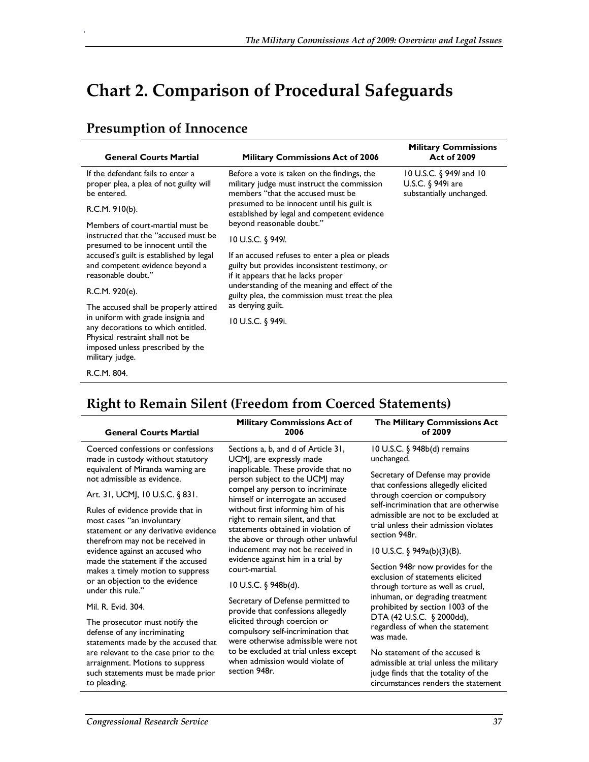# Chart 2. Comparison of Procedural Safeguards

## Presumption of Innocence

| General Courts Martial | Military Commissions Act of 2006 | Military Commissions Act of 2009 |
|---|---|---|
| If the defendant fails to enter a proper plea, a plea of not guilty will be entered.<br><br>R.C.M. 910(b).<br><br>Members of court-martial must be instructed that the "accused must be presumed to be innocent until the accused's guilt is established by legal and competent evidence beyond a reasonable doubt."<br><br>R.C.M. 920(e).<br><br>The accused shall be properly attired in uniform with grade insignia and any decorations to which entitled. Physical restraint shall not be imposed unless prescribed by the military judge.<br><br>R.C.M. 804. | Before a vote is taken on the findings, the military judge must instruct the commission members "that the accused must be presumed to be innocent until his guilt is established by legal and competent evidence beyond reasonable doubt."<br><br>10 U.S.C. § 949*l*.<br><br>If an accused refuses to enter a plea or pleads guilty but provides inconsistent testimony, or if it appears that he lacks proper understanding of the meaning and effect of the guilty plea, the commission must treat the plea as denying guilt.<br><br>10 U.S.C. § 949i. | 10 U.S.C. § 949*l* and 10 U.S.C. § 949i are substantially unchanged. |

## Right to Remain Silent (Freedom from Coerced Statements)

| General Courts Martial | Military Commissions Act of 2006 | The Military Commissions Act of 2009 |
|---|---|---|
| Coerced confessions or confessions made in custody without statutory equivalent of Miranda warning are not admissible as evidence.<br><br>Art. 31, UCMJ, 10 U.S.C. § 831.<br><br>Rules of evidence provide that in most cases "an involuntary statement or any derivative evidence therefrom may not be received in evidence against an accused who made the statement if the accused makes a timely motion to suppress or an objection to the evidence under this rule."<br><br>Mil. R. Evid. 304.<br><br>The prosecutor must notify the defense of any incriminating statements made by the accused that are relevant to the case prior to the arraignment. Motions to suppress such statements must be made prior to pleading. | Sections a, b, and d of Article 31, UCMJ, are expressly made inapplicable. These provide that no person subject to the UCMJ may compel any person to incriminate himself or interrogate an accused without first informing him of his right to remain silent, and that statements obtained in violation of the above or through other unlawful inducement may not be received in evidence against him in a trial by court-martial.<br><br>10 U.S.C. § 948b(d).<br><br>Secretary of Defense permitted to provide that confessions allegedly elicited through coercion or compulsory self-incrimination that were otherwise admissible were not to be excluded at trial unless except when admission would violate of section 948r. | 10 U.S.C. § 948b(d) remains unchanged.<br><br>Secretary of Defense may provide that confessions allegedly elicited through coercion or compulsory self-incrimination that are otherwise admissible are not to be excluded at trial unless their admission violates section 948r.<br><br>10 U.S.C. § 949a(b)(3)(B).<br><br>Section 948r now provides for the exclusion of statements elicited through torture as well as cruel, inhuman, or degrading treatment prohibited by section 1003 of the DTA (42 U.S.C. § 2000dd), regardless of when the statement was made.<br><br>No statement of the accused is admissible at trial unless the military judge finds that the totality of the circumstances renders the statement |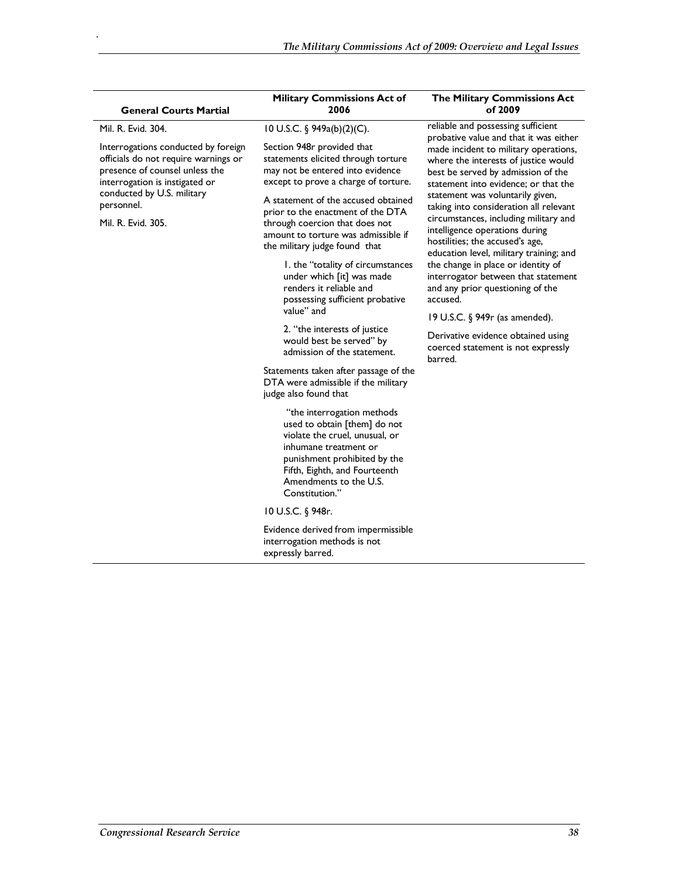| General Courts Martial | Military Commissions Act of 2006 | The Military Commissions Act of 2009 |
| --- | --- | --- |
| Mil. R. Evid. 304.<br><br>Interrogations conducted by foreign officials do not require warnings or presence of counsel unless the interrogation is instigated or conducted by U.S. military personnel.<br><br>Mil. R. Evid. 305. | 10 U.S.C. § 949a(b)(2)(C).<br><br>Section 948r provided that statements elicited through torture may not be entered into evidence except to prove a charge of torture.<br><br>A statement of the accused obtained prior to the enactment of the DTA through coercion that does not amount to torture was admissible if the military judge found that<br><br>1. the "totality of circumstances under which [it] was made renders it reliable and possessing sufficient probative value" and<br><br>2. "the interests of justice would best be served" by admission of the statement.<br><br>Statements taken after passage of the DTA were admissible if the military judge also found that<br><br>"the interrogation methods used to obtain [them] do not violate the cruel, unusual, or inhumane treatment or punishment prohibited by the Fifth, Eighth, and Fourteenth Amendments to the U.S. Constitution."<br><br>10 U.S.C. § 948r.<br><br>Evidence derived from impermissible interrogation methods is not expressly barred. | reliable and possessing sufficient probative value and that it was either made incident to military operations, where the interests of justice would best be served by admission of the statement into evidence; or that the statement was voluntarily given, taking into consideration all relevant circumstances, including military and intelligence operations during hostilities; the accused's age, education level, military training; and the change in place or identity of interrogator between that statement and any prior questioning of the accused.<br><br>19 U.S.C. § 949r (as amended).<br><br>Derivative evidence obtained using coerced statement is not expressly barred. |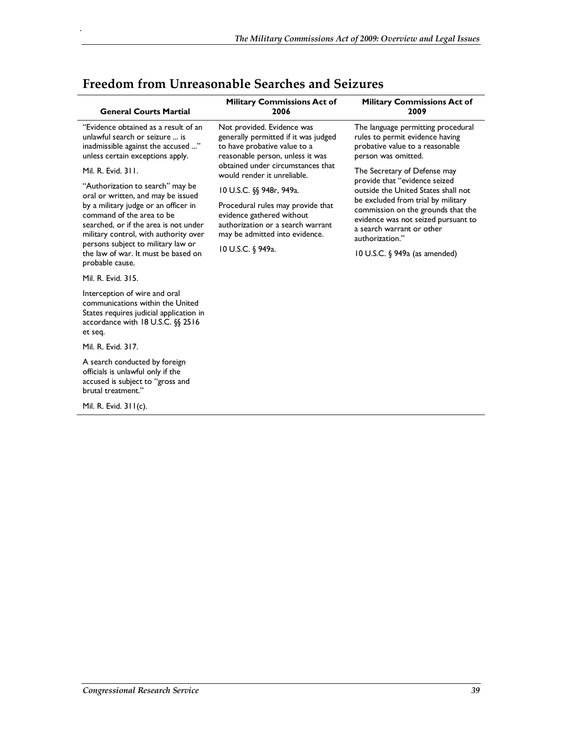## Freedom from Unreasonable Searches and Seizures

| General Courts Martial | Military Commissions Act of 2006 | Military Commissions Act of 2009 |
|---|---|---|
| "Evidence obtained as a result of an unlawful search or seizure ... is inadmissible against the accused ..." unless certain exceptions apply.<br><br>Mil. R. Evid. 311.<br><br>"Authorization to search" may be oral or written, and may be issued by a military judge or an officer in command of the area to be searched, or if the area is not under military control, with authority over persons subject to military law or the law of war. It must be based on probable cause.<br><br>Mil. R. Evid. 315.<br><br>Interception of wire and oral communications within the United States requires judicial application in accordance with 18 U.S.C. §§ 2516 et seq.<br><br>Mil. R. Evid. 317.<br><br>A search conducted by foreign officials is unlawful only if the accused is subject to "gross and brutal treatment."<br><br>Mil. R. Evid. 311(c). | Not provided. Evidence was generally permitted if it was judged to have probative value to a reasonable person, unless it was obtained under circumstances that would render it unreliable.<br><br>10 U.S.C. §§ 948r, 949a.<br><br>Procedural rules may provide that evidence gathered without authorization or a search warrant may be admitted into evidence.<br><br>10 U.S.C. § 949a. | The language permitting procedural rules to permit evidence having probative value to a reasonable person was omitted.<br><br>The Secretary of Defense may provide that "evidence seized outside the United States shall not be excluded from trial by military commission on the grounds that the evidence was not seized pursuant to a search warrant or other authorization."<br><br>10 U.S.C. § 949a (as amended) |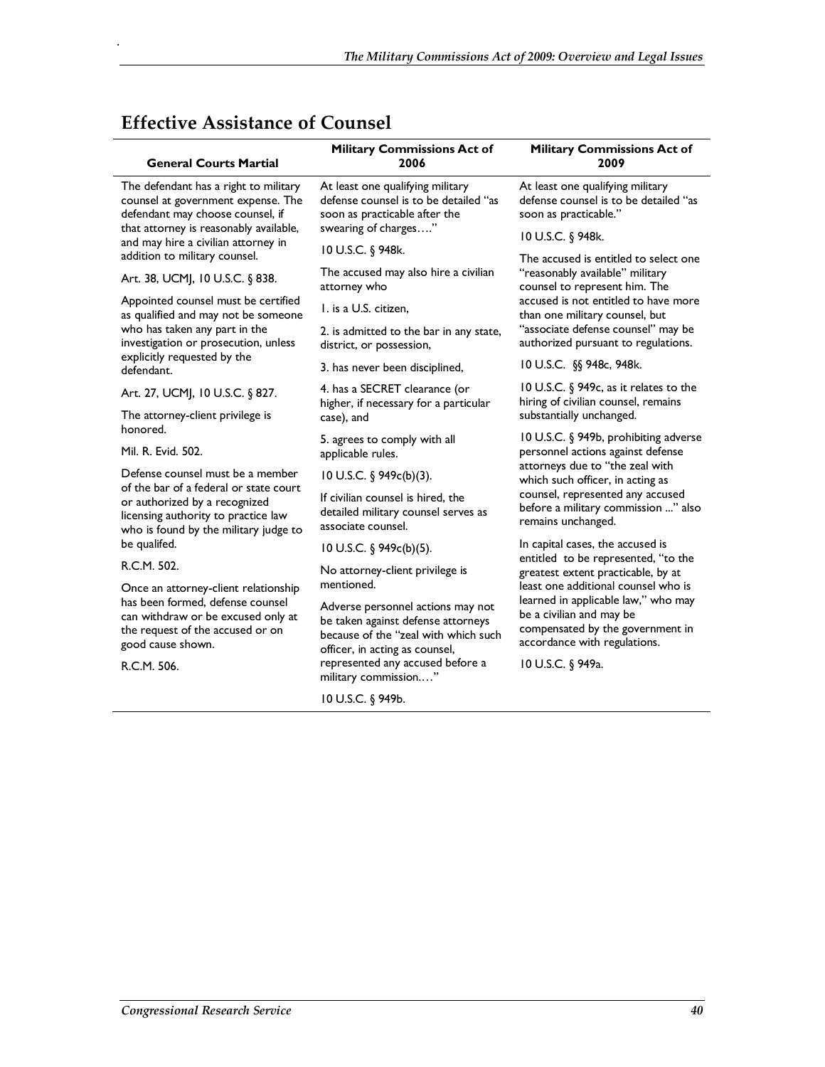## Effective Assistance of Counsel

| General Courts Martial | Military Commissions Act of 2006 | Military Commissions Act of 2009 |
|---|---|---|
| The defendant has a right to military counsel at government expense. The defendant may choose counsel, if that attorney is reasonably available, and may hire a civilian attorney in addition to military counsel.<br><br>Art. 38, UCMJ, 10 U.S.C. § 838.<br><br>Appointed counsel must be certified as qualified and may not be someone who has taken any part in the investigation or prosecution, unless explicitly requested by the defendant.<br><br>Art. 27, UCMJ, 10 U.S.C. § 827.<br><br>The attorney-client privilege is honored.<br><br>Mil. R. Evid. 502.<br><br>Defense counsel must be a member of the bar of a federal or state court or authorized by a recognized licensing authority to practice law who is found by the military judge to be qualifed.<br><br>R.C.M. 502.<br><br>Once an attorney-client relationship has been formed, defense counsel can withdraw or be excused only at the request of the accused or on good cause shown.<br><br>R.C.M. 506. | At least one qualifying military defense counsel is to be detailed "as soon as practicable after the swearing of charges…."<br><br>10 U.S.C. § 948k.<br><br>The accused may also hire a civilian attorney who<br><br>1. is a U.S. citizen,<br><br>2. is admitted to the bar in any state, district, or possession,<br><br>3. has never been disciplined,<br><br>4. has a SECRET clearance (or higher, if necessary for a particular case), and<br><br>5. agrees to comply with all applicable rules.<br><br>10 U.S.C. § 949c(b)(3).<br><br>If civilian counsel is hired, the detailed military counsel serves as associate counsel.<br><br>10 U.S.C. § 949c(b)(5).<br><br>No attorney-client privilege is mentioned.<br><br>Adverse personnel actions may not be taken against defense attorneys because of the "zeal with which such officer, in acting as counsel, represented any accused before a military commission.…"<br><br>10 U.S.C. § 949b. | At least one qualifying military defense counsel is to be detailed "as soon as practicable."<br><br>10 U.S.C. § 948k.<br><br>The accused is entitled to select one "reasonably available" military counsel to represent him. The accused is not entitled to have more than one military counsel, but "associate defense counsel" may be authorized pursuant to regulations.<br><br>10 U.S.C. §§ 948c, 948k.<br><br>10 U.S.C. § 949c, as it relates to the hiring of civilian counsel, remains substantially unchanged.<br><br>10 U.S.C. § 949b, prohibiting adverse personnel actions against defense attorneys due to "the zeal with which such officer, in acting as counsel, represented any accused before a military commission ..." also remains unchanged.<br><br>In capital cases, the accused is entitled to be represented, "to the greatest extent practicable, by at least one additional counsel who is learned in applicable law," who may be a civilian and may be compensated by the government in accordance with regulations.<br><br>10 U.S.C. § 949a. |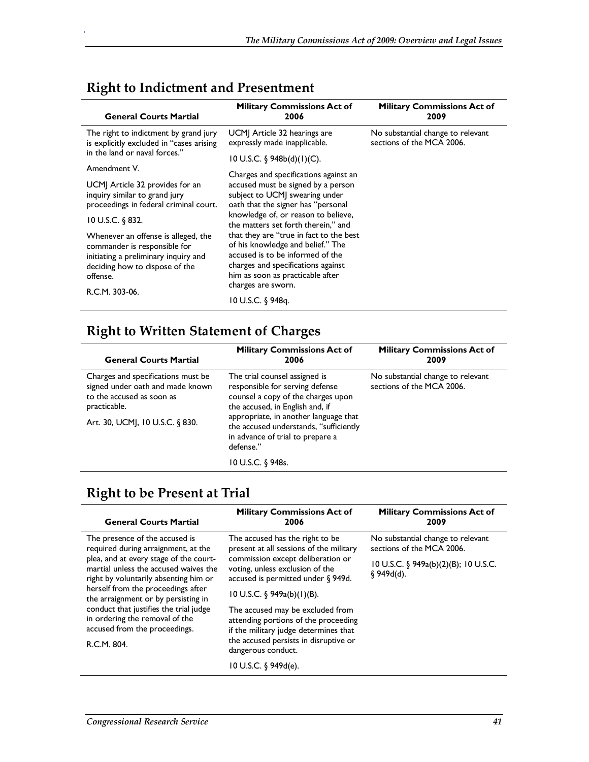## Right to Indictment and Presentment

| General Courts Martial | Military Commissions Act of 2006 | Military Commissions Act of 2009 |
|---|---|---|
| The right to indictment by grand jury is explicitly excluded in "cases arising in the land or naval forces." <br><br> Amendment V. <br><br> UCMJ Article 32 provides for an inquiry similar to grand jury proceedings in federal criminal court. <br><br> 10 U.S.C. § 832. <br><br> Whenever an offense is alleged, the commander is responsible for initiating a preliminary inquiry and deciding how to dispose of the offense. <br><br> R.C.M. 303-06. | UCMJ Article 32 hearings are expressly made inapplicable. <br><br> 10 U.S.C. § 948b(d)(1)(C). <br><br> Charges and specifications against an accused must be signed by a person subject to UCMJ swearing under oath that the signer has "personal knowledge of, or reason to believe, the matters set forth therein," and that they are "true in fact to the best of his knowledge and belief." The accused is to be informed of the charges and specifications against him as soon as practicable after charges are sworn. <br><br> 10 U.S.C. § 948q. | No substantial change to relevant sections of the MCA 2006. |

## Right to Written Statement of Charges

| General Courts Martial | Military Commissions Act of 2006 | Military Commissions Act of 2009 |
|---|---|---|
| Charges and specifications must be signed under oath and made known to the accused as soon as practicable. <br><br> Art. 30, UCMJ, 10 U.S.C. § 830. | The trial counsel assigned is responsible for serving defense counsel a copy of the charges upon the accused, in English and, if appropriate, in another language that the accused understands, "sufficiently in advance of trial to prepare a defense." <br><br> 10 U.S.C. § 948s. | No substantial change to relevant sections of the MCA 2006. |

## Right to be Present at Trial

| General Courts Martial | Military Commissions Act of 2006 | Military Commissions Act of 2009 |
|---|---|---|
| The presence of the accused is required during arraignment, at the plea, and at every stage of the court-martial unless the accused waives the right by voluntarily absenting him or herself from the proceedings after the arraignment or by persisting in conduct that justifies the trial judge in ordering the removal of the accused from the proceedings. <br><br> R.C.M. 804. | The accused has the right to be present at all sessions of the military commission except deliberation or voting, unless exclusion of the accused is permitted under § 949d. <br><br> 10 U.S.C. § 949a(b)(1)(B). <br><br> The accused may be excluded from attending portions of the proceeding if the military judge determines that the accused persists in disruptive or dangerous conduct. <br><br> 10 U.S.C. § 949d(e). | No substantial change to relevant sections of the MCA 2006. <br><br> 10 U.S.C. § 949a(b)(2)(B); 10 U.S.C. § 949d(d). |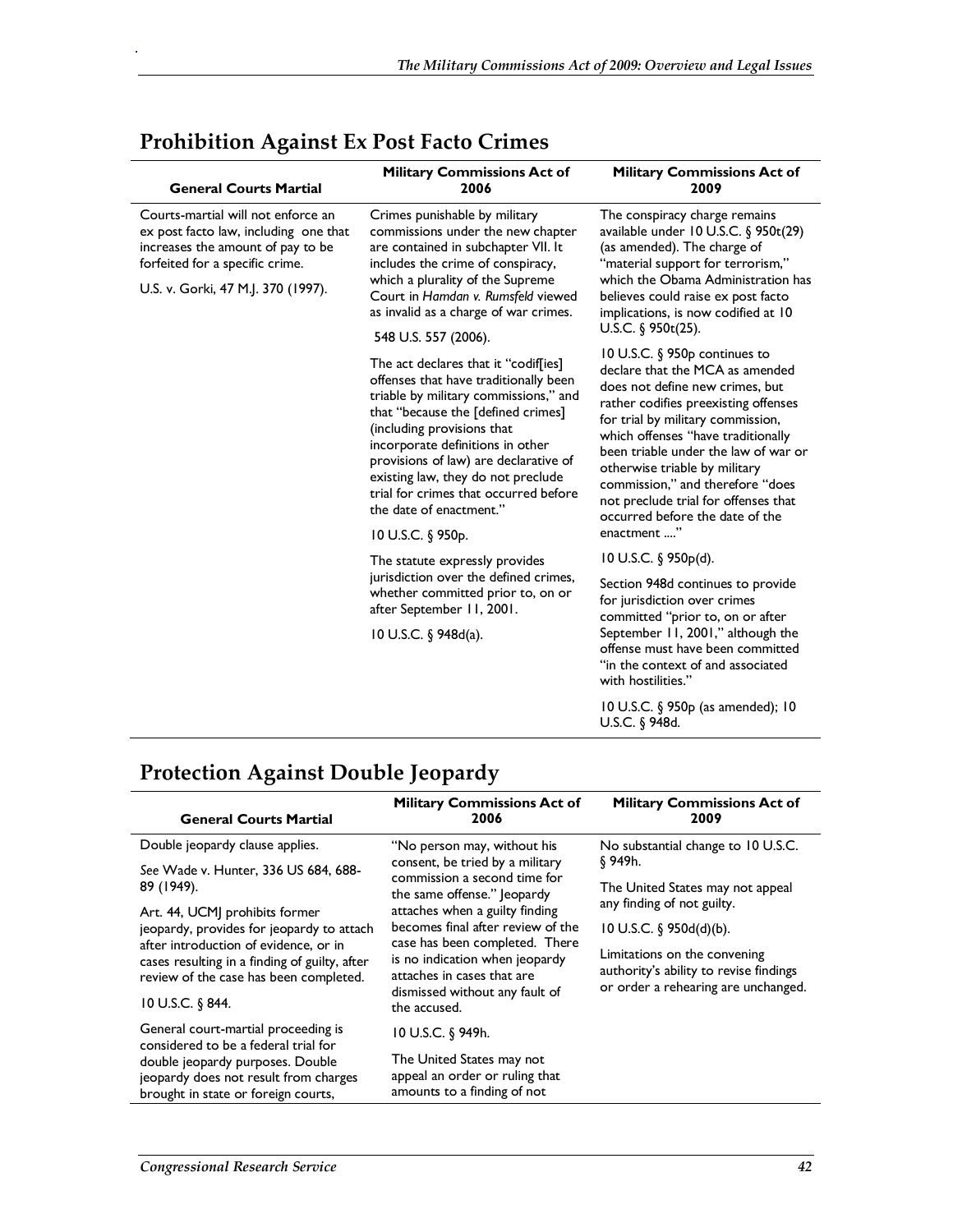## Prohibition Against Ex Post Facto Crimes

| General Courts Martial | Military Commissions Act of 2006 | Military Commissions Act of 2009 |
|---|---|---|
| Courts-martial will not enforce an ex post facto law, including one that increases the amount of pay to be forfeited for a specific crime.<br><br>U.S. v. Gorki, 47 M.J. 370 (1997). | Crimes punishable by military commissions under the new chapter are contained in subchapter VII. It includes the crime of conspiracy, which a plurality of the Supreme Court in *Hamdan v. Rumsfeld* viewed as invalid as a charge of war crimes.<br><br>548 U.S. 557 (2006).<br><br>The act declares that it "codif[ies] offenses that have traditionally been triable by military commissions," and that "because the [defined crimes] (including provisions that incorporate definitions in other provisions of law) are declarative of existing law, they do not preclude trial for crimes that occurred before the date of enactment."<br><br>10 U.S.C. § 950p.<br><br>The statute expressly provides jurisdiction over the defined crimes, whether committed prior to, on or after September 11, 2001.<br><br>10 U.S.C. § 948d(a). | The conspiracy charge remains available under 10 U.S.C. § 950t(29) (as amended). The charge of "material support for terrorism," which the Obama Administration has believes could raise ex post facto implications, is now codified at 10 U.S.C. § 950t(25).<br><br>10 U.S.C. § 950p continues to declare that the MCA as amended does not define new crimes, but rather codifies preexisting offenses for trial by military commission, which offenses "have traditionally been triable under the law of war or otherwise triable by military commission," and therefore "does not preclude trial for offenses that occurred before the date of the enactment ...."<br><br>10 U.S.C. § 950p(d).<br><br>Section 948d continues to provide for jurisdiction over crimes committed "prior to, on or after September 11, 2001," although the offense must have been committed "in the context of and associated with hostilities."<br><br>10 U.S.C. § 950p (as amended); 10 U.S.C. § 948d. |

## Protection Against Double Jeopardy

| General Courts Martial | Military Commissions Act of 2006 | Military Commissions Act of 2009 |
|---|---|---|
| Double jeopardy clause applies.<br><br>*See* Wade v. Hunter, 336 US 684, 688-89 (1949).<br><br>Art. 44, UCMJ prohibits former jeopardy, provides for jeopardy to attach after introduction of evidence, or in cases resulting in a finding of guilty, after review of the case has been completed.<br><br>10 U.S.C. § 844.<br><br>General court-martial proceeding is considered to be a federal trial for double jeopardy purposes. Double jeopardy does not result from charges brought in state or foreign courts, | "No person may, without his consent, be tried by a military commission a second time for the same offense." Jeopardy attaches when a guilty finding becomes final after review of the case has been completed. There is no indication when jeopardy attaches in cases that are dismissed without any fault of the accused.<br><br>10 U.S.C. § 949h.<br><br>The United States may not appeal an order or ruling that amounts to a finding of not | No substantial change to 10 U.S.C. § 949h.<br><br>The United States may not appeal any finding of not guilty.<br><br>10 U.S.C. § 950d(d)(b).<br><br>Limitations on the convening authority's ability to revise findings or order a rehearing are unchanged. |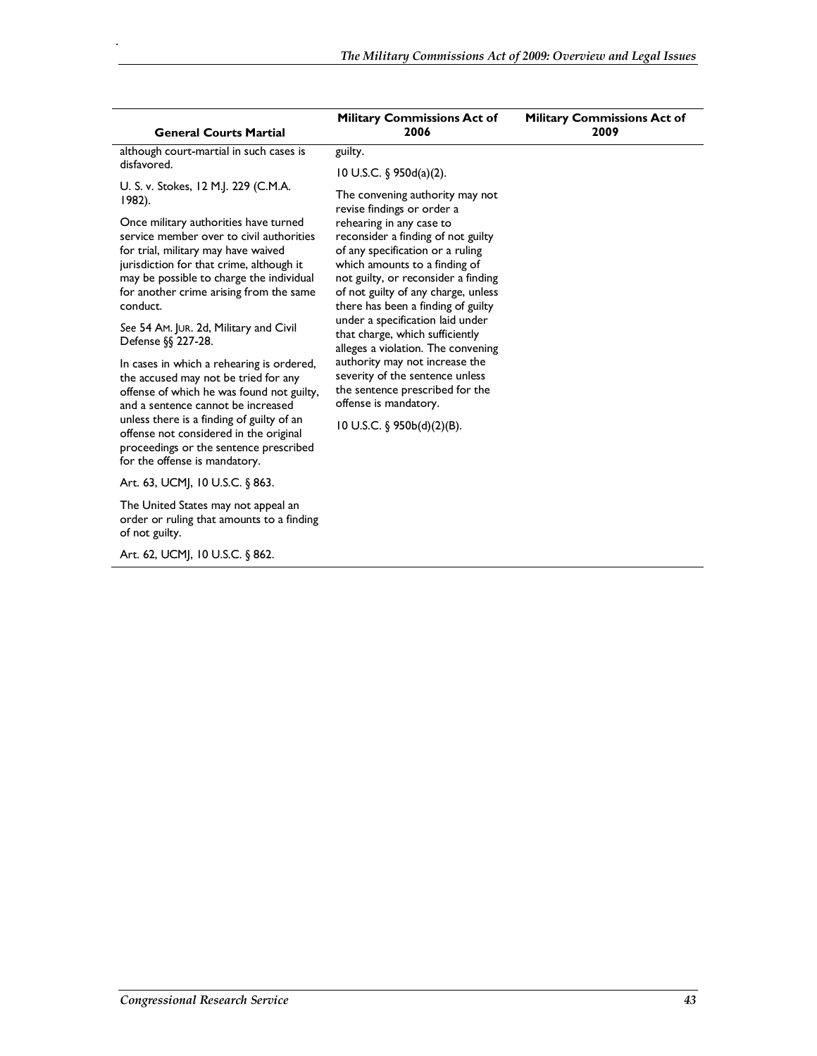| General Courts Martial | Military Commissions Act of 2006 | Military Commissions Act of 2009 |
|---|---|---|
| although court-martial in such cases is disfavored.<br><br>U. S. v. Stokes, 12 M.J. 229 (C.M.A. 1982).<br><br>Once military authorities have turned service member over to civil authorities for trial, military may have waived jurisdiction for that crime, although it may be possible to charge the individual for another crime arising from the same conduct.<br><br>*See* 54 AM. JUR. 2d, Military and Civil Defense §§ 227-28.<br><br>In cases in which a rehearing is ordered, the accused may not be tried for any offense of which he was found not guilty, and a sentence cannot be increased unless there is a finding of guilty of an offense not considered in the original proceedings or the sentence prescribed for the offense is mandatory.<br><br>Art. 63, UCMJ, 10 U.S.C. § 863.<br><br>The United States may not appeal an order or ruling that amounts to a finding of not guilty.<br><br>Art. 62, UCMJ, 10 U.S.C. § 862. | guilty.<br><br>10 U.S.C. § 950d(a)(2).<br><br>The convening authority may not revise findings or order a rehearing in any case to reconsider a finding of not guilty of any specification or a ruling which amounts to a finding of not guilty, or reconsider a finding of not guilty of any charge, unless there has been a finding of guilty under a specification laid under that charge, which sufficiently alleges a violation. The convening authority may not increase the severity of the sentence unless the sentence prescribed for the offense is mandatory.<br><br>10 U.S.C. § 950b(d)(2)(B). | |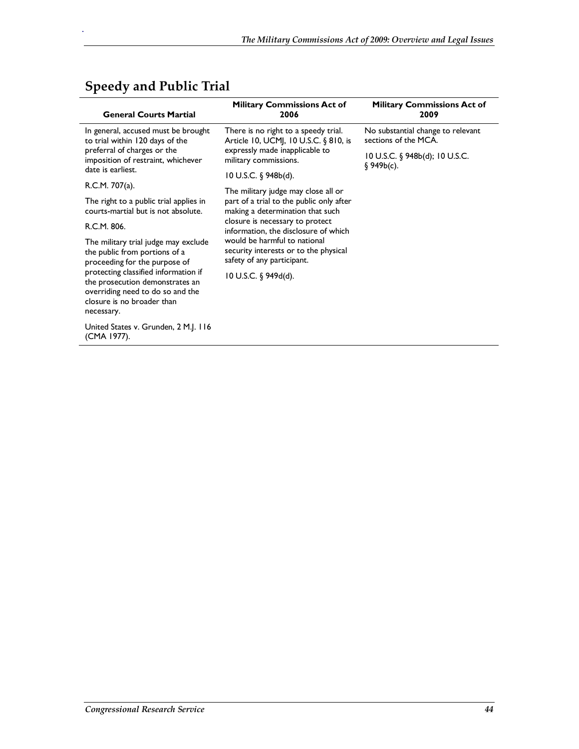## Speedy and Public Trial

| General Courts Martial | Military Commissions Act of 2006 | Military Commissions Act of 2009 |
|---|---|---|
| In general, accused must be brought to trial within 120 days of the preferral of charges or the imposition of restraint, whichever date is earliest.<br><br>R.C.M. 707(a).<br><br>The right to a public trial applies in courts-martial but is not absolute.<br><br>R.C.M. 806.<br><br>The military trial judge may exclude the public from portions of a proceeding for the purpose of protecting classified information if the prosecution demonstrates an overriding need to do so and the closure is no broader than necessary.<br><br>United States v. Grunden, 2 M.J. 116 (CMA 1977). | There is no right to a speedy trial. Article 10, UCMJ, 10 U.S.C. § 810, is expressly made inapplicable to military commissions.<br><br>10 U.S.C. § 948b(d).<br><br>The military judge may close all or part of a trial to the public only after making a determination that such closure is necessary to protect information, the disclosure of which would be harmful to national security interests or to the physical safety of any participant.<br><br>10 U.S.C. § 949d(d). | No substantial change to relevant sections of the MCA.<br><br>10 U.S.C. § 948b(d); 10 U.S.C. § 949b(c). |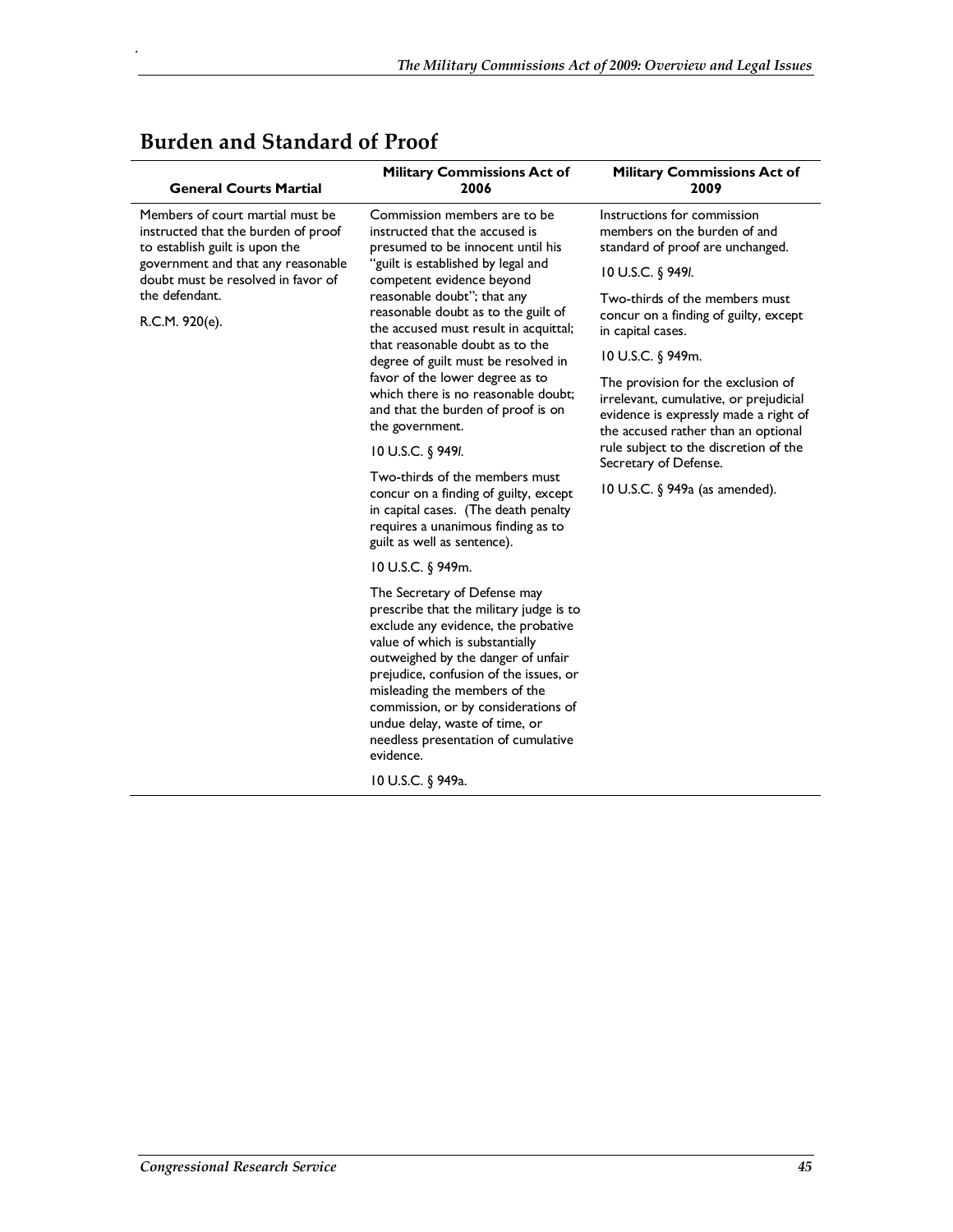## Burden and Standard of Proof

| General Courts Martial | Military Commissions Act of 2006 | Military Commissions Act of 2009 |
|---|---|---|
| Members of court martial must be instructed that the burden of proof to establish guilt is upon the government and that any reasonable doubt must be resolved in favor of the defendant.<br><br>R.C.M. 920(e). | Commission members are to be instructed that the accused is presumed to be innocent until his "guilt is established by legal and competent evidence beyond reasonable doubt"; that any reasonable doubt as to the guilt of the accused must result in acquittal; that reasonable doubt as to the degree of guilt must be resolved in favor of the lower degree as to which there is no reasonable doubt; and that the burden of proof is on the government.<br><br>10 U.S.C. § 949*l*.<br><br>Two-thirds of the members must concur on a finding of guilty, except in capital cases. (The death penalty requires a unanimous finding as to guilt as well as sentence).<br><br>10 U.S.C. § 949m.<br><br>The Secretary of Defense may prescribe that the military judge is to exclude any evidence, the probative value of which is substantially outweighed by the danger of unfair prejudice, confusion of the issues, or misleading the members of the commission, or by considerations of undue delay, waste of time, or needless presentation of cumulative evidence.<br><br>10 U.S.C. § 949a. | Instructions for commission members on the burden of and standard of proof are unchanged.<br><br>10 U.S.C. § 949*l*.<br><br>Two-thirds of the members must concur on a finding of guilty, except in capital cases.<br><br>10 U.S.C. § 949m.<br><br>The provision for the exclusion of irrelevant, cumulative, or prejudicial evidence is expressly made a right of the accused rather than an optional rule subject to the discretion of the Secretary of Defense.<br><br>10 U.S.C. § 949a (as amended). |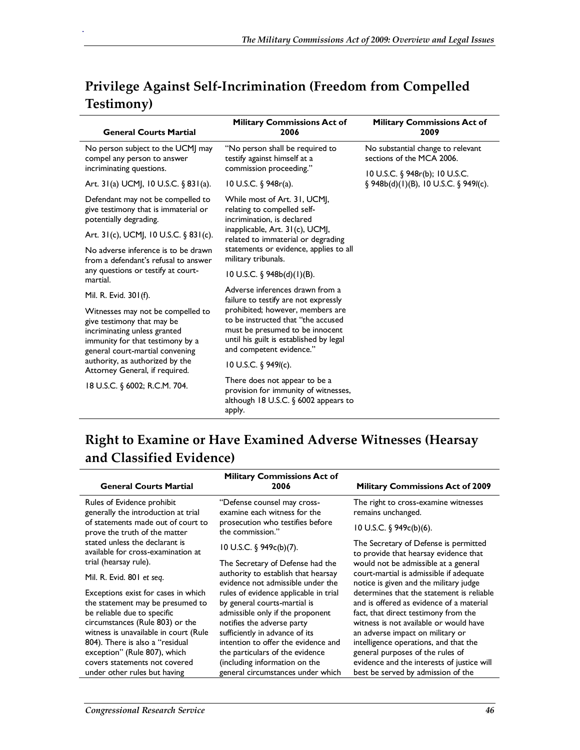## Privilege Against Self-Incrimination (Freedom from Compelled Testimony)

| General Courts Martial | Military Commissions Act of 2006 | Military Commissions Act of 2009 |
|---|---|---|
| No person subject to the UCMJ may compel any person to answer incriminating questions.<br><br>Art. 31(a) UCMJ, 10 U.S.C. § 831(a).<br><br>Defendant may not be compelled to give testimony that is immaterial or potentially degrading.<br><br>Art. 31(c), UCMJ, 10 U.S.C. § 831(c).<br><br>No adverse inference is to be drawn from a defendant's refusal to answer any questions or testify at court-martial.<br><br>Mil. R. Evid. 301(f).<br><br>Witnesses may not be compelled to give testimony that may be incriminating unless granted immunity for that testimony by a general court-martial convening authority, as authorized by the Attorney General, if required.<br><br>18 U.S.C. § 6002; R.C.M. 704. | "No person shall be required to testify against himself at a commission proceeding."<br><br>10 U.S.C. § 948r(a).<br><br>While most of Art. 31, UCMJ, relating to compelled self-incrimination, is declared inapplicable, Art. 31(c), UCMJ, related to immaterial or degrading statements or evidence, applies to all military tribunals.<br><br>10 U.S.C. § 948b(d)(1)(B).<br><br>Adverse inferences drawn from a failure to testify are not expressly prohibited; however, members are to be instructed that "the accused must be presumed to be innocent until his guilt is established by legal and competent evidence."<br><br>10 U.S.C. § 949*l*(c).<br><br>There does not appear to be a provision for immunity of witnesses, although 18 U.S.C. § 6002 appears to apply. | No substantial change to relevant sections of the MCA 2006.<br><br>10 U.S.C. § 948r(b); 10 U.S.C. § 948b(d)(1)(B), 10 U.S.C. § 949*l*(c). |

## Right to Examine or Have Examined Adverse Witnesses (Hearsay and Classified Evidence)

| General Courts Martial | Military Commissions Act of 2006 | Military Commissions Act of 2009 |
|---|---|---|
| Rules of Evidence prohibit generally the introduction at trial of statements made out of court to prove the truth of the matter stated unless the declarant is available for cross-examination at trial (hearsay rule).<br><br>Mil. R. Evid. 801 *et seq*.<br><br>Exceptions exist for cases in which the statement may be presumed to be reliable due to specific circumstances (Rule 803) or the witness is unavailable in court (Rule 804). There is also a "residual exception" (Rule 807), which covers statements not covered under other rules but having | "Defense counsel may cross-examine each witness for the prosecution who testifies before the commission."<br><br>10 U.S.C. § 949c(b)(7).<br><br>The Secretary of Defense had the authority to establish that hearsay evidence not admissible under the rules of evidence applicable in trial by general courts-martial is admissible only if the proponent notifies the adverse party sufficiently in advance of its intention to offer the evidence and the particulars of the evidence (including information on the general circumstances under which | The right to cross-examine witnesses remains unchanged.<br><br>10 U.S.C. § 949c(b)(6).<br><br>The Secretary of Defense is permitted to provide that hearsay evidence that would not be admissible at a general court-martial is admissible if adequate notice is given and the military judge determines that the statement is reliable and is offered as evidence of a material fact, that direct testimony from the witness is not available or would have an adverse impact on military or intelligence operations, and that the general purposes of the rules of evidence and the interests of justice will best be served by admission of the |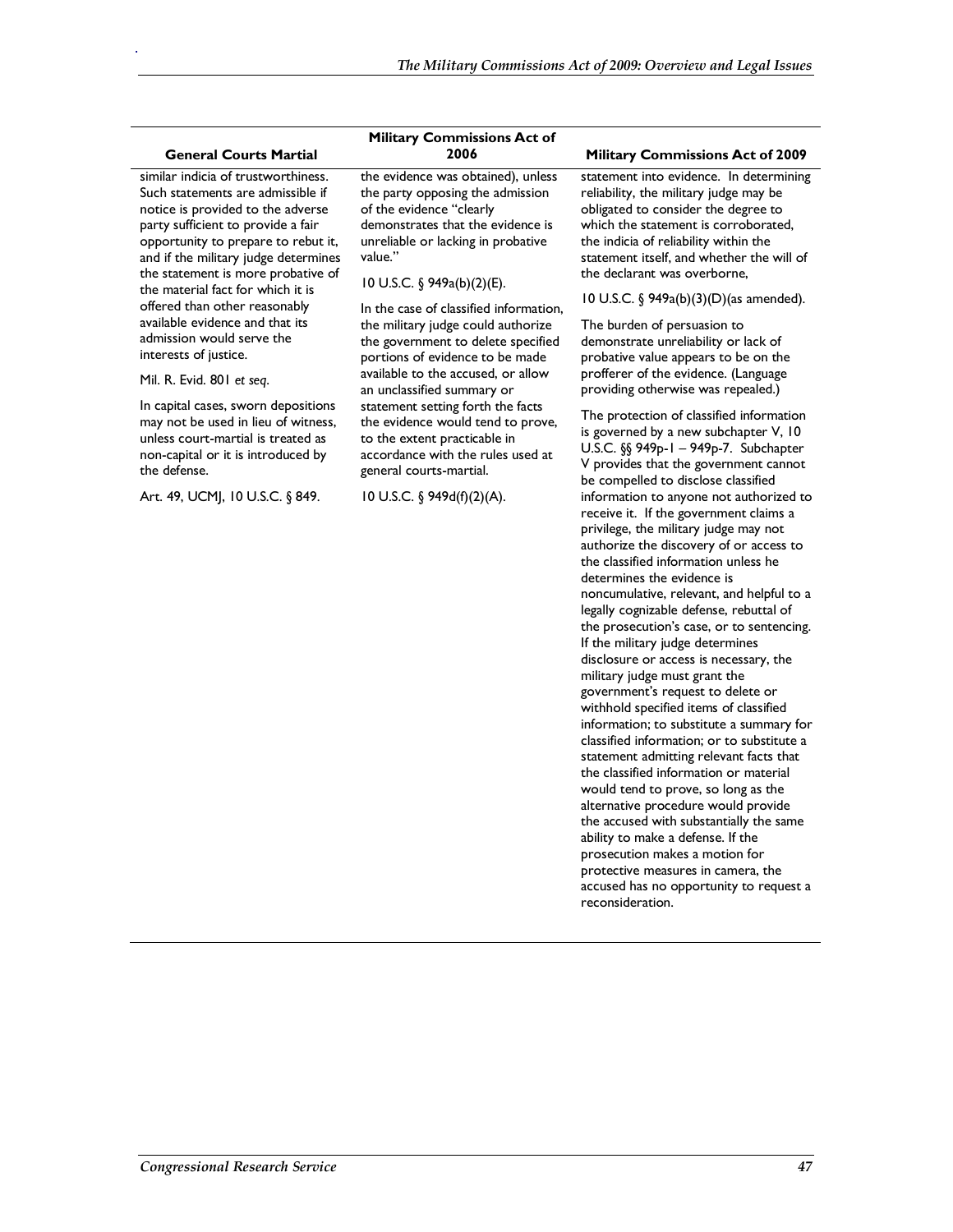| General Courts Martial | Military Commissions Act of 2006 | Military Commissions Act of 2009 |
|---|---|---|
| similar indicia of trustworthiness. Such statements are admissible if notice is provided to the adverse party sufficient to provide a fair opportunity to prepare to rebut it, and if the military judge determines the statement is more probative of the material fact for which it is offered than other reasonably available evidence and that its admission would serve the interests of justice. <br><br> Mil. R. Evid. 801 *et seq*. <br><br> In capital cases, sworn depositions may not be used in lieu of witness, unless court-martial is treated as non-capital or it is introduced by the defense. <br><br> Art. 49, UCMJ, 10 U.S.C. § 849. | the evidence was obtained), unless the party opposing the admission of the evidence "clearly demonstrates that the evidence is unreliable or lacking in probative value." <br><br> 10 U.S.C. § 949a(b)(2)(E). <br><br> In the case of classified information, the military judge could authorize the government to delete specified portions of evidence to be made available to the accused, or allow an unclassified summary or statement setting forth the facts the evidence would tend to prove, to the extent practicable in accordance with the rules used at general courts-martial. <br><br> 10 U.S.C. § 949d(f)(2)(A). | statement into evidence. In determining reliability, the military judge may be obligated to consider the degree to which the statement is corroborated, the indicia of reliability within the statement itself, and whether the will of the declarant was overborne, <br><br> 10 U.S.C. § 949a(b)(3)(D)(as amended). <br><br> The burden of persuasion to demonstrate unreliability or lack of probative value appears to be on the profferer of the evidence. (Language providing otherwise was repealed.) <br><br> The protection of classified information is governed by a new subchapter V, 10 U.S.C. §§ 949p-1 – 949p-7. Subchapter V provides that the government cannot be compelled to disclose classified information to anyone not authorized to receive it. If the government claims a privilege, the military judge may not authorize the discovery of or access to the classified information unless he determines the evidence is noncumulative, relevant, and helpful to a legally cognizable defense, rebuttal of the prosecution's case, or to sentencing. If the military judge determines disclosure or access is necessary, the military judge must grant the government's request to delete or withhold specified items of classified information; to substitute a summary for classified information; or to substitute a statement admitting relevant facts that the classified information or material would tend to prove, so long as the alternative procedure would provide the accused with substantially the same ability to make a defense. If the prosecution makes a motion for protective measures in camera, the accused has no opportunity to request a reconsideration. |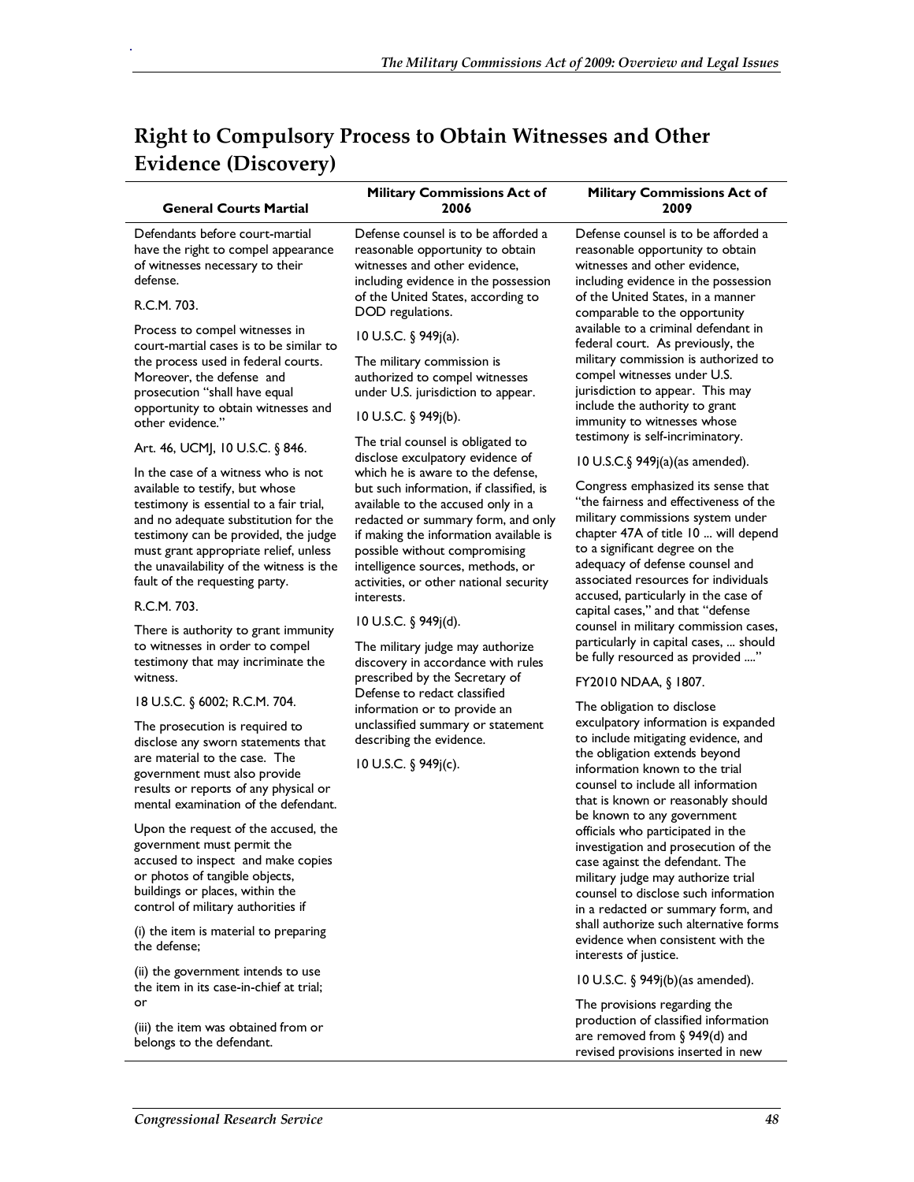## Right to Compulsory Process to Obtain Witnesses and Other Evidence (Discovery)

| General Courts Martial | Military Commissions Act of 2006 | Military Commissions Act of 2009 |
|---|---|---|
| Defendants before court-martial have the right to compel appearance of witnesses necessary to their defense.<br><br>R.C.M. 703.<br><br>Process to compel witnesses in court-martial cases is to be similar to the process used in federal courts. Moreover, the defense and prosecution "shall have equal opportunity to obtain witnesses and other evidence."<br><br>Art. 46, UCMJ, 10 U.S.C. § 846.<br><br>In the case of a witness who is not available to testify, but whose testimony is essential to a fair trial, and no adequate substitution for the testimony can be provided, the judge must grant appropriate relief, unless the unavailability of the witness is the fault of the requesting party.<br><br>R.C.M. 703.<br><br>There is authority to grant immunity to witnesses in order to compel testimony that may incriminate the witness.<br><br>18 U.S.C. § 6002; R.C.M. 704.<br><br>The prosecution is required to disclose any sworn statements that are material to the case. The government must also provide results or reports of any physical or mental examination of the defendant.<br><br>Upon the request of the accused, the government must permit the accused to inspect and make copies or photos of tangible objects, buildings or places, within the control of military authorities if<br><br>(i) the item is material to preparing the defense;<br><br>(ii) the government intends to use the item in its case-in-chief at trial; or<br><br>(iii) the item was obtained from or belongs to the defendant. | Defense counsel is to be afforded a reasonable opportunity to obtain witnesses and other evidence, including evidence in the possession of the United States, according to DOD regulations.<br><br>10 U.S.C. § 949j(a).<br><br>The military commission is authorized to compel witnesses under U.S. jurisdiction to appear.<br><br>10 U.S.C. § 949j(b).<br><br>The trial counsel is obligated to disclose exculpatory evidence of which he is aware to the defense, but such information, if classified, is available to the accused only in a redacted or summary form, and only if making the information available is possible without compromising intelligence sources, methods, or activities, or other national security interests.<br><br>10 U.S.C. § 949j(d).<br><br>The military judge may authorize discovery in accordance with rules prescribed by the Secretary of Defense to redact classified information or to provide an unclassified summary or statement describing the evidence.<br><br>10 U.S.C. § 949j(c). | Defense counsel is to be afforded a reasonable opportunity to obtain witnesses and other evidence, including evidence in the possession of the United States, in a manner comparable to the opportunity available to a criminal defendant in federal court. As previously, the military commission is authorized to compel witnesses under U.S. jurisdiction to appear. This may include the authority to grant immunity to witnesses whose testimony is self-incriminatory.<br><br>10 U.S.C.§ 949j(a)(as amended).<br><br>Congress emphasized its sense that "the fairness and effectiveness of the military commissions system under chapter 47A of title 10 ... will depend to a significant degree on the adequacy of defense counsel and associated resources for individuals accused, particularly in the case of capital cases," and that "defense counsel in military commission cases, particularly in capital cases, ... should be fully resourced as provided ...."<br><br>FY2010 NDAA, § 1807.<br><br>The obligation to disclose exculpatory information is expanded to include mitigating evidence, and the obligation extends beyond information known to the trial counsel to include all information that is known or reasonably should be known to any government officials who participated in the investigation and prosecution of the case against the defendant. The military judge may authorize trial counsel to disclose such information in a redacted or summary form, and shall authorize such alternative forms evidence when consistent with the interests of justice.<br><br>10 U.S.C. § 949j(b)(as amended).<br><br>The provisions regarding the production of classified information are removed from § 949(d) and revised provisions inserted in new |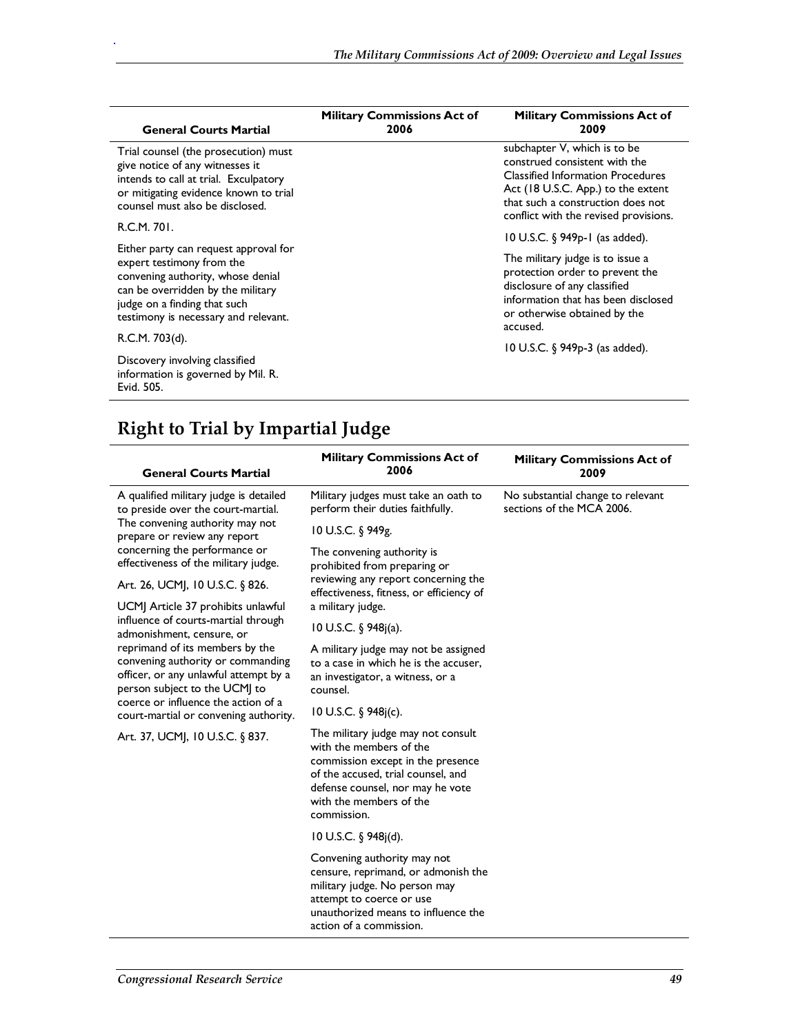| General Courts Martial | Military Commissions Act of 2006 | Military Commissions Act of 2009 |
|---|---|---|
| Trial counsel (the prosecution) must give notice of any witnesses it intends to call at trial. Exculpatory or mitigating evidence known to trial counsel must also be disclosed.<br><br>R.C.M. 701.<br><br>Either party can request approval for expert testimony from the convening authority, whose denial can be overridden by the military judge on a finding that such testimony is necessary and relevant.<br><br>R.C.M. 703(d).<br><br>Discovery involving classified information is governed by Mil. R. Evid. 505. | | subchapter V, which is to be construed consistent with the Classified Information Procedures Act (18 U.S.C. App.) to the extent that such a construction does not conflict with the revised provisions.<br><br>10 U.S.C. § 949p-1 (as added).<br><br>The military judge is to issue a protection order to prevent the disclosure of any classified information that has been disclosed or otherwise obtained by the accused.<br><br>10 U.S.C. § 949p-3 (as added). |

## Right to Trial by Impartial Judge

| General Courts Martial | Military Commissions Act of 2006 | Military Commissions Act of 2009 |
|---|---|---|
| A qualified military judge is detailed to preside over the court-martial. The convening authority may not prepare or review any report concerning the performance or effectiveness of the military judge.<br><br>Art. 26, UCMJ, 10 U.S.C. § 826.<br><br>UCMJ Article 37 prohibits unlawful influence of courts-martial through admonishment, censure, or reprimand of its members by the convening authority or commanding officer, or any unlawful attempt by a person subject to the UCMJ to coerce or influence the action of a court-martial or convening authority.<br><br>Art. 37, UCMJ, 10 U.S.C. § 837. | Military judges must take an oath to perform their duties faithfully.<br><br>10 U.S.C. § 949g.<br><br>The convening authority is prohibited from preparing or reviewing any report concerning the effectiveness, fitness, or efficiency of a military judge.<br><br>10 U.S.C. § 948j(a).<br><br>A military judge may not be assigned to a case in which he is the accuser, an investigator, a witness, or a counsel.<br><br>10 U.S.C. § 948j(c).<br><br>The military judge may not consult with the members of the commission except in the presence of the accused, trial counsel, and defense counsel, nor may he vote with the members of the commission.<br><br>10 U.S.C. § 948j(d).<br><br>Convening authority may not censure, reprimand, or admonish the military judge. No person may attempt to coerce or use unauthorized means to influence the action of a commission. | No substantial change to relevant sections of the MCA 2006. |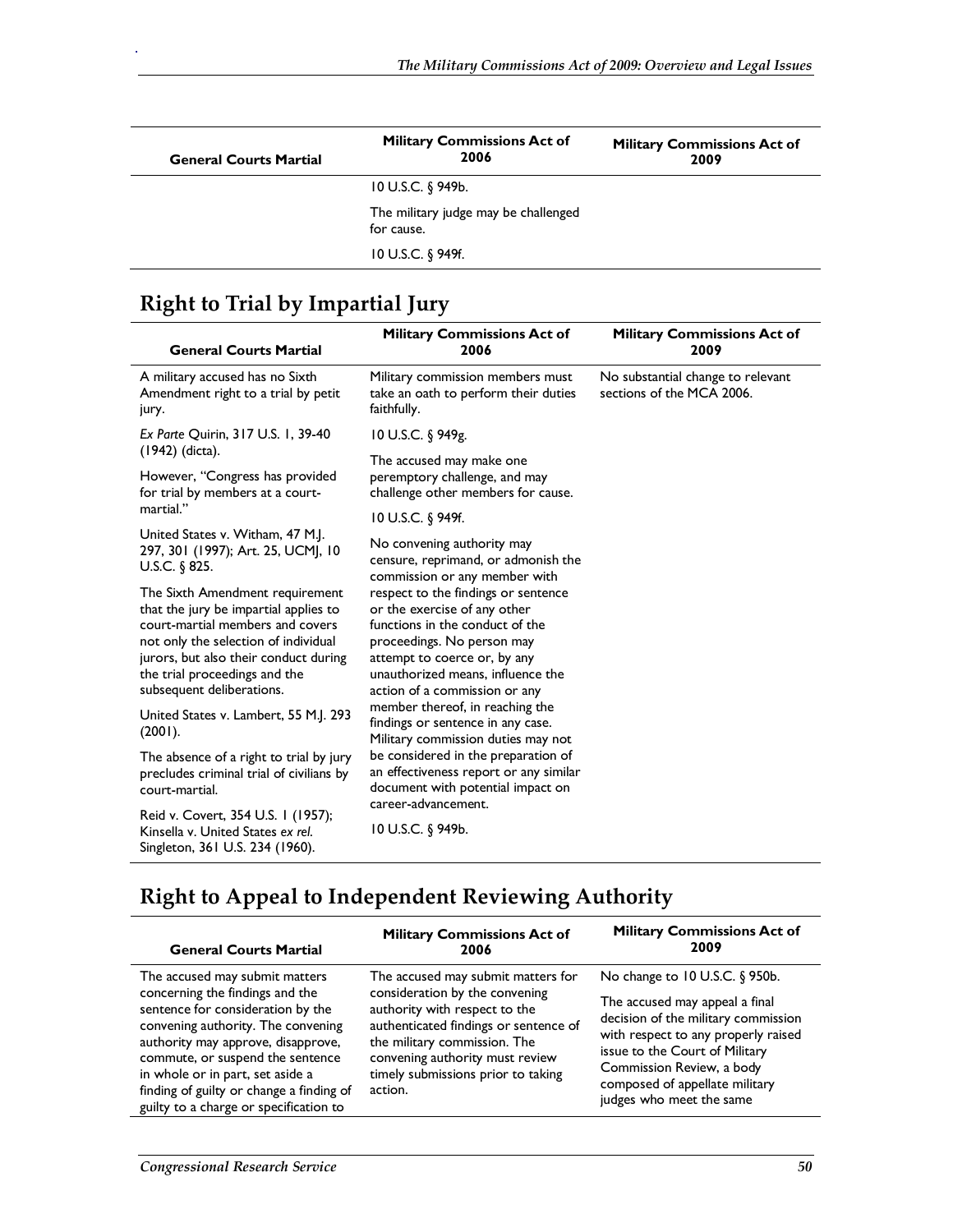| General Courts Martial | Military Commissions Act of 2006 | Military Commissions Act of 2009 |
|---|---|---|
| | 10 U.S.C. § 949b.<br><br>The military judge may be challenged for cause.<br><br>10 U.S.C. § 949f. | |

## Right to Trial by Impartial Jury

| General Courts Martial | Military Commissions Act of 2006 | Military Commissions Act of 2009 |
|---|---|---|
| A military accused has no Sixth Amendment right to a trial by petit jury.<br><br>*Ex Parte* Quirin, 317 U.S. 1, 39-40 (1942) (dicta).<br><br>However, "Congress has provided for trial by members at a court-martial."<br><br>United States v. Witham, 47 M.J. 297, 301 (1997); Art. 25, UCMJ, 10 U.S.C. § 825.<br><br>The Sixth Amendment requirement that the jury be impartial applies to court-martial members and covers not only the selection of individual jurors, but also their conduct during the trial proceedings and the subsequent deliberations.<br><br>United States v. Lambert, 55 M.J. 293 (2001).<br><br>The absence of a right to trial by jury precludes criminal trial of civilians by court-martial.<br><br>Reid v. Covert, 354 U.S. 1 (1957); Kinsella v. United States *ex rel.* Singleton, 361 U.S. 234 (1960). | Military commission members must take an oath to perform their duties faithfully.<br><br>10 U.S.C. § 949g.<br><br>The accused may make one peremptory challenge, and may challenge other members for cause.<br><br>10 U.S.C. § 949f.<br><br>No convening authority may censure, reprimand, or admonish the commission or any member with respect to the findings or sentence or the exercise of any other functions in the conduct of the proceedings. No person may attempt to coerce or, by any unauthorized means, influence the action of a commission or any member thereof, in reaching the findings or sentence in any case. Military commission duties may not be considered in the preparation of an effectiveness report or any similar document with potential impact on career-advancement.<br><br>10 U.S.C. § 949b. | No substantial change to relevant sections of the MCA 2006. |

## Right to Appeal to Independent Reviewing Authority

| General Courts Martial | Military Commissions Act of 2006 | Military Commissions Act of 2009 |
|---|---|---|
| The accused may submit matters concerning the findings and the sentence for consideration by the convening authority. The convening authority may approve, disapprove, commute, or suspend the sentence in whole or in part, set aside a finding of guilty or change a finding of guilty to a charge or specification to | The accused may submit matters for consideration by the convening authority with respect to the authenticated findings or sentence of the military commission. The convening authority must review timely submissions prior to taking action. | No change to 10 U.S.C. § 950b.<br><br>The accused may appeal a final decision of the military commission with respect to any properly raised issue to the Court of Military Commission Review, a body composed of appellate military judges who meet the same |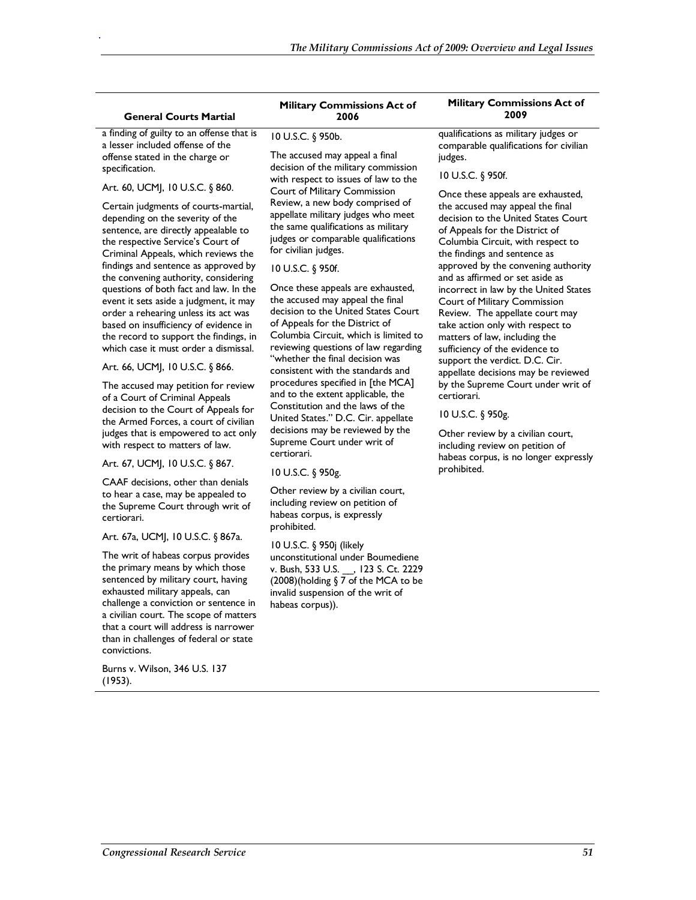| General Courts Martial | Military Commissions Act of 2006 | Military Commissions Act of 2009 |
|---|---|---|
| a finding of guilty to an offense that is a lesser included offense of the offense stated in the charge or specification.<br><br>Art. 60, UCMJ, 10 U.S.C. § 860.<br><br>Certain judgments of courts-martial, depending on the severity of the sentence, are directly appealable to the respective Service's Court of Criminal Appeals, which reviews the findings and sentence as approved by the convening authority, considering questions of both fact and law. In the event it sets aside a judgment, it may order a rehearing unless its act was based on insufficiency of evidence in the record to support the findings, in which case it must order a dismissal.<br><br>Art. 66, UCMJ, 10 U.S.C. § 866.<br><br>The accused may petition for review of a Court of Criminal Appeals decision to the Court of Appeals for the Armed Forces, a court of civilian judges that is empowered to act only with respect to matters of law.<br><br>Art. 67, UCMJ, 10 U.S.C. § 867.<br><br>CAAF decisions, other than denials to hear a case, may be appealed to the Supreme Court through writ of certiorari.<br><br>Art. 67a, UCMJ, 10 U.S.C. § 867a.<br><br>The writ of habeas corpus provides the primary means by which those sentenced by military court, having exhausted military appeals, can challenge a conviction or sentence in a civilian court. The scope of matters that a court will address is narrower than in challenges of federal or state convictions.<br><br>Burns v. Wilson, 346 U.S. 137 (1953). | 10 U.S.C. § 950b.<br><br>The accused may appeal a final decision of the military commission with respect to issues of law to the Court of Military Commission Review, a new body comprised of appellate military judges who meet the same qualifications as military judges or comparable qualifications for civilian judges.<br><br>10 U.S.C. § 950f.<br><br>Once these appeals are exhausted, the accused may appeal the final decision to the United States Court of Appeals for the District of Columbia Circuit, which is limited to reviewing questions of law regarding "whether the final decision was consistent with the standards and procedures specified in [the MCA] and to the extent applicable, the Constitution and the laws of the United States." D.C. Cir. appellate decisions may be reviewed by the Supreme Court under writ of certiorari.<br><br>10 U.S.C. § 950g.<br><br>Other review by a civilian court, including review on petition of habeas corpus, is expressly prohibited.<br><br>10 U.S.C. § 950j (likely unconstitutional under Boumediene v. Bush, 533 U.S. __, 123 S. Ct. 2229 (2008)(holding § 7 of the MCA to be invalid suspension of the writ of habeas corpus)). | qualifications as military judges or comparable qualifications for civilian judges.<br><br>10 U.S.C. § 950f.<br><br>Once these appeals are exhausted, the accused may appeal the final decision to the United States Court of Appeals for the District of Columbia Circuit, with respect to the findings and sentence as approved by the convening authority and as affirmed or set aside as incorrect in law by the United States Court of Military Commission Review. The appellate court may take action only with respect to matters of law, including the sufficiency of the evidence to support the verdict. D.C. Cir. appellate decisions may be reviewed by the Supreme Court under writ of certiorari.<br><br>10 U.S.C. § 950g.<br><br>Other review by a civilian court, including review on petition of habeas corpus, is no longer expressly prohibited. |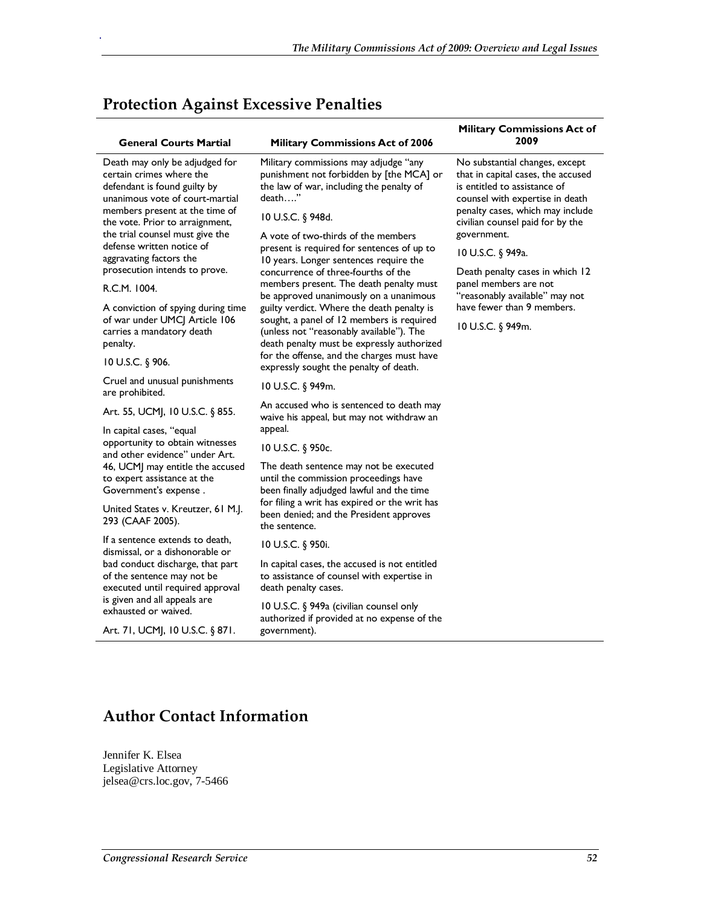## Protection Against Excessive Penalties

| General Courts Martial | Military Commissions Act of 2006 | Military Commissions Act of 2009 |
|---|---|---|
| Death may only be adjudged for certain crimes where the defendant is found guilty by unanimous vote of court-martial members present at the time of the vote. Prior to arraignment, the trial counsel must give the defense written notice of aggravating factors the prosecution intends to prove.<br><br>R.C.M. 1004.<br><br>A conviction of spying during time of war under UMCJ Article 106 carries a mandatory death penalty.<br><br>10 U.S.C. § 906.<br><br>Cruel and unusual punishments are prohibited.<br><br>Art. 55, UCMJ, 10 U.S.C. § 855.<br><br>In capital cases, "equal opportunity to obtain witnesses and other evidence" under Art. 46, UCMJ may entitle the accused to expert assistance at the Government's expense .<br><br>United States v. Kreutzer, 61 M.J. 293 (CAAF 2005).<br><br>If a sentence extends to death, dismissal, or a dishonorable or bad conduct discharge, that part of the sentence may not be executed until required approval is given and all appeals are exhausted or waived.<br><br>Art. 71, UCMJ, 10 U.S.C. § 871. | Military commissions may adjudge "any punishment not forbidden by [the MCA] or the law of war, including the penalty of death…."<br><br>10 U.S.C. § 948d.<br><br>A vote of two-thirds of the members present is required for sentences of up to 10 years. Longer sentences require the concurrence of three-fourths of the members present. The death penalty must be approved unanimously on a unanimous guilty verdict. Where the death penalty is sought, a panel of 12 members is required (unless not "reasonably available"). The death penalty must be expressly authorized for the offense, and the charges must have expressly sought the penalty of death.<br><br>10 U.S.C. § 949m.<br><br>An accused who is sentenced to death may waive his appeal, but may not withdraw an appeal.<br><br>10 U.S.C. § 950c.<br><br>The death sentence may not be executed until the commission proceedings have been finally adjudged lawful and the time for filing a writ has expired or the writ has been denied; and the President approves the sentence.<br><br>10 U.S.C. § 950i.<br><br>In capital cases, the accused is not entitled to assistance of counsel with expertise in death penalty cases.<br><br>10 U.S.C. § 949a (civilian counsel only authorized if provided at no expense of the government). | No substantial changes, except that in capital cases, the accused is entitled to assistance of counsel with expertise in death penalty cases, which may include civilian counsel paid for by the government.<br><br>10 U.S.C. § 949a.<br><br>Death penalty cases in which 12 panel members are not "reasonably available" may not have fewer than 9 members.<br><br>10 U.S.C. § 949m. |

## Author Contact Information

Jennifer K. Elsea
Legislative Attorney
jelsea@crs.loc.gov, 7-5466